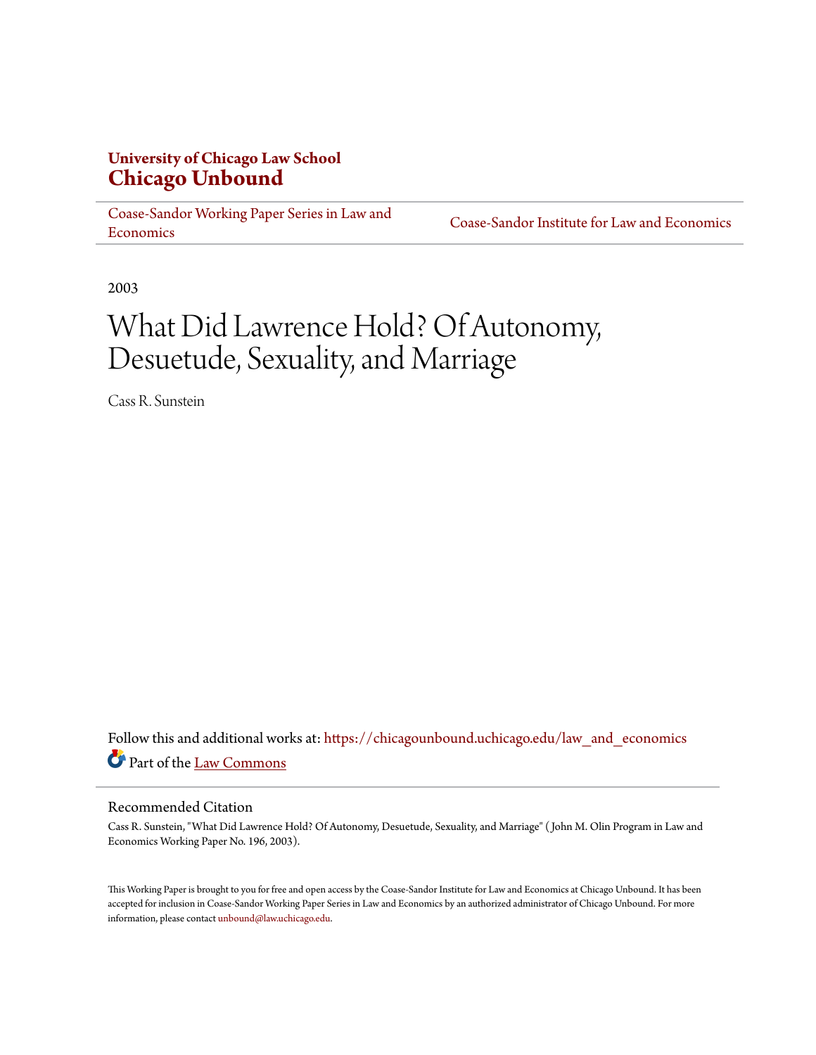**University of Chicago Law School**
**Chicago Unbound**

Coase-Sandor Working Paper Series in Law and Economics | Coase-Sandor Institute for Law and Economics

2003

# What Did Lawrence Hold? Of Autonomy, Desuetude, Sexuality, and Marriage

Cass R. Sunstein

Follow this and additional works at: https://chicagounbound.uchicago.edu/law_and_economics

Part of the Law Commons

## Recommended Citation

Cass R. Sunstein, "What Did Lawrence Hold? Of Autonomy, Desuetude, Sexuality, and Marriage" ( John M. Olin Program in Law and Economics Working Paper No. 196, 2003).

This Working Paper is brought to you for free and open access by the Coase-Sandor Institute for Law and Economics at Chicago Unbound. It has been accepted for inclusion in Coase-Sandor Working Paper Series in Law and Economics by an authorized administrator of Chicago Unbound. For more information, please contact unbound@law.uchicago.edu.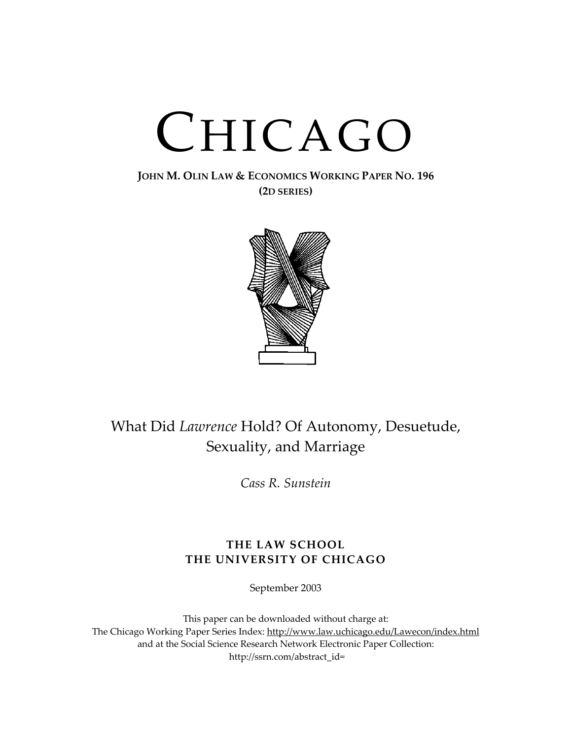# CHICAGO

**JOHN M. OLIN LAW & ECONOMICS WORKING PAPER NO. 196**
**(2D SERIES)**

What Did *Lawrence* Hold? Of Autonomy, Desuetude, Sexuality, and Marriage

*Cass R. Sunstein*

**THE LAW SCHOOL**
**THE UNIVERSITY OF CHICAGO**

September 2003

This paper can be downloaded without charge at:
The Chicago Working Paper Series Index: http://www.law.uchicago.edu/Lawecon/index.html
and at the Social Science Research Network Electronic Paper Collection:
http://ssrn.com/abstract_id=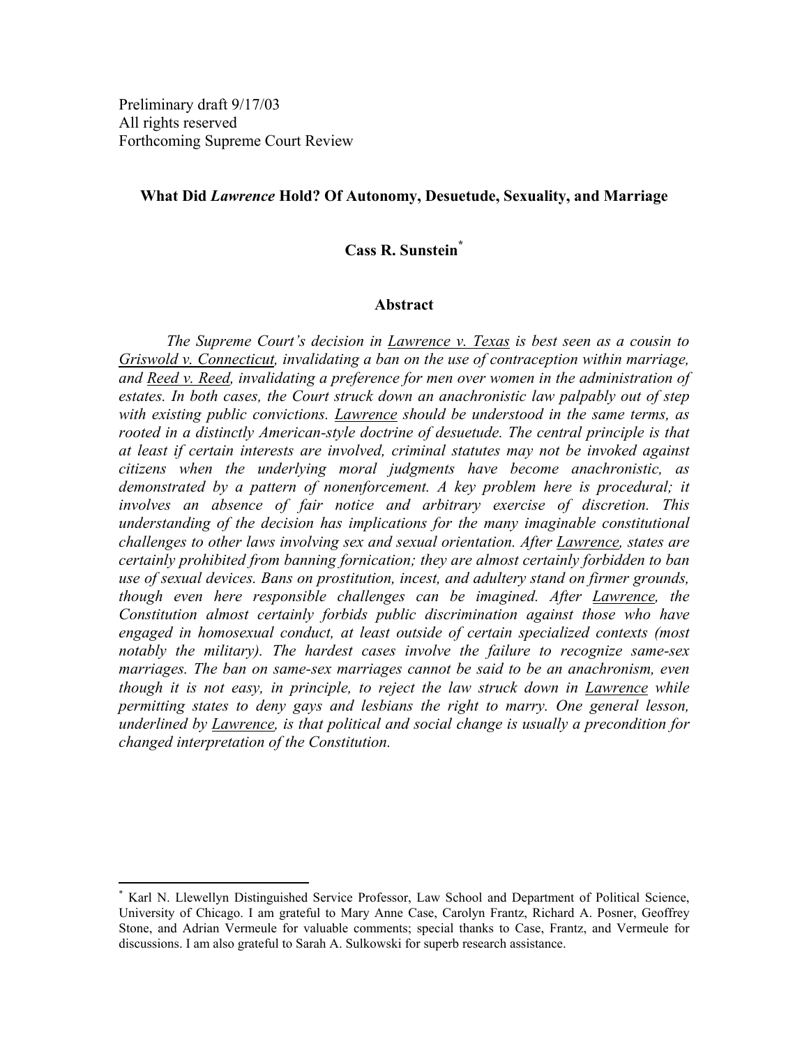Preliminary draft 9/17/03
All rights reserved
Forthcoming Supreme Court Review

**What Did *Lawrence* Hold? Of Autonomy, Desuetude, Sexuality, and Marriage**

**Cass R. Sunstein**[*]

**Abstract**

*The Supreme Court's decision in Lawrence v. Texas is best seen as a cousin to Griswold v. Connecticut, invalidating a ban on the use of contraception within marriage, and Reed v. Reed, invalidating a preference for men over women in the administration of estates. In both cases, the Court struck down an anachronistic law palpably out of step with existing public convictions. Lawrence should be understood in the same terms, as rooted in a distinctly American-style doctrine of desuetude. The central principle is that at least if certain interests are involved, criminal statutes may not be invoked against citizens when the underlying moral judgments have become anachronistic, as demonstrated by a pattern of nonenforcement. A key problem here is procedural; it involves an absence of fair notice and arbitrary exercise of discretion. This understanding of the decision has implications for the many imaginable constitutional challenges to other laws involving sex and sexual orientation. After Lawrence, states are certainly prohibited from banning fornication; they are almost certainly forbidden to ban use of sexual devices. Bans on prostitution, incest, and adultery stand on firmer grounds, though even here responsible challenges can be imagined. After Lawrence, the Constitution almost certainly forbids public discrimination against those who have engaged in homosexual conduct, at least outside of certain specialized contexts (most notably the military). The hardest cases involve the failure to recognize same-sex marriages. The ban on same-sex marriages cannot be said to be an anachronism, even though it is not easy, in principle, to reject the law struck down in Lawrence while permitting states to deny gays and lesbians the right to marry. One general lesson, underlined by Lawrence, is that political and social change is usually a precondition for changed interpretation of the Constitution.*

---

[*] Karl N. Llewellyn Distinguished Service Professor, Law School and Department of Political Science, University of Chicago. I am grateful to Mary Anne Case, Carolyn Frantz, Richard A. Posner, Geoffrey Stone, and Adrian Vermeule for valuable comments; special thanks to Case, Frantz, and Vermeule for discussions. I am also grateful to Sarah A. Sulkowski for superb research assistance.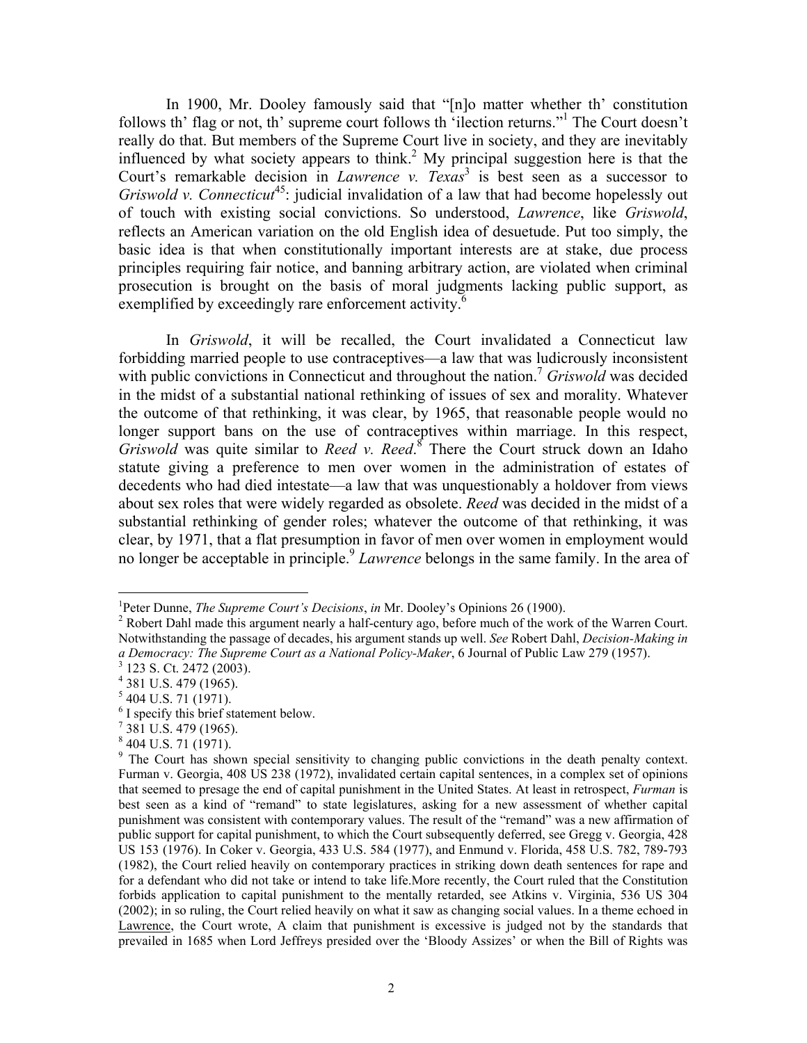In 1900, Mr. Dooley famously said that "[n]o matter whether th' constitution follows th' flag or not, th' supreme court follows th 'ilection returns."[1] The Court doesn't really do that. But members of the Supreme Court live in society, and they are inevitably influenced by what society appears to think.[2] My principal suggestion here is that the Court's remarkable decision in *Lawrence v. Texas*[3] is best seen as a successor to *Griswold v. Connecticut*[45]: judicial invalidation of a law that had become hopelessly out of touch with existing social convictions. So understood, *Lawrence*, like *Griswold*, reflects an American variation on the old English idea of desuetude. Put too simply, the basic idea is that when constitutionally important interests are at stake, due process principles requiring fair notice, and banning arbitrary action, are violated when criminal prosecution is brought on the basis of moral judgments lacking public support, as exemplified by exceedingly rare enforcement activity.[6]

In *Griswold*, it will be recalled, the Court invalidated a Connecticut law forbidding married people to use contraceptives—a law that was ludicrously inconsistent with public convictions in Connecticut and throughout the nation.[7] *Griswold* was decided in the midst of a substantial national rethinking of issues of sex and morality. Whatever the outcome of that rethinking, it was clear, by 1965, that reasonable people would no longer support bans on the use of contraceptives within marriage. In this respect, *Griswold* was quite similar to *Reed v. Reed*.[8] There the Court struck down an Idaho statute giving a preference to men over women in the administration of estates of decedents who had died intestate—a law that was unquestionably a holdover from views about sex roles that were widely regarded as obsolete. *Reed* was decided in the midst of a substantial rethinking of gender roles; whatever the outcome of that rethinking, it was clear, by 1971, that a flat presumption in favor of men over women in employment would no longer be acceptable in principle.[9] *Lawrence* belongs in the same family. In the area of

---

[1] Peter Dunne, *The Supreme Court's Decisions*, *in* Mr. Dooley's Opinions 26 (1900).

[2] Robert Dahl made this argument nearly a half-century ago, before much of the work of the Warren Court. Notwithstanding the passage of decades, his argument stands up well. *See* Robert Dahl, *Decision-Making in a Democracy: The Supreme Court as a National Policy-Maker*, 6 Journal of Public Law 279 (1957).

[3] 123 S. Ct. 2472 (2003).

[4] 381 U.S. 479 (1965).

[5] 404 U.S. 71 (1971).

[6] I specify this brief statement below.

[7] 381 U.S. 479 (1965).

[8] 404 U.S. 71 (1971).

[9] The Court has shown special sensitivity to changing public convictions in the death penalty context. Furman v. Georgia, 408 US 238 (1972), invalidated certain capital sentences, in a complex set of opinions that seemed to presage the end of capital punishment in the United States. At least in retrospect, *Furman* is best seen as a kind of "remand" to state legislatures, asking for a new assessment of whether capital punishment was consistent with contemporary values. The result of the "remand" was a new affirmation of public support for capital punishment, to which the Court subsequently deferred, see Gregg v. Georgia, 428 US 153 (1976). In Coker v. Georgia, 433 U.S. 584 (1977), and Enmund v. Florida, 458 U.S. 782, 789-793 (1982), the Court relied heavily on contemporary practices in striking down death sentences for rape and for a defendant who did not take or intend to take life.More recently, the Court ruled that the Constitution forbids application to capital punishment to the mentally retarded, see Atkins v. Virginia, 536 US 304 (2002); in so ruling, the Court relied heavily on what it saw as changing social values. In a theme echoed in Lawrence, the Court wrote, A claim that punishment is excessive is judged not by the standards that prevailed in 1685 when Lord Jeffreys presided over the 'Bloody Assizes' or when the Bill of Rights was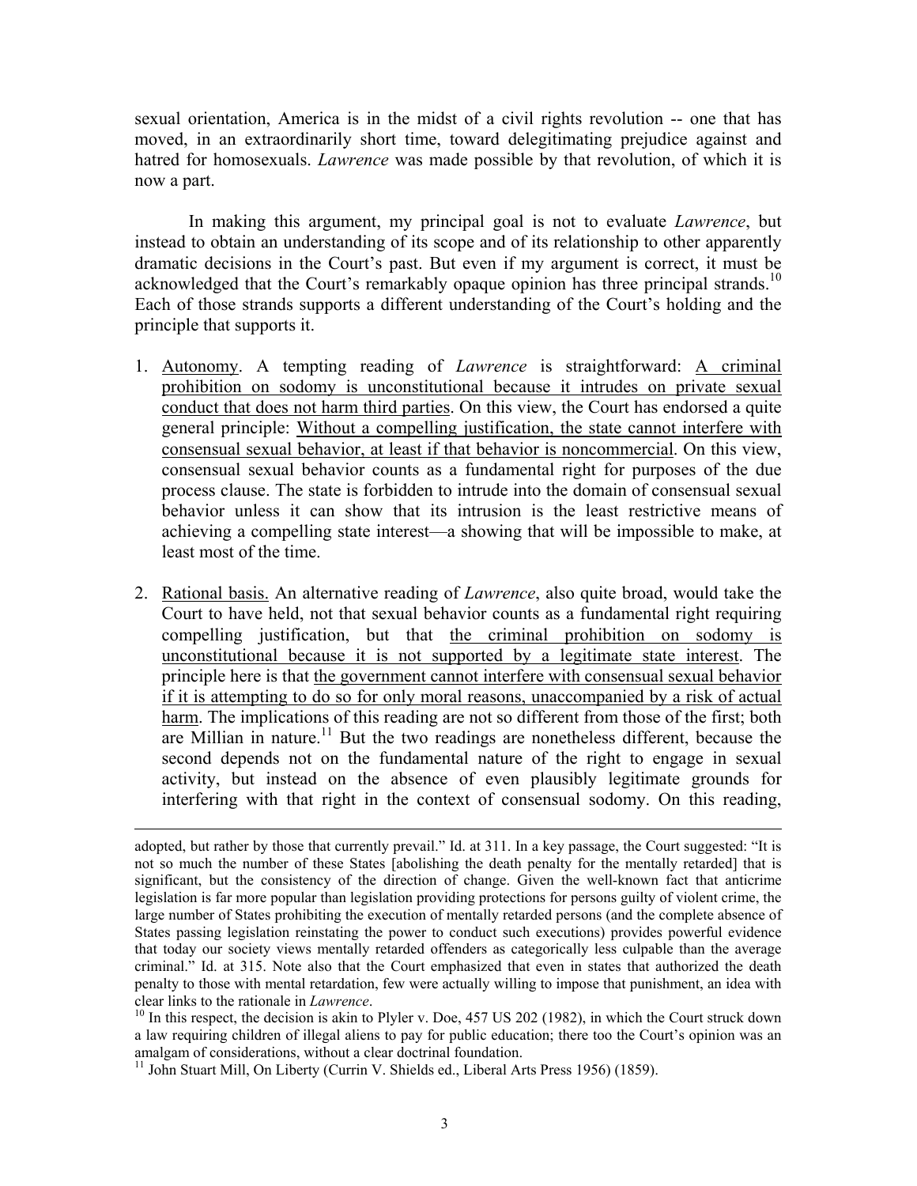sexual orientation, America is in the midst of a civil rights revolution -- one that has moved, in an extraordinarily short time, toward delegitimating prejudice against and hatred for homosexuals. *Lawrence* was made possible by that revolution, of which it is now a part.

In making this argument, my principal goal is not to evaluate *Lawrence*, but instead to obtain an understanding of its scope and of its relationship to other apparently dramatic decisions in the Court's past. But even if my argument is correct, it must be acknowledged that the Court's remarkably opaque opinion has three principal strands.[10] Each of those strands supports a different understanding of the Court's holding and the principle that supports it.

1. Autonomy. A tempting reading of *Lawrence* is straightforward: A criminal prohibition on sodomy is unconstitutional because it intrudes on private sexual conduct that does not harm third parties. On this view, the Court has endorsed a quite general principle: Without a compelling justification, the state cannot interfere with consensual sexual behavior, at least if that behavior is noncommercial. On this view, consensual sexual behavior counts as a fundamental right for purposes of the due process clause. The state is forbidden to intrude into the domain of consensual sexual behavior unless it can show that its intrusion is the least restrictive means of achieving a compelling state interest—a showing that will be impossible to make, at least most of the time.

2. Rational basis. An alternative reading of *Lawrence*, also quite broad, would take the Court to have held, not that sexual behavior counts as a fundamental right requiring compelling justification, but that the criminal prohibition on sodomy is unconstitutional because it is not supported by a legitimate state interest. The principle here is that the government cannot interfere with consensual sexual behavior if it is attempting to do so for only moral reasons, unaccompanied by a risk of actual harm. The implications of this reading are not so different from those of the first; both are Millian in nature.[11] But the two readings are nonetheless different, because the second depends not on the fundamental nature of the right to engage in sexual activity, but instead on the absence of even plausibly legitimate grounds for interfering with that right in the context of consensual sodomy. On this reading,

---

adopted, but rather by those that currently prevail." Id. at 311. In a key passage, the Court suggested: "It is not so much the number of these States [abolishing the death penalty for the mentally retarded] that is significant, but the consistency of the direction of change. Given the well-known fact that anticrime legislation is far more popular than legislation providing protections for persons guilty of violent crime, the large number of States prohibiting the execution of mentally retarded persons (and the complete absence of States passing legislation reinstating the power to conduct such executions) provides powerful evidence that today our society views mentally retarded offenders as categorically less culpable than the average criminal." Id. at 315. Note also that the Court emphasized that even in states that authorized the death penalty to those with mental retardation, few were actually willing to impose that punishment, an idea with clear links to the rationale in *Lawrence*.

[10] In this respect, the decision is akin to Plyler v. Doe, 457 US 202 (1982), in which the Court struck down a law requiring children of illegal aliens to pay for public education; there too the Court's opinion was an amalgam of considerations, without a clear doctrinal foundation.

[11] John Stuart Mill, On Liberty (Currin V. Shields ed., Liberal Arts Press 1956) (1859).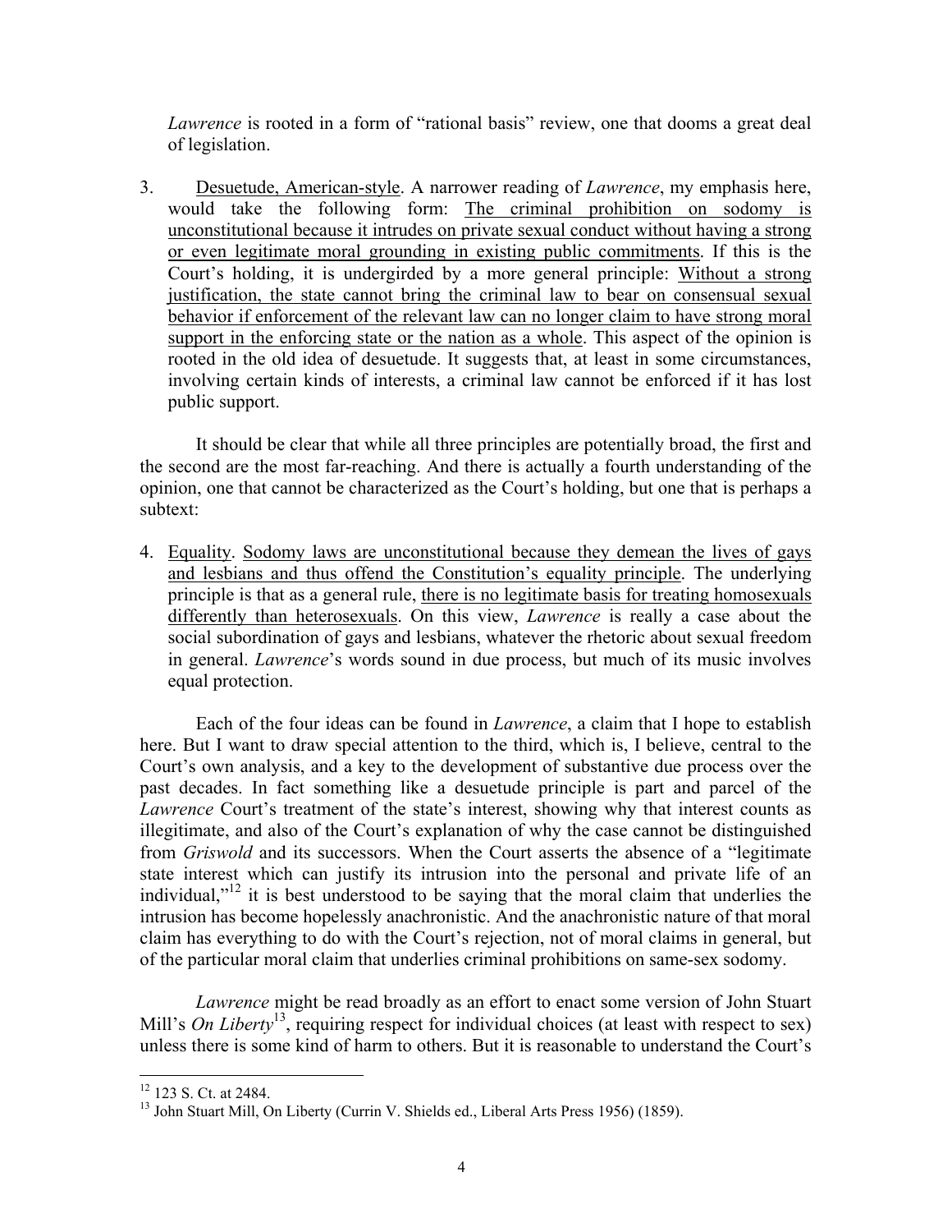*Lawrence* is rooted in a form of "rational basis" review, one that dooms a great deal of legislation.

3. Desuetude, American-style. A narrower reading of *Lawrence*, my emphasis here, would take the following form: The criminal prohibition on sodomy is unconstitutional because it intrudes on private sexual conduct without having a strong or even legitimate moral grounding in existing public commitments. If this is the Court's holding, it is undergirded by a more general principle: Without a strong justification, the state cannot bring the criminal law to bear on consensual sexual behavior if enforcement of the relevant law can no longer claim to have strong moral support in the enforcing state or the nation as a whole. This aspect of the opinion is rooted in the old idea of desuetude. It suggests that, at least in some circumstances, involving certain kinds of interests, a criminal law cannot be enforced if it has lost public support.

It should be clear that while all three principles are potentially broad, the first and the second are the most far-reaching. And there is actually a fourth understanding of the opinion, one that cannot be characterized as the Court's holding, but one that is perhaps a subtext:

4. Equality. Sodomy laws are unconstitutional because they demean the lives of gays and lesbians and thus offend the Constitution's equality principle. The underlying principle is that as a general rule, there is no legitimate basis for treating homosexuals differently than heterosexuals. On this view, *Lawrence* is really a case about the social subordination of gays and lesbians, whatever the rhetoric about sexual freedom in general. *Lawrence*'s words sound in due process, but much of its music involves equal protection.

Each of the four ideas can be found in *Lawrence*, a claim that I hope to establish here. But I want to draw special attention to the third, which is, I believe, central to the Court's own analysis, and a key to the development of substantive due process over the past decades. In fact something like a desuetude principle is part and parcel of the *Lawrence* Court's treatment of the state's interest, showing why that interest counts as illegitimate, and also of the Court's explanation of why the case cannot be distinguished from *Griswold* and its successors. When the Court asserts the absence of a "legitimate state interest which can justify its intrusion into the personal and private life of an individual,"[12] it is best understood to be saying that the moral claim that underlies the intrusion has become hopelessly anachronistic. And the anachronistic nature of that moral claim has everything to do with the Court's rejection, not of moral claims in general, but of the particular moral claim that underlies criminal prohibitions on same-sex sodomy.

*Lawrence* might be read broadly as an effort to enact some version of John Stuart Mill's *On Liberty*[13], requiring respect for individual choices (at least with respect to sex) unless there is some kind of harm to others. But it is reasonable to understand the Court's

---

[12] 123 S. Ct. at 2484.

[13] John Stuart Mill, On Liberty (Currin V. Shields ed., Liberal Arts Press 1956) (1859).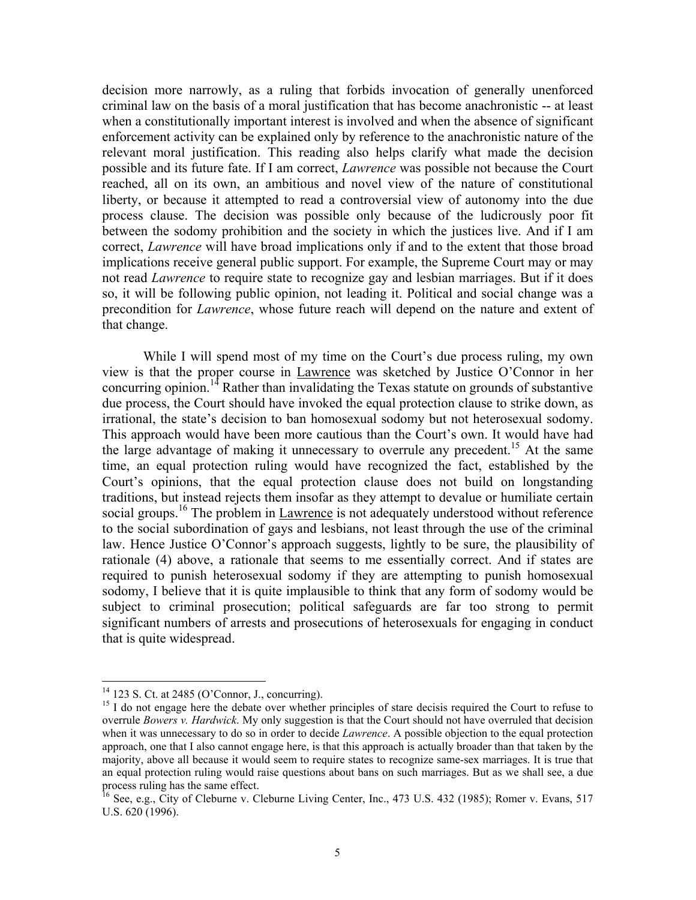decision more narrowly, as a ruling that forbids invocation of generally unenforced criminal law on the basis of a moral justification that has become anachronistic -- at least when a constitutionally important interest is involved and when the absence of significant enforcement activity can be explained only by reference to the anachronistic nature of the relevant moral justification. This reading also helps clarify what made the decision possible and its future fate. If I am correct, *Lawrence* was possible not because the Court reached, all on its own, an ambitious and novel view of the nature of constitutional liberty, or because it attempted to read a controversial view of autonomy into the due process clause. The decision was possible only because of the ludicrously poor fit between the sodomy prohibition and the society in which the justices live. And if I am correct, *Lawrence* will have broad implications only if and to the extent that those broad implications receive general public support. For example, the Supreme Court may or may not read *Lawrence* to require state to recognize gay and lesbian marriages. But if it does so, it will be following public opinion, not leading it. Political and social change was a precondition for *Lawrence*, whose future reach will depend on the nature and extent of that change.

While I will spend most of my time on the Court's due process ruling, my own view is that the proper course in Lawrence was sketched by Justice O'Connor in her concurring opinion.[14] Rather than invalidating the Texas statute on grounds of substantive due process, the Court should have invoked the equal protection clause to strike down, as irrational, the state's decision to ban homosexual sodomy but not heterosexual sodomy. This approach would have been more cautious than the Court's own. It would have had the large advantage of making it unnecessary to overrule any precedent.[15] At the same time, an equal protection ruling would have recognized the fact, established by the Court's opinions, that the equal protection clause does not build on longstanding traditions, but instead rejects them insofar as they attempt to devalue or humiliate certain social groups.[16] The problem in Lawrence is not adequately understood without reference to the social subordination of gays and lesbians, not least through the use of the criminal law. Hence Justice O'Connor's approach suggests, lightly to be sure, the plausibility of rationale (4) above, a rationale that seems to me essentially correct. And if states are required to punish heterosexual sodomy if they are attempting to punish homosexual sodomy, I believe that it is quite implausible to think that any form of sodomy would be subject to criminal prosecution; political safeguards are far too strong to permit significant numbers of arrests and prosecutions of heterosexuals for engaging in conduct that is quite widespread.

---

[14] 123 S. Ct. at 2485 (O'Connor, J., concurring).

[15] I do not engage here the debate over whether principles of stare decisis required the Court to refuse to overrule *Bowers v. Hardwick*. My only suggestion is that the Court should not have overruled that decision when it was unnecessary to do so in order to decide *Lawrence*. A possible objection to the equal protection approach, one that I also cannot engage here, is that this approach is actually broader than that taken by the majority, above all because it would seem to require states to recognize same-sex marriages. It is true that an equal protection ruling would raise questions about bans on such marriages. But as we shall see, a due process ruling has the same effect.

[16] See, e.g., City of Cleburne v. Cleburne Living Center, Inc., 473 U.S. 432 (1985); Romer v. Evans, 517 U.S. 620 (1996).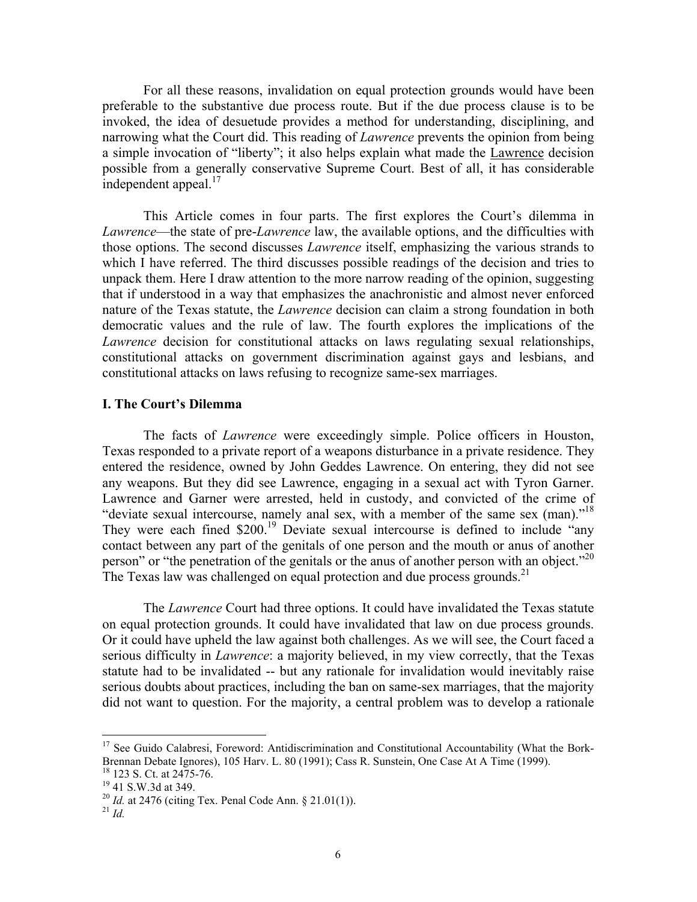For all these reasons, invalidation on equal protection grounds would have been preferable to the substantive due process route. But if the due process clause is to be invoked, the idea of desuetude provides a method for understanding, disciplining, and narrowing what the Court did. This reading of *Lawrence* prevents the opinion from being a simple invocation of "liberty"; it also helps explain what made the Lawrence decision possible from a generally conservative Supreme Court. Best of all, it has considerable independent appeal.[17]

This Article comes in four parts. The first explores the Court's dilemma in *Lawrence*—the state of pre-*Lawrence* law, the available options, and the difficulties with those options. The second discusses *Lawrence* itself, emphasizing the various strands to which I have referred. The third discusses possible readings of the decision and tries to unpack them. Here I draw attention to the more narrow reading of the opinion, suggesting that if understood in a way that emphasizes the anachronistic and almost never enforced nature of the Texas statute, the *Lawrence* decision can claim a strong foundation in both democratic values and the rule of law. The fourth explores the implications of the *Lawrence* decision for constitutional attacks on laws regulating sexual relationships, constitutional attacks on government discrimination against gays and lesbians, and constitutional attacks on laws refusing to recognize same-sex marriages.

## I. The Court's Dilemma

The facts of *Lawrence* were exceedingly simple. Police officers in Houston, Texas responded to a private report of a weapons disturbance in a private residence. They entered the residence, owned by John Geddes Lawrence. On entering, they did not see any weapons. But they did see Lawrence, engaging in a sexual act with Tyron Garner. Lawrence and Garner were arrested, held in custody, and convicted of the crime of "deviate sexual intercourse, namely anal sex, with a member of the same sex (man)."[18] They were each fined $200.[19] Deviate sexual intercourse is defined to include "any contact between any part of the genitals of one person and the mouth or anus of another person" or "the penetration of the genitals or the anus of another person with an object."[20] The Texas law was challenged on equal protection and due process grounds.[21]

The *Lawrence* Court had three options. It could have invalidated the Texas statute on equal protection grounds. It could have invalidated that law on due process grounds. Or it could have upheld the law against both challenges. As we will see, the Court faced a serious difficulty in *Lawrence*: a majority believed, in my view correctly, that the Texas statute had to be invalidated -- but any rationale for invalidation would inevitably raise serious doubts about practices, including the ban on same-sex marriages, that the majority did not want to question. For the majority, a central problem was to develop a rationale

---

[17] See Guido Calabresi, Foreword: Antidiscrimination and Constitutional Accountability (What the Bork-Brennan Debate Ignores), 105 Harv. L. 80 (1991); Cass R. Sunstein, One Case At A Time (1999).

[18] 123 S. Ct. at 2475-76.

[19] 41 S.W.3d at 349.

[20] *Id.* at 2476 (citing Tex. Penal Code Ann. § 21.01(1)).

[21] *Id.*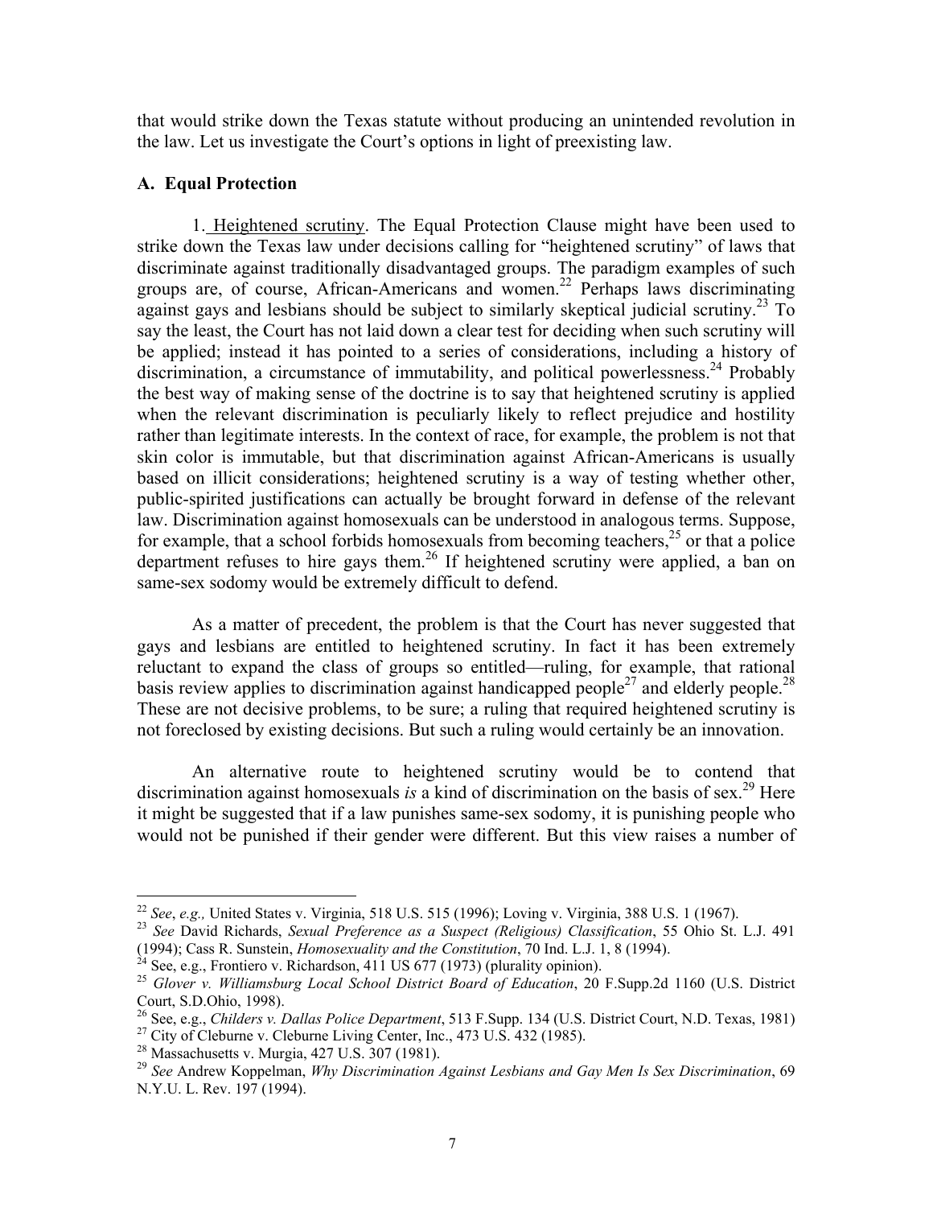that would strike down the Texas statute without producing an unintended revolution in the law. Let us investigate the Court's options in light of preexisting law.

### A. Equal Protection

1. Heightened scrutiny. The Equal Protection Clause might have been used to strike down the Texas law under decisions calling for "heightened scrutiny" of laws that discriminate against traditionally disadvantaged groups. The paradigm examples of such groups are, of course, African-Americans and women.[22] Perhaps laws discriminating against gays and lesbians should be subject to similarly skeptical judicial scrutiny.[23] To say the least, the Court has not laid down a clear test for deciding when such scrutiny will be applied; instead it has pointed to a series of considerations, including a history of discrimination, a circumstance of immutability, and political powerlessness.[24] Probably the best way of making sense of the doctrine is to say that heightened scrutiny is applied when the relevant discrimination is peculiarly likely to reflect prejudice and hostility rather than legitimate interests. In the context of race, for example, the problem is not that skin color is immutable, but that discrimination against African-Americans is usually based on illicit considerations; heightened scrutiny is a way of testing whether other, public-spirited justifications can actually be brought forward in defense of the relevant law. Discrimination against homosexuals can be understood in analogous terms. Suppose, for example, that a school forbids homosexuals from becoming teachers,[25] or that a police department refuses to hire gays them.[26] If heightened scrutiny were applied, a ban on same-sex sodomy would be extremely difficult to defend.

As a matter of precedent, the problem is that the Court has never suggested that gays and lesbians are entitled to heightened scrutiny. In fact it has been extremely reluctant to expand the class of groups so entitled—ruling, for example, that rational basis review applies to discrimination against handicapped people[27] and elderly people.[28] These are not decisive problems, to be sure; a ruling that required heightened scrutiny is not foreclosed by existing decisions. But such a ruling would certainly be an innovation.

An alternative route to heightened scrutiny would be to contend that discrimination against homosexuals *is* a kind of discrimination on the basis of sex.[29] Here it might be suggested that if a law punishes same-sex sodomy, it is punishing people who would not be punished if their gender were different. But this view raises a number of

---

[22] *See*, *e.g.,* United States v. Virginia, 518 U.S. 515 (1996); Loving v. Virginia, 388 U.S. 1 (1967).

[23] *See* David Richards, *Sexual Preference as a Suspect (Religious) Classification*, 55 Ohio St. L.J. 491 (1994); Cass R. Sunstein, *Homosexuality and the Constitution*, 70 Ind. L.J. 1, 8 (1994).

[24] See, e.g., Frontiero v. Richardson, 411 US 677 (1973) (plurality opinion).

[25] *Glover v. Williamsburg Local School District Board of Education*, 20 F.Supp.2d 1160 (U.S. District Court, S.D.Ohio, 1998).

[26] See, e.g., *Childers v. Dallas Police Department*, 513 F.Supp. 134 (U.S. District Court, N.D. Texas, 1981)

[27] City of Cleburne v. Cleburne Living Center, Inc., 473 U.S. 432 (1985).

[28] Massachusetts v. Murgia, 427 U.S. 307 (1981).

[29] *See* Andrew Koppelman, *Why Discrimination Against Lesbians and Gay Men Is Sex Discrimination*, 69 N.Y.U. L. Rev. 197 (1994).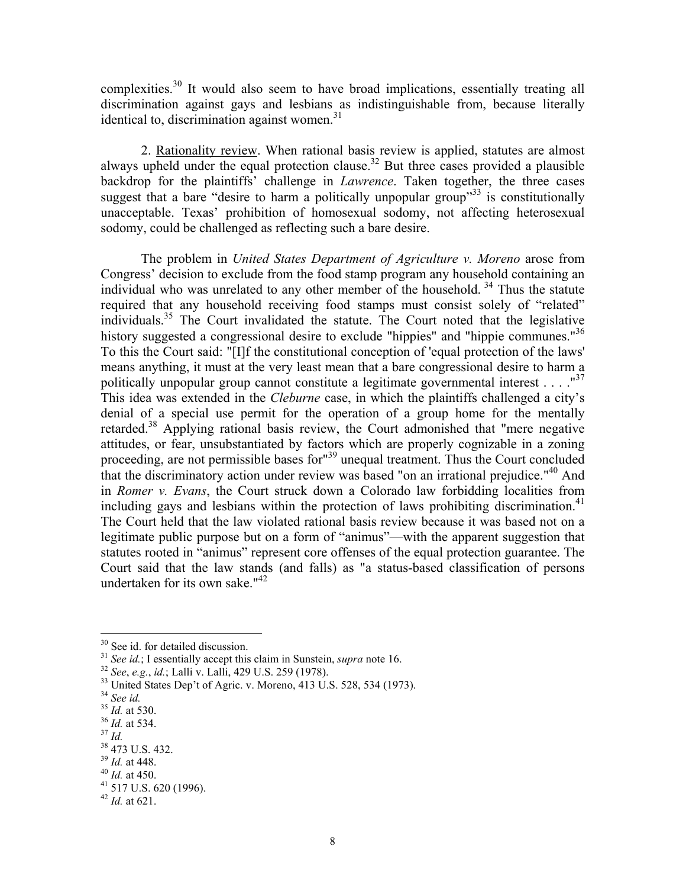complexities.[30] It would also seem to have broad implications, essentially treating all discrimination against gays and lesbians as indistinguishable from, because literally identical to, discrimination against women.[31]

2. Rationality review. When rational basis review is applied, statutes are almost always upheld under the equal protection clause.[32] But three cases provided a plausible backdrop for the plaintiffs' challenge in *Lawrence*. Taken together, the three cases suggest that a bare "desire to harm a politically unpopular group"[33] is constitutionally unacceptable. Texas' prohibition of homosexual sodomy, not affecting heterosexual sodomy, could be challenged as reflecting such a bare desire.

The problem in *United States Department of Agriculture v. Moreno* arose from Congress' decision to exclude from the food stamp program any household containing an individual who was unrelated to any other member of the household. [34] Thus the statute required that any household receiving food stamps must consist solely of "related" individuals.[35] The Court invalidated the statute. The Court noted that the legislative history suggested a congressional desire to exclude "hippies" and "hippie communes."[36] To this the Court said: "[I]f the constitutional conception of 'equal protection of the laws' means anything, it must at the very least mean that a bare congressional desire to harm a politically unpopular group cannot constitute a legitimate governmental interest . . . ."[37] This idea was extended in the *Cleburne* case, in which the plaintiffs challenged a city's denial of a special use permit for the operation of a group home for the mentally retarded.[38] Applying rational basis review, the Court admonished that "mere negative attitudes, or fear, unsubstantiated by factors which are properly cognizable in a zoning proceeding, are not permissible bases for"[39] unequal treatment. Thus the Court concluded that the discriminatory action under review was based "on an irrational prejudice."[40] And in *Romer v. Evans*, the Court struck down a Colorado law forbidding localities from including gays and lesbians within the protection of laws prohibiting discrimination.[41] The Court held that the law violated rational basis review because it was based not on a legitimate public purpose but on a form of "animus"—with the apparent suggestion that statutes rooted in "animus" represent core offenses of the equal protection guarantee. The Court said that the law stands (and falls) as "a status-based classification of persons undertaken for its own sake."[42]

---

[30] See id. for detailed discussion.

[31] *See id.*; I essentially accept this claim in Sunstein, *supra* note 16.

[32] *See*, *e.g.*, *id.*; Lalli v. Lalli, 429 U.S. 259 (1978).

[33] United States Dep't of Agric. v. Moreno, 413 U.S. 528, 534 (1973).

[34] *See id.*

[35] *Id.* at 530.

[36] *Id.* at 534.

[37] *Id.*

[38] 473 U.S. 432.

[39] *Id.* at 448.

[40] *Id.* at 450.

[41] 517 U.S. 620 (1996).

[42] *Id.* at 621.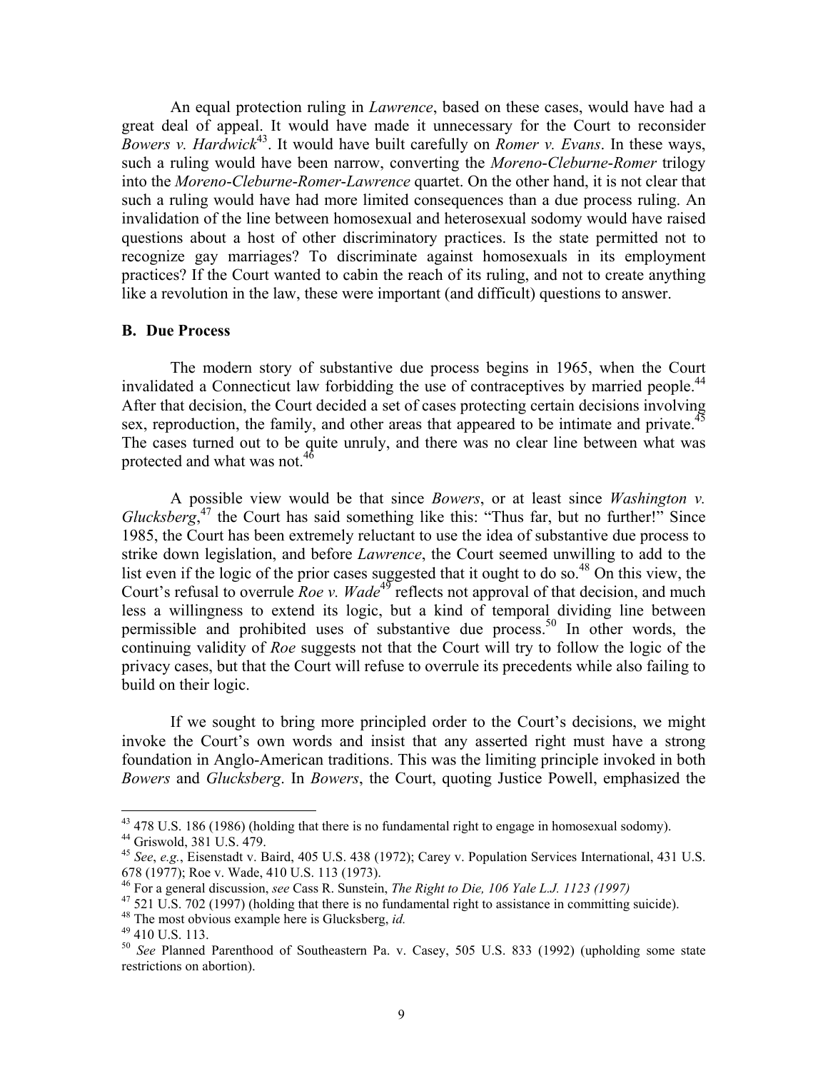An equal protection ruling in *Lawrence*, based on these cases, would have had a great deal of appeal. It would have made it unnecessary for the Court to reconsider *Bowers v. Hardwick*[43]. It would have built carefully on *Romer v. Evans*. In these ways, such a ruling would have been narrow, converting the *Moreno-Cleburne-Romer* trilogy into the *Moreno-Cleburne-Romer-Lawrence* quartet. On the other hand, it is not clear that such a ruling would have had more limited consequences than a due process ruling. An invalidation of the line between homosexual and heterosexual sodomy would have raised questions about a host of other discriminatory practices. Is the state permitted not to recognize gay marriages? To discriminate against homosexuals in its employment practices? If the Court wanted to cabin the reach of its ruling, and not to create anything like a revolution in the law, these were important (and difficult) questions to answer.

### B. Due Process

The modern story of substantive due process begins in 1965, when the Court invalidated a Connecticut law forbidding the use of contraceptives by married people.[44] After that decision, the Court decided a set of cases protecting certain decisions involving sex, reproduction, the family, and other areas that appeared to be intimate and private.[45] The cases turned out to be quite unruly, and there was no clear line between what was protected and what was not.[46]

A possible view would be that since *Bowers*, or at least since *Washington v. Glucksberg*,[47] the Court has said something like this: "Thus far, but no further!" Since 1985, the Court has been extremely reluctant to use the idea of substantive due process to strike down legislation, and before *Lawrence*, the Court seemed unwilling to add to the list even if the logic of the prior cases suggested that it ought to do so.[48] On this view, the Court's refusal to overrule *Roe v. Wade*[49] reflects not approval of that decision, and much less a willingness to extend its logic, but a kind of temporal dividing line between permissible and prohibited uses of substantive due process.[50] In other words, the continuing validity of *Roe* suggests not that the Court will try to follow the logic of the privacy cases, but that the Court will refuse to overrule its precedents while also failing to build on their logic.

If we sought to bring more principled order to the Court's decisions, we might invoke the Court's own words and insist that any asserted right must have a strong foundation in Anglo-American traditions. This was the limiting principle invoked in both *Bowers* and *Glucksberg*. In *Bowers*, the Court, quoting Justice Powell, emphasized the

---

[43] 478 U.S. 186 (1986) (holding that there is no fundamental right to engage in homosexual sodomy).

[44] Griswold, 381 U.S. 479.

[45] *See*, *e.g.*, Eisenstadt v. Baird, 405 U.S. 438 (1972); Carey v. Population Services International, 431 U.S. 678 (1977); Roe v. Wade, 410 U.S. 113 (1973).

[46] For a general discussion, *see* Cass R. Sunstein, *The Right to Die, 106 Yale L.J. 1123 (1997)*

[47] 521 U.S. 702 (1997) (holding that there is no fundamental right to assistance in committing suicide).

[48] The most obvious example here is Glucksberg, *id.*

[49] 410 U.S. 113.

[50] *See* Planned Parenthood of Southeastern Pa. v. Casey, 505 U.S. 833 (1992) (upholding some state restrictions on abortion).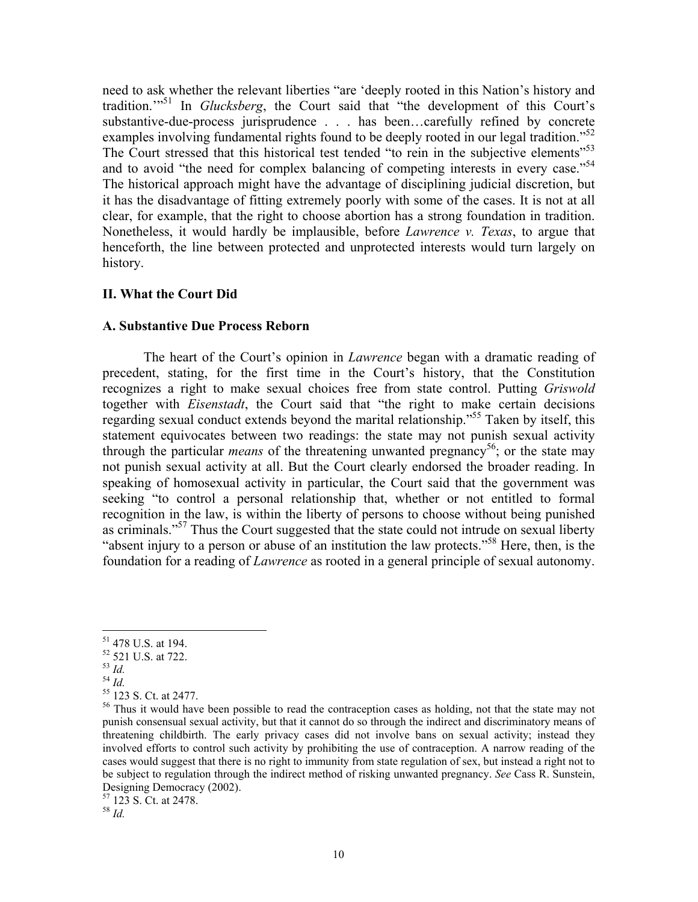need to ask whether the relevant liberties "are 'deeply rooted in this Nation's history and tradition.'"[51] In *Glucksberg*, the Court said that "the development of this Court's substantive-due-process jurisprudence . . . has been…carefully refined by concrete examples involving fundamental rights found to be deeply rooted in our legal tradition."[52] The Court stressed that this historical test tended "to rein in the subjective elements"[53] and to avoid "the need for complex balancing of competing interests in every case."[54] The historical approach might have the advantage of disciplining judicial discretion, but it has the disadvantage of fitting extremely poorly with some of the cases. It is not at all clear, for example, that the right to choose abortion has a strong foundation in tradition. Nonetheless, it would hardly be implausible, before *Lawrence v. Texas*, to argue that henceforth, the line between protected and unprotected interests would turn largely on history.

## II. What the Court Did

### A. Substantive Due Process Reborn

The heart of the Court's opinion in *Lawrence* began with a dramatic reading of precedent, stating, for the first time in the Court's history, that the Constitution recognizes a right to make sexual choices free from state control. Putting *Griswold* together with *Eisenstadt*, the Court said that "the right to make certain decisions regarding sexual conduct extends beyond the marital relationship."[55] Taken by itself, this statement equivocates between two readings: the state may not punish sexual activity through the particular *means* of the threatening unwanted pregnancy[56]; or the state may not punish sexual activity at all. But the Court clearly endorsed the broader reading. In speaking of homosexual activity in particular, the Court said that the government was seeking "to control a personal relationship that, whether or not entitled to formal recognition in the law, is within the liberty of persons to choose without being punished as criminals."[57] Thus the Court suggested that the state could not intrude on sexual liberty "absent injury to a person or abuse of an institution the law protects."[58] Here, then, is the foundation for a reading of *Lawrence* as rooted in a general principle of sexual autonomy.

---

[51] 478 U.S. at 194.

[52] 521 U.S. at 722.

[53] *Id.*

[54] *Id.*

[55] 123 S. Ct. at 2477.

[56] Thus it would have been possible to read the contraception cases as holding, not that the state may not punish consensual sexual activity, but that it cannot do so through the indirect and discriminatory means of threatening childbirth. The early privacy cases did not involve bans on sexual activity; instead they involved efforts to control such activity by prohibiting the use of contraception. A narrow reading of the cases would suggest that there is no right to immunity from state regulation of sex, but instead a right not to be subject to regulation through the indirect method of risking unwanted pregnancy. *See* Cass R. Sunstein, Designing Democracy (2002).

[57] 123 S. Ct. at 2478.

[58] *Id.*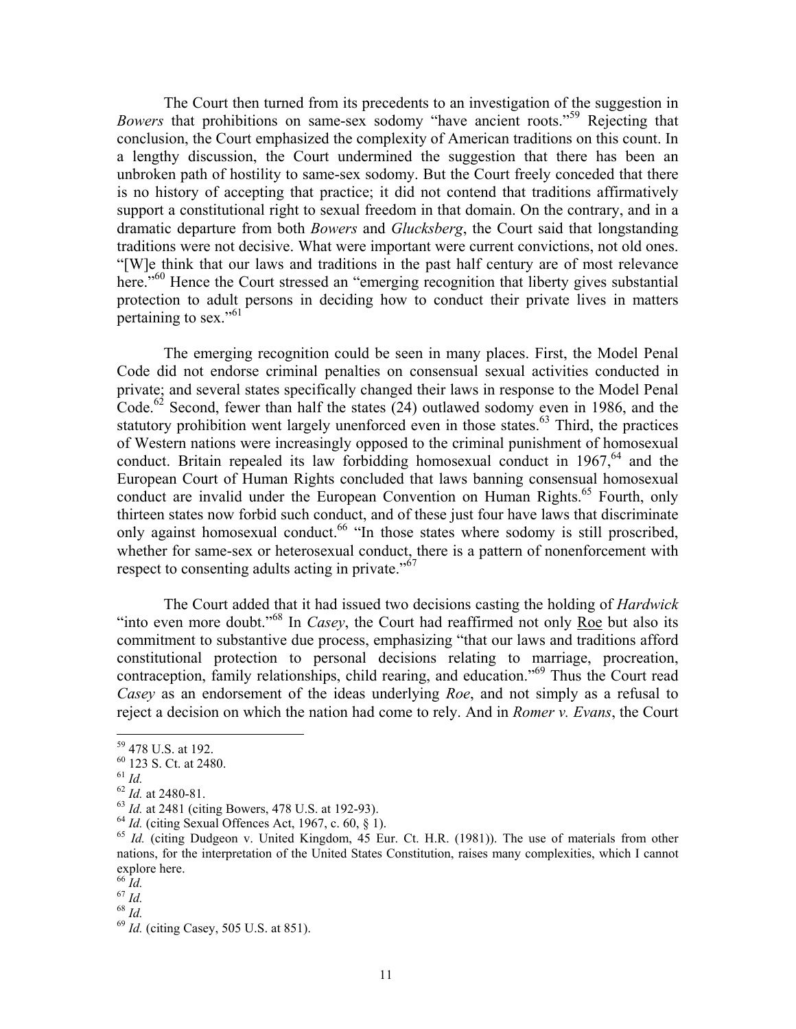The Court then turned from its precedents to an investigation of the suggestion in *Bowers* that prohibitions on same-sex sodomy "have ancient roots."[59] Rejecting that conclusion, the Court emphasized the complexity of American traditions on this count. In a lengthy discussion, the Court undermined the suggestion that there has been an unbroken path of hostility to same-sex sodomy. But the Court freely conceded that there is no history of accepting that practice; it did not contend that traditions affirmatively support a constitutional right to sexual freedom in that domain. On the contrary, and in a dramatic departure from both *Bowers* and *Glucksberg*, the Court said that longstanding traditions were not decisive. What were important were current convictions, not old ones. "[W]e think that our laws and traditions in the past half century are of most relevance here."[60] Hence the Court stressed an "emerging recognition that liberty gives substantial protection to adult persons in deciding how to conduct their private lives in matters pertaining to sex."[61]

The emerging recognition could be seen in many places. First, the Model Penal Code did not endorse criminal penalties on consensual sexual activities conducted in private; and several states specifically changed their laws in response to the Model Penal Code.[62] Second, fewer than half the states (24) outlawed sodomy even in 1986, and the statutory prohibition went largely unenforced even in those states.[63] Third, the practices of Western nations were increasingly opposed to the criminal punishment of homosexual conduct. Britain repealed its law forbidding homosexual conduct in 1967,[64] and the European Court of Human Rights concluded that laws banning consensual homosexual conduct are invalid under the European Convention on Human Rights.[65] Fourth, only thirteen states now forbid such conduct, and of these just four have laws that discriminate only against homosexual conduct.[66] "In those states where sodomy is still proscribed, whether for same-sex or heterosexual conduct, there is a pattern of nonenforcement with respect to consenting adults acting in private."[67]

The Court added that it had issued two decisions casting the holding of *Hardwick* "into even more doubt."[68] In *Casey*, the Court had reaffirmed not only Roe but also its commitment to substantive due process, emphasizing "that our laws and traditions afford constitutional protection to personal decisions relating to marriage, procreation, contraception, family relationships, child rearing, and education."[69] Thus the Court read *Casey* as an endorsement of the ideas underlying *Roe*, and not simply as a refusal to reject a decision on which the nation had come to rely. And in *Romer v. Evans*, the Court

---

[59] 478 U.S. at 192.

[60] 123 S. Ct. at 2480.

[61] *Id.*

[62] *Id.* at 2480-81.

[63] *Id.* at 2481 (citing Bowers, 478 U.S. at 192-93).

[64] *Id.* (citing Sexual Offences Act, 1967, c. 60, § 1).

[65] *Id.* (citing Dudgeon v. United Kingdom, 45 Eur. Ct. H.R. (1981)). The use of materials from other nations, for the interpretation of the United States Constitution, raises many complexities, which I cannot explore here.

[66] *Id.*

[67] *Id.*

[68] *Id.*

[69] *Id.* (citing Casey, 505 U.S. at 851).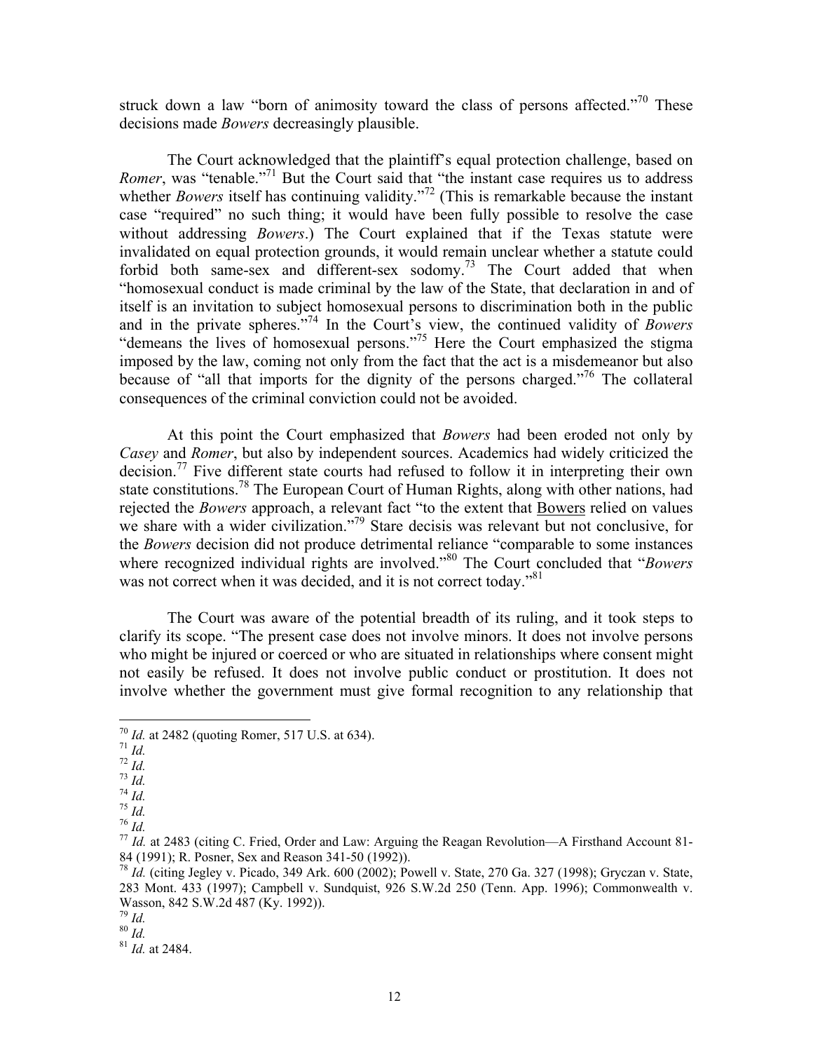struck down a law "born of animosity toward the class of persons affected."[70] These decisions made *Bowers* decreasingly plausible.

The Court acknowledged that the plaintiff's equal protection challenge, based on *Romer*, was "tenable."[71] But the Court said that "the instant case requires us to address whether *Bowers* itself has continuing validity."[72] (This is remarkable because the instant case "required" no such thing; it would have been fully possible to resolve the case without addressing *Bowers*.) The Court explained that if the Texas statute were invalidated on equal protection grounds, it would remain unclear whether a statute could forbid both same-sex and different-sex sodomy.[73] The Court added that when "homosexual conduct is made criminal by the law of the State, that declaration in and of itself is an invitation to subject homosexual persons to discrimination both in the public and in the private spheres."[74] In the Court's view, the continued validity of *Bowers* "demeans the lives of homosexual persons."[75] Here the Court emphasized the stigma imposed by the law, coming not only from the fact that the act is a misdemeanor but also because of "all that imports for the dignity of the persons charged."[76] The collateral consequences of the criminal conviction could not be avoided.

At this point the Court emphasized that *Bowers* had been eroded not only by *Casey* and *Romer*, but also by independent sources. Academics had widely criticized the decision.[77] Five different state courts had refused to follow it in interpreting their own state constitutions.[78] The European Court of Human Rights, along with other nations, had rejected the *Bowers* approach, a relevant fact "to the extent that Bowers relied on values we share with a wider civilization."[79] Stare decisis was relevant but not conclusive, for the *Bowers* decision did not produce detrimental reliance "comparable to some instances where recognized individual rights are involved."[80] The Court concluded that "*Bowers* was not correct when it was decided, and it is not correct today."[81]

The Court was aware of the potential breadth of its ruling, and it took steps to clarify its scope. "The present case does not involve minors. It does not involve persons who might be injured or coerced or who are situated in relationships where consent might not easily be refused. It does not involve public conduct or prostitution. It does not involve whether the government must give formal recognition to any relationship that

---

[70] *Id.* at 2482 (quoting Romer, 517 U.S. at 634).

[71] *Id.*

[72] *Id.*

[73] *Id.*

[74] *Id.*

[75] *Id.*

[76] *Id.*

[77] *Id.* at 2483 (citing C. Fried, Order and Law: Arguing the Reagan Revolution—A Firsthand Account 81-84 (1991); R. Posner, Sex and Reason 341-50 (1992)).

[78] *Id.* (citing Jegley v. Picado, 349 Ark. 600 (2002); Powell v. State, 270 Ga. 327 (1998); Gryczan v. State, 283 Mont. 433 (1997); Campbell v. Sundquist, 926 S.W.2d 250 (Tenn. App. 1996); Commonwealth v. Wasson, 842 S.W.2d 487 (Ky. 1992)).

[79] *Id.*

[80] *Id.*

[81] *Id.* at 2484.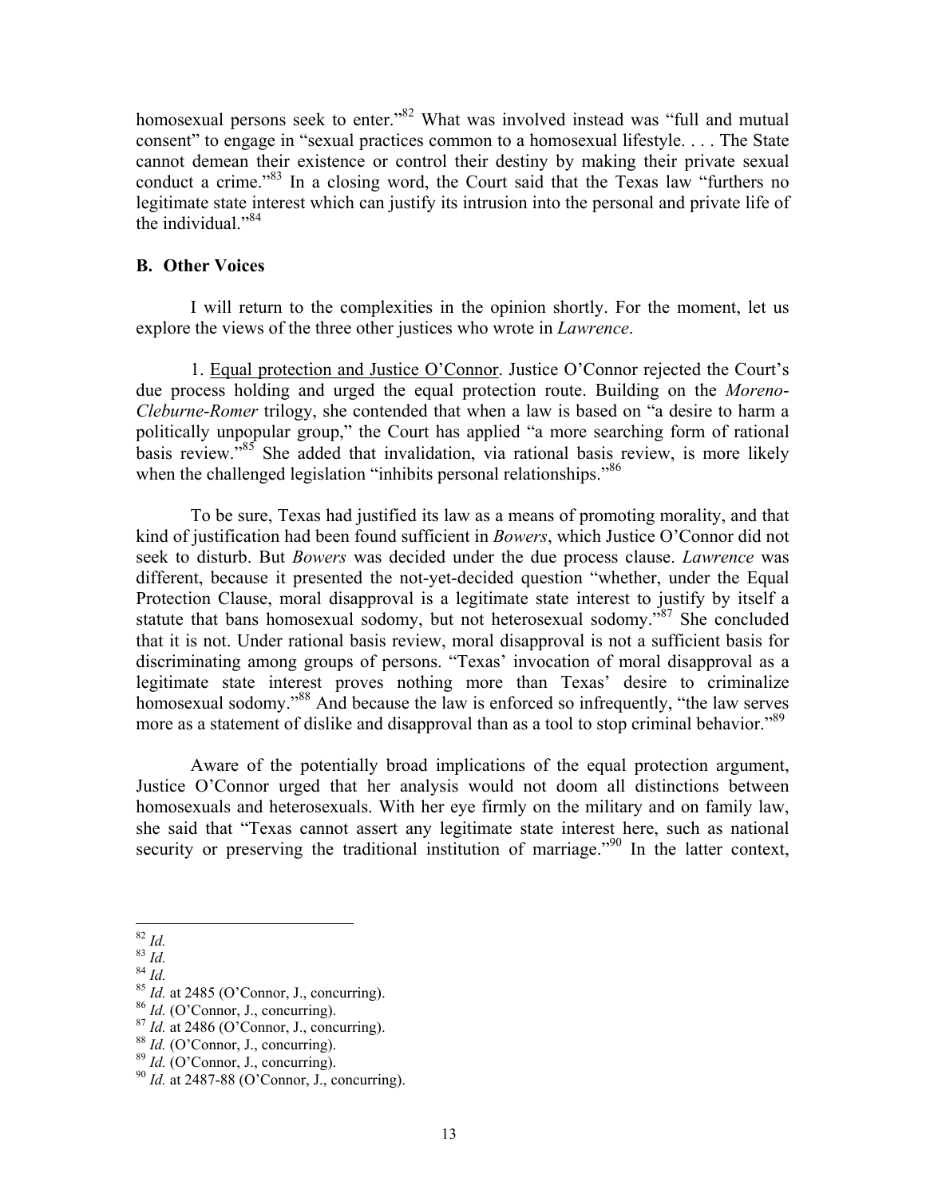homosexual persons seek to enter."[82] What was involved instead was "full and mutual consent" to engage in "sexual practices common to a homosexual lifestyle. . . . The State cannot demean their existence or control their destiny by making their private sexual conduct a crime."[83] In a closing word, the Court said that the Texas law "furthers no legitimate state interest which can justify its intrusion into the personal and private life of the individual."[84]

### B. Other Voices

I will return to the complexities in the opinion shortly. For the moment, let us explore the views of the three other justices who wrote in *Lawrence*.

1. Equal protection and Justice O'Connor. Justice O'Connor rejected the Court's due process holding and urged the equal protection route. Building on the *Moreno-Cleburne-Romer* trilogy, she contended that when a law is based on "a desire to harm a politically unpopular group," the Court has applied "a more searching form of rational basis review."[85] She added that invalidation, via rational basis review, is more likely when the challenged legislation "inhibits personal relationships."[86]

To be sure, Texas had justified its law as a means of promoting morality, and that kind of justification had been found sufficient in *Bowers*, which Justice O'Connor did not seek to disturb. But *Bowers* was decided under the due process clause. *Lawrence* was different, because it presented the not-yet-decided question "whether, under the Equal Protection Clause, moral disapproval is a legitimate state interest to justify by itself a statute that bans homosexual sodomy, but not heterosexual sodomy."[87] She concluded that it is not. Under rational basis review, moral disapproval is not a sufficient basis for discriminating among groups of persons. "Texas' invocation of moral disapproval as a legitimate state interest proves nothing more than Texas' desire to criminalize homosexual sodomy."[88] And because the law is enforced so infrequently, "the law serves more as a statement of dislike and disapproval than as a tool to stop criminal behavior."[89]

Aware of the potentially broad implications of the equal protection argument, Justice O'Connor urged that her analysis would not doom all distinctions between homosexuals and heterosexuals. With her eye firmly on the military and on family law, she said that "Texas cannot assert any legitimate state interest here, such as national security or preserving the traditional institution of marriage."[90] In the latter context,

---

[82] *Id.*
[83] *Id.*
[84] *Id.*
[85] *Id.* at 2485 (O'Connor, J., concurring).
[86] *Id.* (O'Connor, J., concurring).
[87] *Id.* at 2486 (O'Connor, J., concurring).
[88] *Id.* (O'Connor, J., concurring).
[89] *Id.* (O'Connor, J., concurring).
[90] *Id.* at 2487-88 (O'Connor, J., concurring).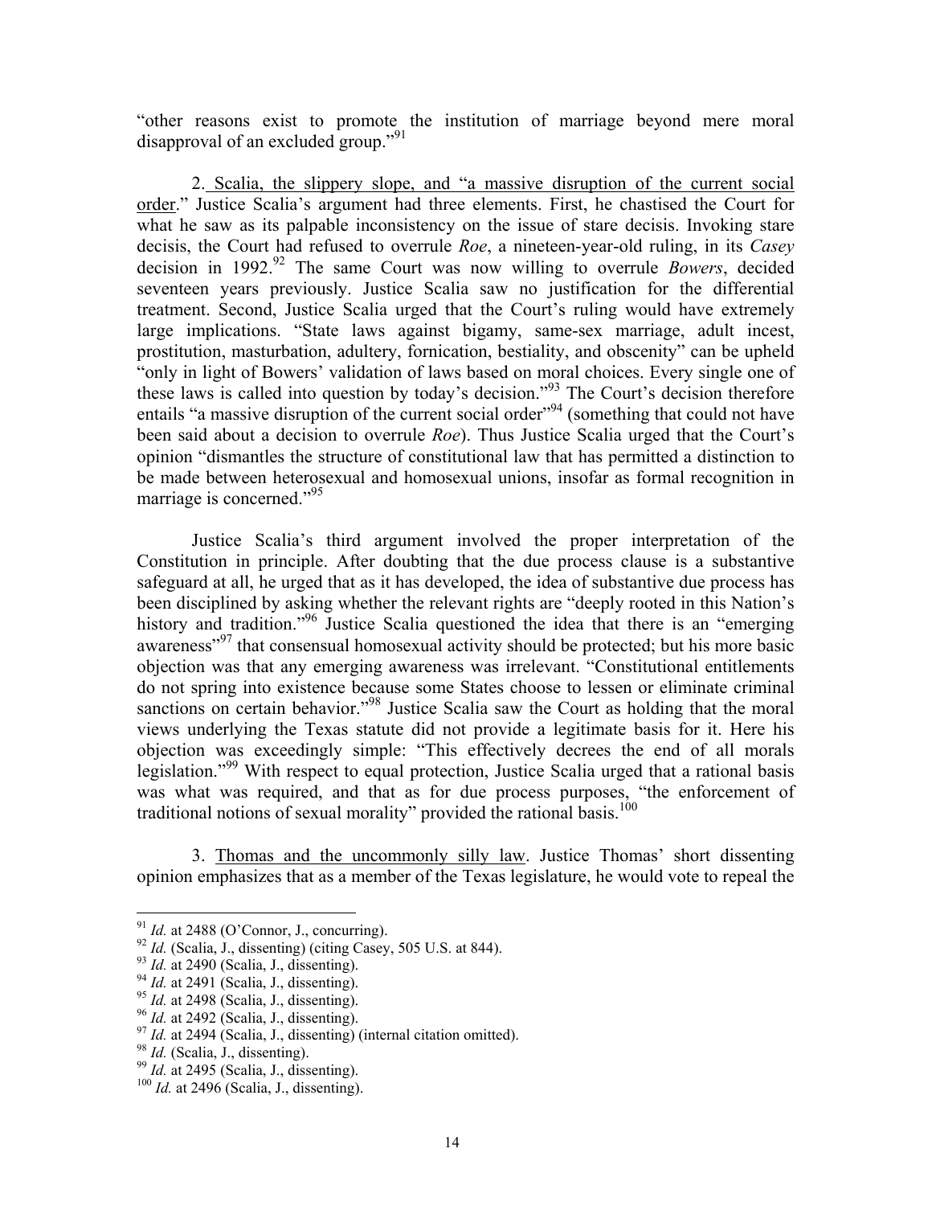"other reasons exist to promote the institution of marriage beyond mere moral disapproval of an excluded group."[91]

2. Scalia, the slippery slope, and "a massive disruption of the current social order." Justice Scalia's argument had three elements. First, he chastised the Court for what he saw as its palpable inconsistency on the issue of stare decisis. Invoking stare decisis, the Court had refused to overrule *Roe*, a nineteen-year-old ruling, in its *Casey* decision in 1992.[92] The same Court was now willing to overrule *Bowers*, decided seventeen years previously. Justice Scalia saw no justification for the differential treatment. Second, Justice Scalia urged that the Court's ruling would have extremely large implications. "State laws against bigamy, same-sex marriage, adult incest, prostitution, masturbation, adultery, fornication, bestiality, and obscenity" can be upheld "only in light of Bowers' validation of laws based on moral choices. Every single one of these laws is called into question by today's decision."[93] The Court's decision therefore entails "a massive disruption of the current social order"[94] (something that could not have been said about a decision to overrule *Roe*). Thus Justice Scalia urged that the Court's opinion "dismantles the structure of constitutional law that has permitted a distinction to be made between heterosexual and homosexual unions, insofar as formal recognition in marriage is concerned."[95]

Justice Scalia's third argument involved the proper interpretation of the Constitution in principle. After doubting that the due process clause is a substantive safeguard at all, he urged that as it has developed, the idea of substantive due process has been disciplined by asking whether the relevant rights are "deeply rooted in this Nation's history and tradition."[96] Justice Scalia questioned the idea that there is an "emerging awareness"[97] that consensual homosexual activity should be protected; but his more basic objection was that any emerging awareness was irrelevant. "Constitutional entitlements do not spring into existence because some States choose to lessen or eliminate criminal sanctions on certain behavior."[98] Justice Scalia saw the Court as holding that the moral views underlying the Texas statute did not provide a legitimate basis for it. Here his objection was exceedingly simple: "This effectively decrees the end of all morals legislation."[99] With respect to equal protection, Justice Scalia urged that a rational basis was what was required, and that as for due process purposes, "the enforcement of traditional notions of sexual morality" provided the rational basis.[100]

3. Thomas and the uncommonly silly law. Justice Thomas' short dissenting opinion emphasizes that as a member of the Texas legislature, he would vote to repeal the

---

[91] *Id.* at 2488 (O'Connor, J., concurring).

[92] *Id.* (Scalia, J., dissenting) (citing Casey, 505 U.S. at 844).

[93] *Id.* at 2490 (Scalia, J., dissenting).

[94] *Id.* at 2491 (Scalia, J., dissenting).

[95] *Id.* at 2498 (Scalia, J., dissenting).

[96] *Id.* at 2492 (Scalia, J., dissenting).

[97] *Id.* at 2494 (Scalia, J., dissenting) (internal citation omitted).

[98] *Id.* (Scalia, J., dissenting).

[99] *Id.* at 2495 (Scalia, J., dissenting).

[100] *Id.* at 2496 (Scalia, J., dissenting).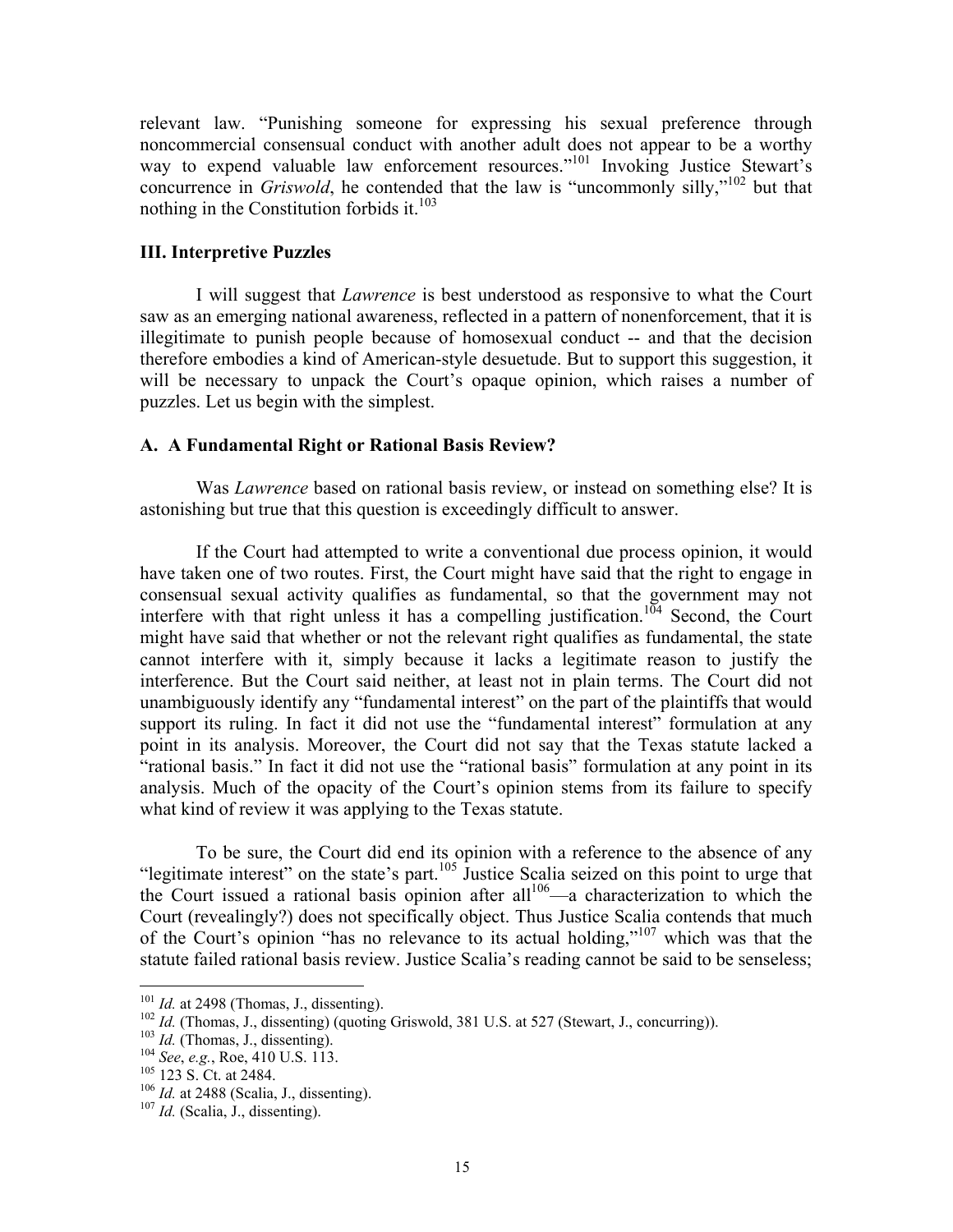relevant law. "Punishing someone for expressing his sexual preference through noncommercial consensual conduct with another adult does not appear to be a worthy way to expend valuable law enforcement resources."[101] Invoking Justice Stewart's concurrence in *Griswold*, he contended that the law is "uncommonly silly,"[102] but that nothing in the Constitution forbids it.[103]

### III. Interpretive Puzzles

I will suggest that *Lawrence* is best understood as responsive to what the Court saw as an emerging national awareness, reflected in a pattern of nonenforcement, that it is illegitimate to punish people because of homosexual conduct -- and that the decision therefore embodies a kind of American-style desuetude. But to support this suggestion, it will be necessary to unpack the Court's opaque opinion, which raises a number of puzzles. Let us begin with the simplest.

#### A. A Fundamental Right or Rational Basis Review?

Was *Lawrence* based on rational basis review, or instead on something else? It is astonishing but true that this question is exceedingly difficult to answer.

If the Court had attempted to write a conventional due process opinion, it would have taken one of two routes. First, the Court might have said that the right to engage in consensual sexual activity qualifies as fundamental, so that the government may not interfere with that right unless it has a compelling justification.[104] Second, the Court might have said that whether or not the relevant right qualifies as fundamental, the state cannot interfere with it, simply because it lacks a legitimate reason to justify the interference. But the Court said neither, at least not in plain terms. The Court did not unambiguously identify any "fundamental interest" on the part of the plaintiffs that would support its ruling. In fact it did not use the "fundamental interest" formulation at any point in its analysis. Moreover, the Court did not say that the Texas statute lacked a "rational basis." In fact it did not use the "rational basis" formulation at any point in its analysis. Much of the opacity of the Court's opinion stems from its failure to specify what kind of review it was applying to the Texas statute.

To be sure, the Court did end its opinion with a reference to the absence of any "legitimate interest" on the state's part.[105] Justice Scalia seized on this point to urge that the Court issued a rational basis opinion after all[106]—a characterization to which the Court (revealingly?) does not specifically object. Thus Justice Scalia contends that much of the Court's opinion "has no relevance to its actual holding,"[107] which was that the statute failed rational basis review. Justice Scalia's reading cannot be said to be senseless;

---

[101] *Id.* at 2498 (Thomas, J., dissenting).

[102] *Id.* (Thomas, J., dissenting) (quoting Griswold, 381 U.S. at 527 (Stewart, J., concurring)).

[103] *Id.* (Thomas, J., dissenting).

[104] *See*, *e.g.*, Roe, 410 U.S. 113.

[105] 123 S. Ct. at 2484.

[106] *Id.* at 2488 (Scalia, J., dissenting).

[107] *Id.* (Scalia, J., dissenting).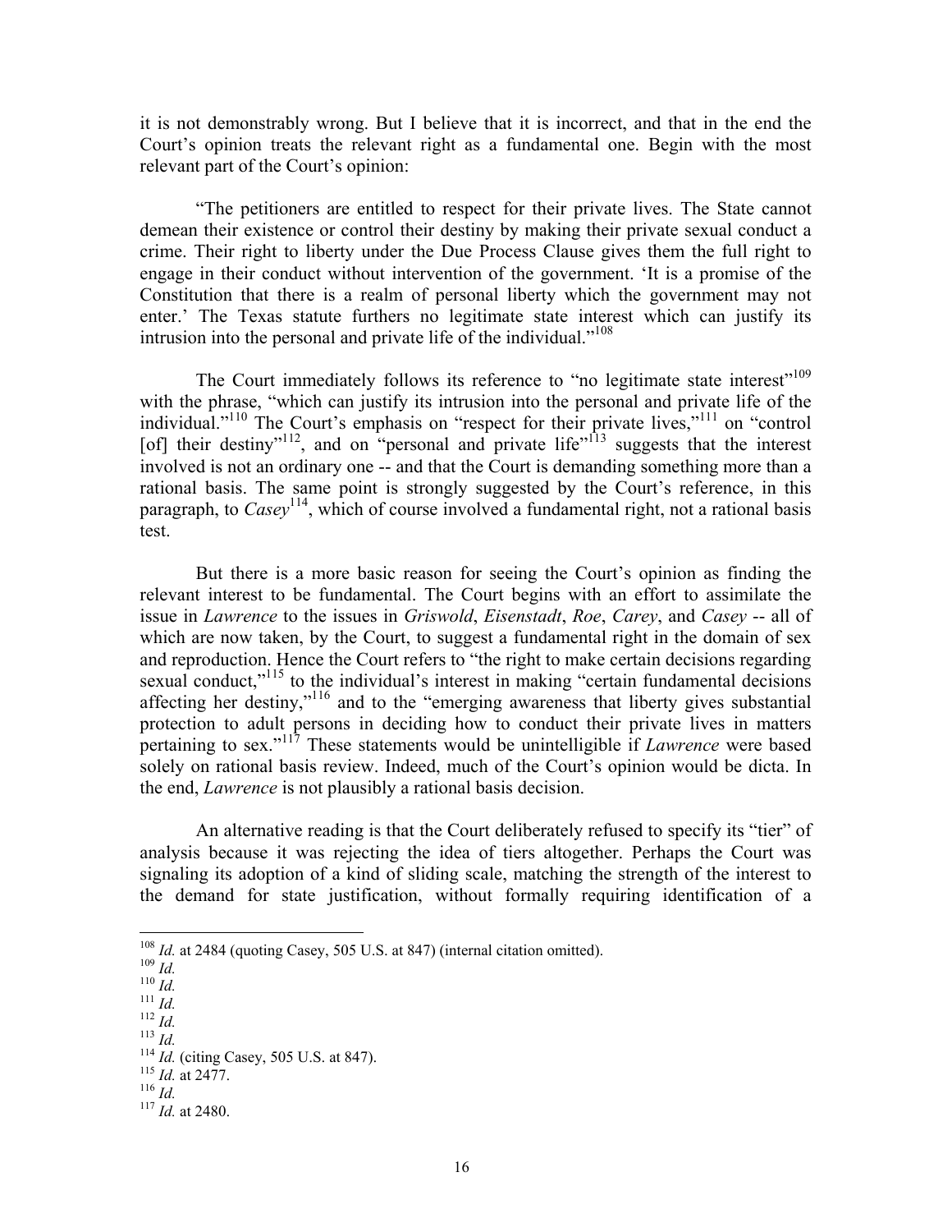it is not demonstrably wrong. But I believe that it is incorrect, and that in the end the Court's opinion treats the relevant right as a fundamental one. Begin with the most relevant part of the Court's opinion:

"The petitioners are entitled to respect for their private lives. The State cannot demean their existence or control their destiny by making their private sexual conduct a crime. Their right to liberty under the Due Process Clause gives them the full right to engage in their conduct without intervention of the government. 'It is a promise of the Constitution that there is a realm of personal liberty which the government may not enter.' The Texas statute furthers no legitimate state interest which can justify its intrusion into the personal and private life of the individual."[108]

The Court immediately follows its reference to "no legitimate state interest"[109] with the phrase, "which can justify its intrusion into the personal and private life of the individual."[110] The Court's emphasis on "respect for their private lives,"[111] on "control [of] their destiny"[112], and on "personal and private life"[113] suggests that the interest involved is not an ordinary one -- and that the Court is demanding something more than a rational basis. The same point is strongly suggested by the Court's reference, in this paragraph, to *Casey*[114], which of course involved a fundamental right, not a rational basis test.

But there is a more basic reason for seeing the Court's opinion as finding the relevant interest to be fundamental. The Court begins with an effort to assimilate the issue in *Lawrence* to the issues in *Griswold*, *Eisenstadt*, *Roe*, *Carey*, and *Casey* -- all of which are now taken, by the Court, to suggest a fundamental right in the domain of sex and reproduction. Hence the Court refers to "the right to make certain decisions regarding sexual conduct,"[115] to the individual's interest in making "certain fundamental decisions affecting her destiny,"[116] and to the "emerging awareness that liberty gives substantial protection to adult persons in deciding how to conduct their private lives in matters pertaining to sex."[117] These statements would be unintelligible if *Lawrence* were based solely on rational basis review. Indeed, much of the Court's opinion would be dicta. In the end, *Lawrence* is not plausibly a rational basis decision.

An alternative reading is that the Court deliberately refused to specify its "tier" of analysis because it was rejecting the idea of tiers altogether. Perhaps the Court was signaling its adoption of a kind of sliding scale, matching the strength of the interest to the demand for state justification, without formally requiring identification of a

---

[108] *Id.* at 2484 (quoting Casey, 505 U.S. at 847) (internal citation omitted).

[109] *Id.*

[110] *Id.*

[111] *Id.*

[112] *Id.*

[113] *Id.*

[114] *Id.* (citing Casey, 505 U.S. at 847).

[115] *Id.* at 2477.

[116] *Id.*

[117] *Id.* at 2480.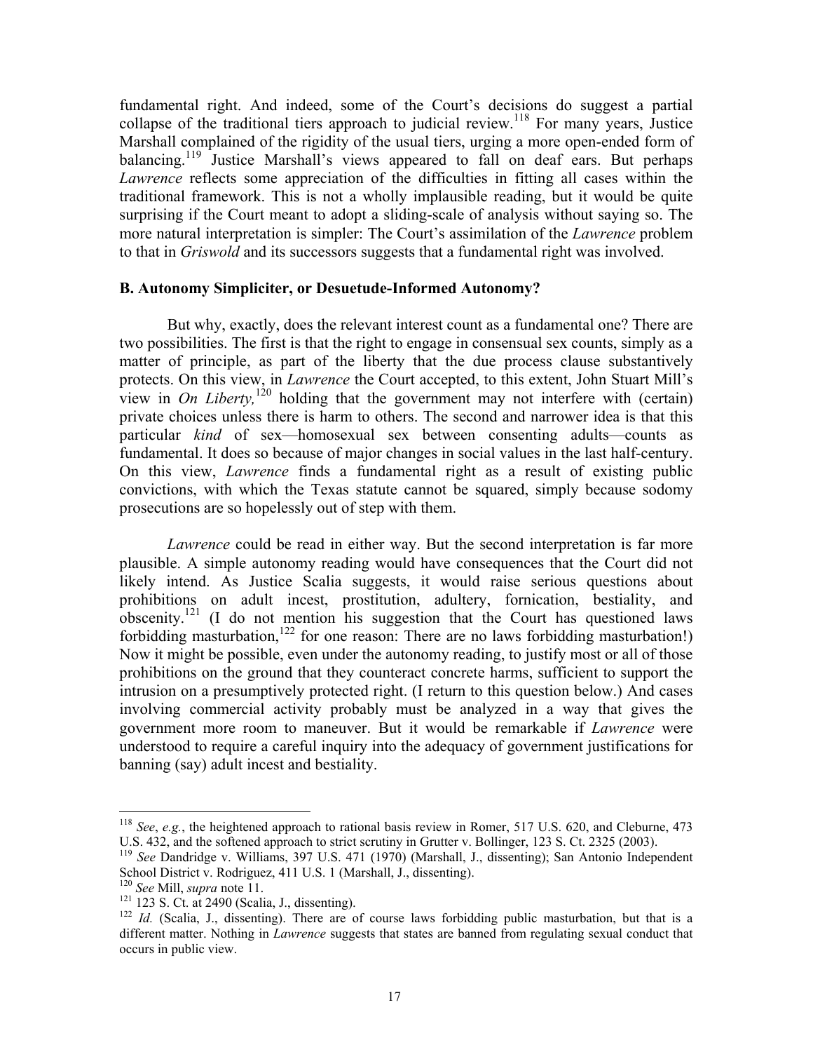fundamental right. And indeed, some of the Court's decisions do suggest a partial collapse of the traditional tiers approach to judicial review.[118] For many years, Justice Marshall complained of the rigidity of the usual tiers, urging a more open-ended form of balancing.[119] Justice Marshall's views appeared to fall on deaf ears. But perhaps *Lawrence* reflects some appreciation of the difficulties in fitting all cases within the traditional framework. This is not a wholly implausible reading, but it would be quite surprising if the Court meant to adopt a sliding-scale of analysis without saying so. The more natural interpretation is simpler: The Court's assimilation of the *Lawrence* problem to that in *Griswold* and its successors suggests that a fundamental right was involved.

### B. Autonomy Simpliciter, or Desuetude-Informed Autonomy?

But why, exactly, does the relevant interest count as a fundamental one? There are two possibilities. The first is that the right to engage in consensual sex counts, simply as a matter of principle, as part of the liberty that the due process clause substantively protects. On this view, in *Lawrence* the Court accepted, to this extent, John Stuart Mill's view in *On Liberty,*[120] holding that the government may not interfere with (certain) private choices unless there is harm to others. The second and narrower idea is that this particular *kind* of sex—homosexual sex between consenting adults—counts as fundamental. It does so because of major changes in social values in the last half-century. On this view, *Lawrence* finds a fundamental right as a result of existing public convictions, with which the Texas statute cannot be squared, simply because sodomy prosecutions are so hopelessly out of step with them.

*Lawrence* could be read in either way. But the second interpretation is far more plausible. A simple autonomy reading would have consequences that the Court did not likely intend. As Justice Scalia suggests, it would raise serious questions about prohibitions on adult incest, prostitution, adultery, fornication, bestiality, and obscenity.[121] (I do not mention his suggestion that the Court has questioned laws forbidding masturbation,[122] for one reason: There are no laws forbidding masturbation!) Now it might be possible, even under the autonomy reading, to justify most or all of those prohibitions on the ground that they counteract concrete harms, sufficient to support the intrusion on a presumptively protected right. (I return to this question below.) And cases involving commercial activity probably must be analyzed in a way that gives the government more room to maneuver. But it would be remarkable if *Lawrence* were understood to require a careful inquiry into the adequacy of government justifications for banning (say) adult incest and bestiality.

---

[118] *See*, *e.g.*, the heightened approach to rational basis review in Romer, 517 U.S. 620, and Cleburne, 473 U.S. 432, and the softened approach to strict scrutiny in Grutter v. Bollinger, 123 S. Ct. 2325 (2003).

[119] *See* Dandridge v. Williams, 397 U.S. 471 (1970) (Marshall, J., dissenting); San Antonio Independent School District v. Rodriguez, 411 U.S. 1 (Marshall, J., dissenting).

[120] *See* Mill, *supra* note 11.

[121] 123 S. Ct. at 2490 (Scalia, J., dissenting).

[122] *Id.* (Scalia, J., dissenting). There are of course laws forbidding public masturbation, but that is a different matter. Nothing in *Lawrence* suggests that states are banned from regulating sexual conduct that occurs in public view.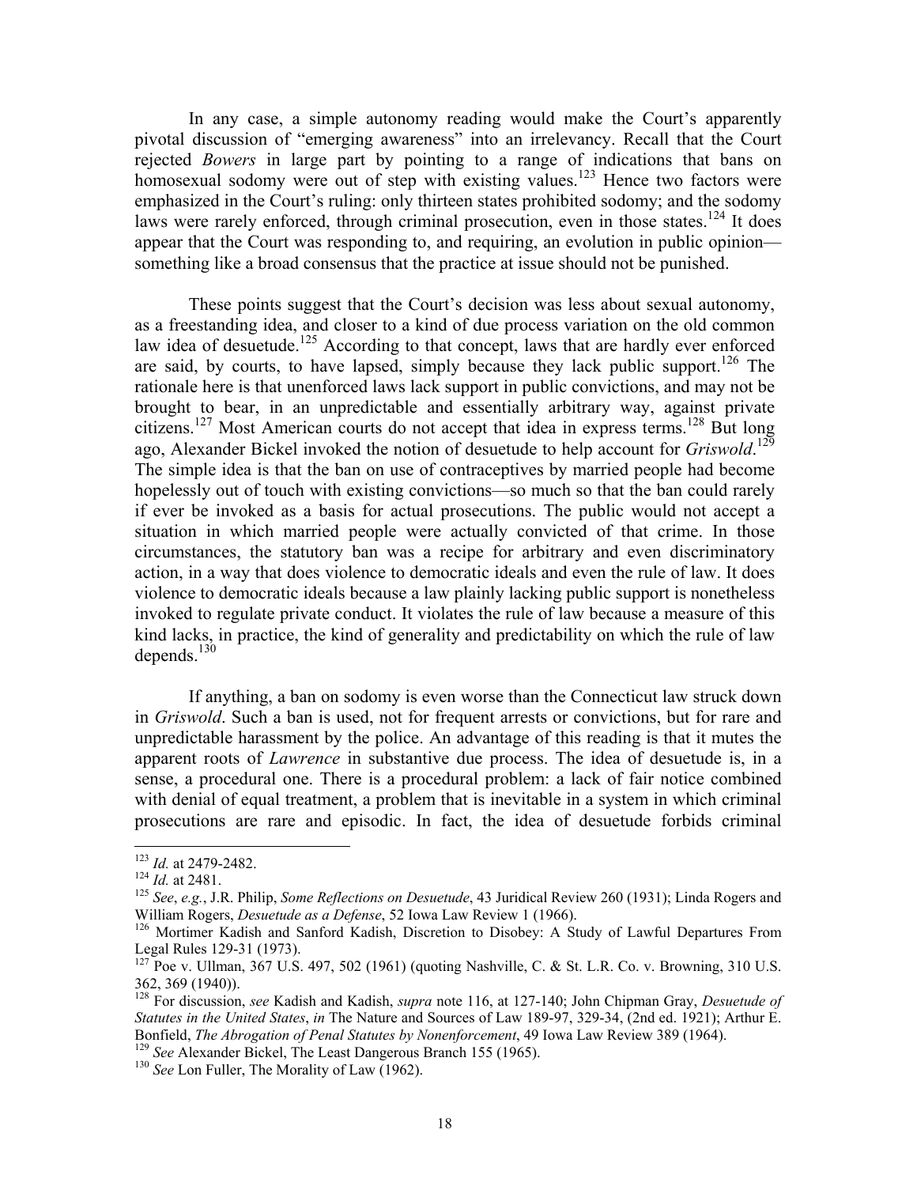In any case, a simple autonomy reading would make the Court's apparently pivotal discussion of "emerging awareness" into an irrelevancy. Recall that the Court rejected *Bowers* in large part by pointing to a range of indications that bans on homosexual sodomy were out of step with existing values.[123] Hence two factors were emphasized in the Court's ruling: only thirteen states prohibited sodomy; and the sodomy laws were rarely enforced, through criminal prosecution, even in those states.[124] It does appear that the Court was responding to, and requiring, an evolution in public opinion—something like a broad consensus that the practice at issue should not be punished.

These points suggest that the Court's decision was less about sexual autonomy, as a freestanding idea, and closer to a kind of due process variation on the old common law idea of desuetude.[125] According to that concept, laws that are hardly ever enforced are said, by courts, to have lapsed, simply because they lack public support.[126] The rationale here is that unenforced laws lack support in public convictions, and may not be brought to bear, in an unpredictable and essentially arbitrary way, against private citizens.[127] Most American courts do not accept that idea in express terms.[128] But long ago, Alexander Bickel invoked the notion of desuetude to help account for *Griswold*.[129] The simple idea is that the ban on use of contraceptives by married people had become hopelessly out of touch with existing convictions—so much so that the ban could rarely if ever be invoked as a basis for actual prosecutions. The public would not accept a situation in which married people were actually convicted of that crime. In those circumstances, the statutory ban was a recipe for arbitrary and even discriminatory action, in a way that does violence to democratic ideals and even the rule of law. It does violence to democratic ideals because a law plainly lacking public support is nonetheless invoked to regulate private conduct. It violates the rule of law because a measure of this kind lacks, in practice, the kind of generality and predictability on which the rule of law depends.[130]

If anything, a ban on sodomy is even worse than the Connecticut law struck down in *Griswold*. Such a ban is used, not for frequent arrests or convictions, but for rare and unpredictable harassment by the police. An advantage of this reading is that it mutes the apparent roots of *Lawrence* in substantive due process. The idea of desuetude is, in a sense, a procedural one. There is a procedural problem: a lack of fair notice combined with denial of equal treatment, a problem that is inevitable in a system in which criminal prosecutions are rare and episodic. In fact, the idea of desuetude forbids criminal

---

[123] *Id.* at 2479-2482.

[124] *Id.* at 2481.

[125] *See*, *e.g.*, J.R. Philip, *Some Reflections on Desuetude*, 43 Juridical Review 260 (1931); Linda Rogers and William Rogers, *Desuetude as a Defense*, 52 Iowa Law Review 1 (1966).

[126] Mortimer Kadish and Sanford Kadish, Discretion to Disobey: A Study of Lawful Departures From Legal Rules 129-31 (1973).

[127] Poe v. Ullman, 367 U.S. 497, 502 (1961) (quoting Nashville, C. & St. L.R. Co. v. Browning, 310 U.S. 362, 369 (1940)).

[128] For discussion, *see* Kadish and Kadish, *supra* note 116, at 127-140; John Chipman Gray, *Desuetude of Statutes in the United States*, *in* The Nature and Sources of Law 189-97, 329-34, (2nd ed. 1921); Arthur E. Bonfield, *The Abrogation of Penal Statutes by Nonenforcement*, 49 Iowa Law Review 389 (1964).

[129] *See* Alexander Bickel, The Least Dangerous Branch 155 (1965).

[130] *See* Lon Fuller, The Morality of Law (1962).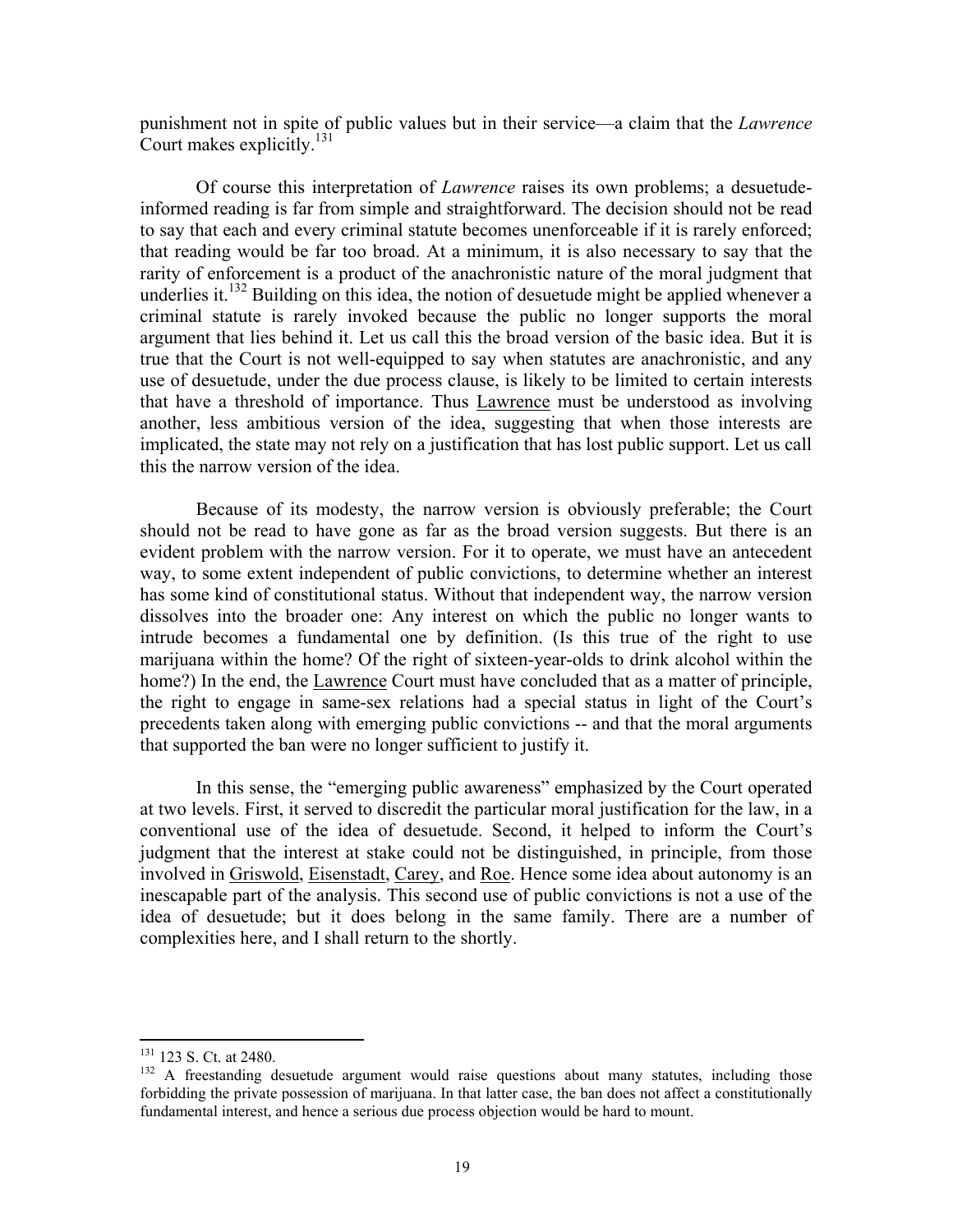punishment not in spite of public values but in their service—a claim that the *Lawrence* Court makes explicitly.[131]

Of course this interpretation of *Lawrence* raises its own problems; a desuetude-informed reading is far from simple and straightforward. The decision should not be read to say that each and every criminal statute becomes unenforceable if it is rarely enforced; that reading would be far too broad. At a minimum, it is also necessary to say that the rarity of enforcement is a product of the anachronistic nature of the moral judgment that underlies it.[132] Building on this idea, the notion of desuetude might be applied whenever a criminal statute is rarely invoked because the public no longer supports the moral argument that lies behind it. Let us call this the broad version of the basic idea. But it is true that the Court is not well-equipped to say when statutes are anachronistic, and any use of desuetude, under the due process clause, is likely to be limited to certain interests that have a threshold of importance. Thus Lawrence must be understood as involving another, less ambitious version of the idea, suggesting that when those interests are implicated, the state may not rely on a justification that has lost public support. Let us call this the narrow version of the idea.

Because of its modesty, the narrow version is obviously preferable; the Court should not be read to have gone as far as the broad version suggests. But there is an evident problem with the narrow version. For it to operate, we must have an antecedent way, to some extent independent of public convictions, to determine whether an interest has some kind of constitutional status. Without that independent way, the narrow version dissolves into the broader one: Any interest on which the public no longer wants to intrude becomes a fundamental one by definition. (Is this true of the right to use marijuana within the home? Of the right of sixteen-year-olds to drink alcohol within the home?) In the end, the Lawrence Court must have concluded that as a matter of principle, the right to engage in same-sex relations had a special status in light of the Court's precedents taken along with emerging public convictions -- and that the moral arguments that supported the ban were no longer sufficient to justify it.

In this sense, the "emerging public awareness" emphasized by the Court operated at two levels. First, it served to discredit the particular moral justification for the law, in a conventional use of the idea of desuetude. Second, it helped to inform the Court's judgment that the interest at stake could not be distinguished, in principle, from those involved in Griswold, Eisenstadt, Carey, and Roe. Hence some idea about autonomy is an inescapable part of the analysis. This second use of public convictions is not a use of the idea of desuetude; but it does belong in the same family. There are a number of complexities here, and I shall return to the shortly.

---

[131] 123 S. Ct. at 2480.

[132] A freestanding desuetude argument would raise questions about many statutes, including those forbidding the private possession of marijuana. In that latter case, the ban does not affect a constitutionally fundamental interest, and hence a serious due process objection would be hard to mount.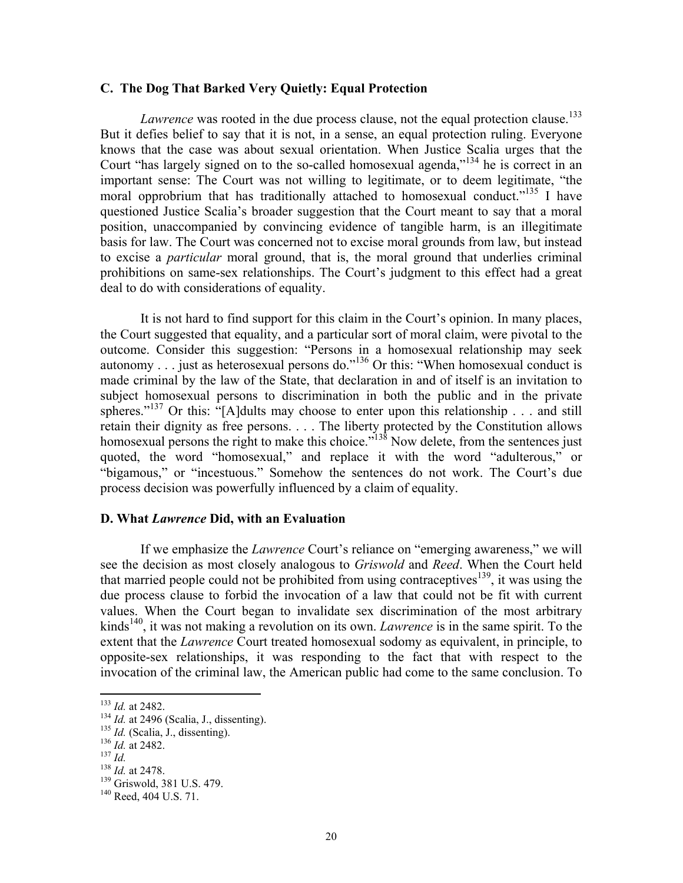### C. The Dog That Barked Very Quietly: Equal Protection

*Lawrence* was rooted in the due process clause, not the equal protection clause.[133] But it defies belief to say that it is not, in a sense, an equal protection ruling. Everyone knows that the case was about sexual orientation. When Justice Scalia urges that the Court "has largely signed on to the so-called homosexual agenda,"[134] he is correct in an important sense: The Court was not willing to legitimate, or to deem legitimate, "the moral opprobrium that has traditionally attached to homosexual conduct."[135] I have questioned Justice Scalia's broader suggestion that the Court meant to say that a moral position, unaccompanied by convincing evidence of tangible harm, is an illegitimate basis for law. The Court was concerned not to excise moral grounds from law, but instead to excise a *particular* moral ground, that is, the moral ground that underlies criminal prohibitions on same-sex relationships. The Court's judgment to this effect had a great deal to do with considerations of equality.

It is not hard to find support for this claim in the Court's opinion. In many places, the Court suggested that equality, and a particular sort of moral claim, were pivotal to the outcome. Consider this suggestion: "Persons in a homosexual relationship may seek autonomy . . . just as heterosexual persons do."[136] Or this: "When homosexual conduct is made criminal by the law of the State, that declaration in and of itself is an invitation to subject homosexual persons to discrimination in both the public and in the private spheres."[137] Or this: "[A]dults may choose to enter upon this relationship . . . and still retain their dignity as free persons. . . . The liberty protected by the Constitution allows homosexual persons the right to make this choice."[138] Now delete, from the sentences just quoted, the word "homosexual," and replace it with the word "adulterous," or "bigamous," or "incestuous." Somehow the sentences do not work. The Court's due process decision was powerfully influenced by a claim of equality.

### D. What *Lawrence* Did, with an Evaluation

If we emphasize the *Lawrence* Court's reliance on "emerging awareness," we will see the decision as most closely analogous to *Griswold* and *Reed*. When the Court held that married people could not be prohibited from using contraceptives[139], it was using the due process clause to forbid the invocation of a law that could not be fit with current values. When the Court began to invalidate sex discrimination of the most arbitrary kinds[140], it was not making a revolution on its own. *Lawrence* is in the same spirit. To the extent that the *Lawrence* Court treated homosexual sodomy as equivalent, in principle, to opposite-sex relationships, it was responding to the fact that with respect to the invocation of the criminal law, the American public had come to the same conclusion. To

---

[133] *Id.* at 2482.
[134] *Id.* at 2496 (Scalia, J., dissenting).
[135] *Id.* (Scalia, J., dissenting).
[136] *Id.* at 2482.
[137] *Id.*
[138] *Id.* at 2478.
[139] Griswold, 381 U.S. 479.
[140] Reed, 404 U.S. 71.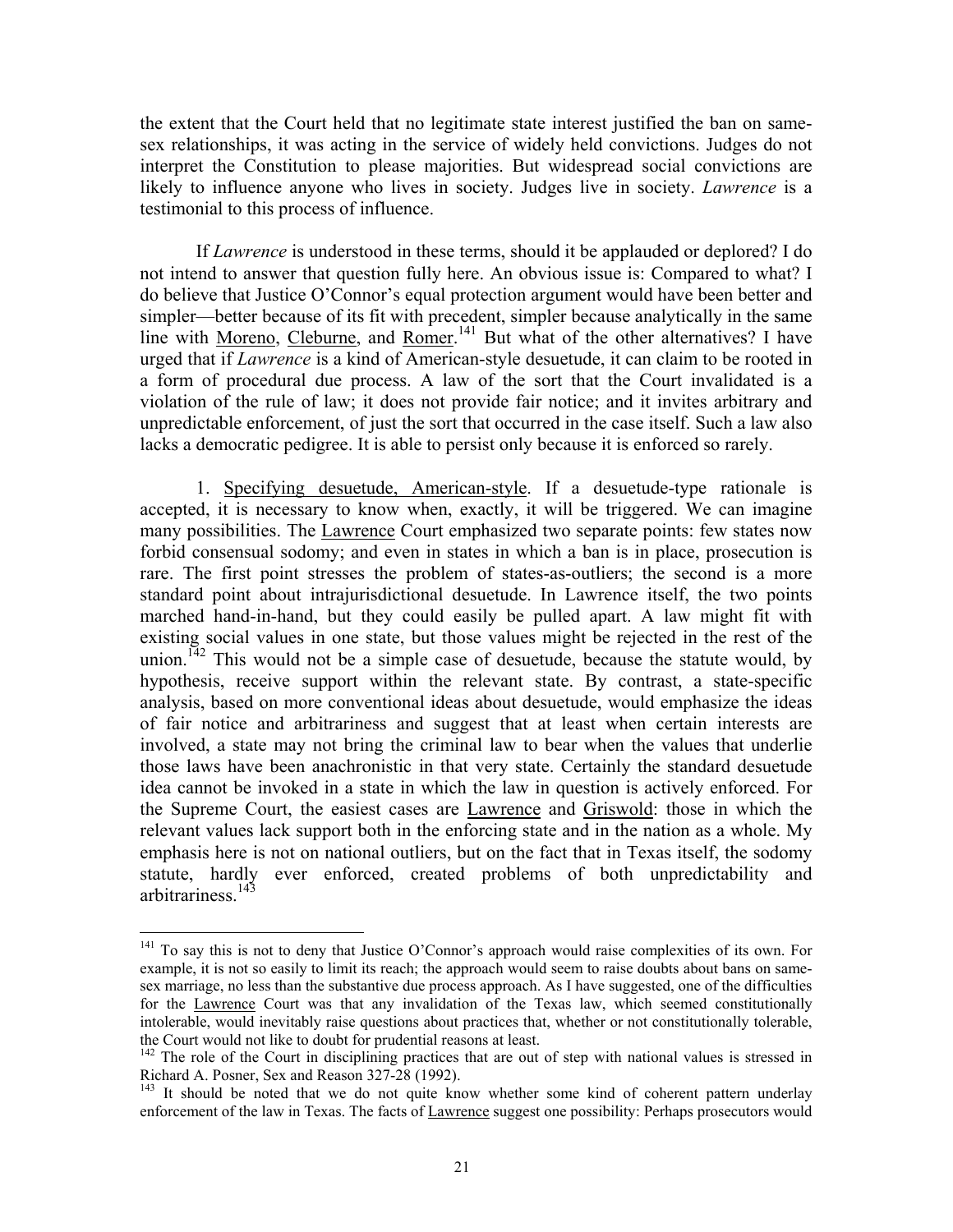the extent that the Court held that no legitimate state interest justified the ban on same-sex relationships, it was acting in the service of widely held convictions. Judges do not interpret the Constitution to please majorities. But widespread social convictions are likely to influence anyone who lives in society. Judges live in society. *Lawrence* is a testimonial to this process of influence.

If *Lawrence* is understood in these terms, should it be applauded or deplored? I do not intend to answer that question fully here. An obvious issue is: Compared to what? I do believe that Justice O'Connor's equal protection argument would have been better and simpler—better because of its fit with precedent, simpler because analytically in the same line with Moreno, Cleburne, and Romer.[141] But what of the other alternatives? I have urged that if *Lawrence* is a kind of American-style desuetude, it can claim to be rooted in a form of procedural due process. A law of the sort that the Court invalidated is a violation of the rule of law; it does not provide fair notice; and it invites arbitrary and unpredictable enforcement, of just the sort that occurred in the case itself. Such a law also lacks a democratic pedigree. It is able to persist only because it is enforced so rarely.

1. Specifying desuetude, American-style. If a desuetude-type rationale is accepted, it is necessary to know when, exactly, it will be triggered. We can imagine many possibilities. The Lawrence Court emphasized two separate points: few states now forbid consensual sodomy; and even in states in which a ban is in place, prosecution is rare. The first point stresses the problem of states-as-outliers; the second is a more standard point about intrajurisdictional desuetude. In Lawrence itself, the two points marched hand-in-hand, but they could easily be pulled apart. A law might fit with existing social values in one state, but those values might be rejected in the rest of the union.[142] This would not be a simple case of desuetude, because the statute would, by hypothesis, receive support within the relevant state. By contrast, a state-specific analysis, based on more conventional ideas about desuetude, would emphasize the ideas of fair notice and arbitrariness and suggest that at least when certain interests are involved, a state may not bring the criminal law to bear when the values that underlie those laws have been anachronistic in that very state. Certainly the standard desuetude idea cannot be invoked in a state in which the law in question is actively enforced. For the Supreme Court, the easiest cases are Lawrence and Griswold: those in which the relevant values lack support both in the enforcing state and in the nation as a whole. My emphasis here is not on national outliers, but on the fact that in Texas itself, the sodomy statute, hardly ever enforced, created problems of both unpredictability and arbitrariness.[143]

---

[141] To say this is not to deny that Justice O'Connor's approach would raise complexities of its own. For example, it is not so easily to limit its reach; the approach would seem to raise doubts about bans on same-sex marriage, no less than the substantive due process approach. As I have suggested, one of the difficulties for the Lawrence Court was that any invalidation of the Texas law, which seemed constitutionally intolerable, would inevitably raise questions about practices that, whether or not constitutionally tolerable, the Court would not like to doubt for prudential reasons at least.

[142] The role of the Court in disciplining practices that are out of step with national values is stressed in Richard A. Posner, Sex and Reason 327-28 (1992).

[143] It should be noted that we do not quite know whether some kind of coherent pattern underlay enforcement of the law in Texas. The facts of Lawrence suggest one possibility: Perhaps prosecutors would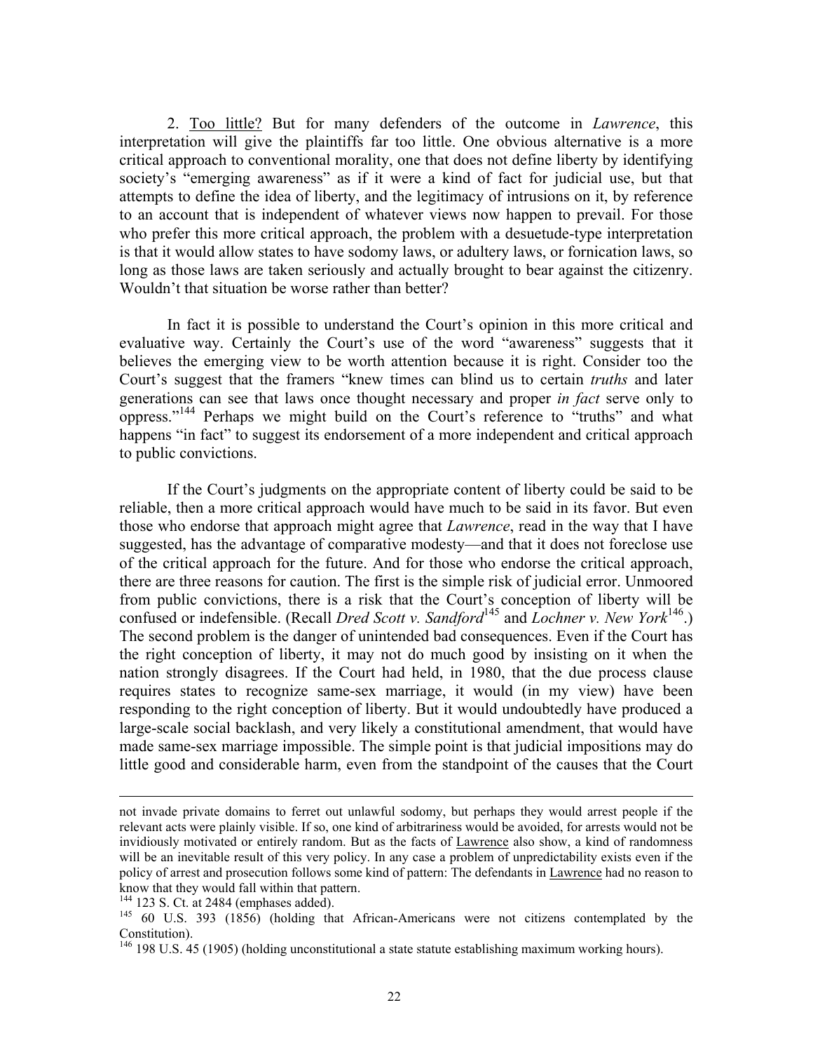2. <u>Too little?</u> But for many defenders of the outcome in *Lawrence*, this interpretation will give the plaintiffs far too little. One obvious alternative is a more critical approach to conventional morality, one that does not define liberty by identifying society's "emerging awareness" as if it were a kind of fact for judicial use, but that attempts to define the idea of liberty, and the legitimacy of intrusions on it, by reference to an account that is independent of whatever views now happen to prevail. For those who prefer this more critical approach, the problem with a desuetude-type interpretation is that it would allow states to have sodomy laws, or adultery laws, or fornication laws, so long as those laws are taken seriously and actually brought to bear against the citizenry. Wouldn't that situation be worse rather than better?

In fact it is possible to understand the Court's opinion in this more critical and evaluative way. Certainly the Court's use of the word "awareness" suggests that it believes the emerging view to be worth attention because it is right. Consider too the Court's suggest that the framers "knew times can blind us to certain *truths* and later generations can see that laws once thought necessary and proper *in fact* serve only to oppress."[144] Perhaps we might build on the Court's reference to "truths" and what happens "in fact" to suggest its endorsement of a more independent and critical approach to public convictions.

If the Court's judgments on the appropriate content of liberty could be said to be reliable, then a more critical approach would have much to be said in its favor. But even those who endorse that approach might agree that *Lawrence*, read in the way that I have suggested, has the advantage of comparative modesty—and that it does not foreclose use of the critical approach for the future. And for those who endorse the critical approach, there are three reasons for caution. The first is the simple risk of judicial error. Unmoored from public convictions, there is a risk that the Court's conception of liberty will be confused or indefensible. (Recall *Dred Scott v. Sandford*[145] and *Lochner v. New York*[146].) The second problem is the danger of unintended bad consequences. Even if the Court has the right conception of liberty, it may not do much good by insisting on it when the nation strongly disagrees. If the Court had held, in 1980, that the due process clause requires states to recognize same-sex marriage, it would (in my view) have been responding to the right conception of liberty. But it would undoubtedly have produced a large-scale social backlash, and very likely a constitutional amendment, that would have made same-sex marriage impossible. The simple point is that judicial impositions may do little good and considerable harm, even from the standpoint of the causes that the Court

---

not invade private domains to ferret out unlawful sodomy, but perhaps they would arrest people if the relevant acts were plainly visible. If so, one kind of arbitrariness would be avoided, for arrests would not be invidiously motivated or entirely random. But as the facts of <u>Lawrence</u> also show, a kind of randomness will be an inevitable result of this very policy. In any case a problem of unpredictability exists even if the policy of arrest and prosecution follows some kind of pattern: The defendants in <u>Lawrence</u> had no reason to know that they would fall within that pattern.

[144] 123 S. Ct. at 2484 (emphases added).

[145] 60 U.S. 393 (1856) (holding that African-Americans were not citizens contemplated by the Constitution).

[146] 198 U.S. 45 (1905) (holding unconstitutional a state statute establishing maximum working hours).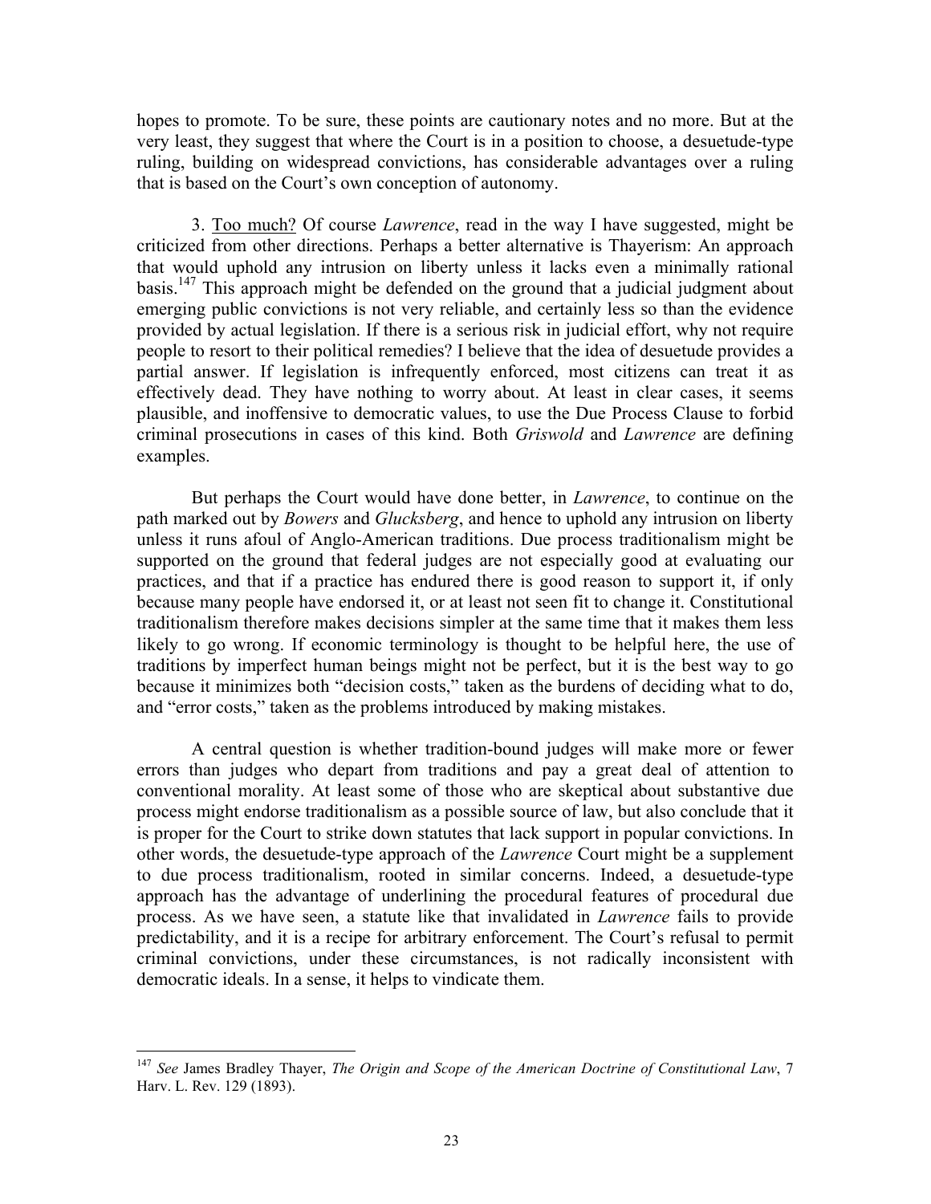hopes to promote. To be sure, these points are cautionary notes and no more. But at the very least, they suggest that where the Court is in a position to choose, a desuetude-type ruling, building on widespread convictions, has considerable advantages over a ruling that is based on the Court's own conception of autonomy.

3. Too much? Of course *Lawrence*, read in the way I have suggested, might be criticized from other directions. Perhaps a better alternative is Thayerism: An approach that would uphold any intrusion on liberty unless it lacks even a minimally rational basis.[147] This approach might be defended on the ground that a judicial judgment about emerging public convictions is not very reliable, and certainly less so than the evidence provided by actual legislation. If there is a serious risk in judicial effort, why not require people to resort to their political remedies? I believe that the idea of desuetude provides a partial answer. If legislation is infrequently enforced, most citizens can treat it as effectively dead. They have nothing to worry about. At least in clear cases, it seems plausible, and inoffensive to democratic values, to use the Due Process Clause to forbid criminal prosecutions in cases of this kind. Both *Griswold* and *Lawrence* are defining examples.

But perhaps the Court would have done better, in *Lawrence*, to continue on the path marked out by *Bowers* and *Glucksberg*, and hence to uphold any intrusion on liberty unless it runs afoul of Anglo-American traditions. Due process traditionalism might be supported on the ground that federal judges are not especially good at evaluating our practices, and that if a practice has endured there is good reason to support it, if only because many people have endorsed it, or at least not seen fit to change it. Constitutional traditionalism therefore makes decisions simpler at the same time that it makes them less likely to go wrong. If economic terminology is thought to be helpful here, the use of traditions by imperfect human beings might not be perfect, but it is the best way to go because it minimizes both "decision costs," taken as the burdens of deciding what to do, and "error costs," taken as the problems introduced by making mistakes.

A central question is whether tradition-bound judges will make more or fewer errors than judges who depart from traditions and pay a great deal of attention to conventional morality. At least some of those who are skeptical about substantive due process might endorse traditionalism as a possible source of law, but also conclude that it is proper for the Court to strike down statutes that lack support in popular convictions. In other words, the desuetude-type approach of the *Lawrence* Court might be a supplement to due process traditionalism, rooted in similar concerns. Indeed, a desuetude-type approach has the advantage of underlining the procedural features of procedural due process. As we have seen, a statute like that invalidated in *Lawrence* fails to provide predictability, and it is a recipe for arbitrary enforcement. The Court's refusal to permit criminal convictions, under these circumstances, is not radically inconsistent with democratic ideals. In a sense, it helps to vindicate them.

---

[147] *See* James Bradley Thayer, *The Origin and Scope of the American Doctrine of Constitutional Law*, 7 Harv. L. Rev. 129 (1893).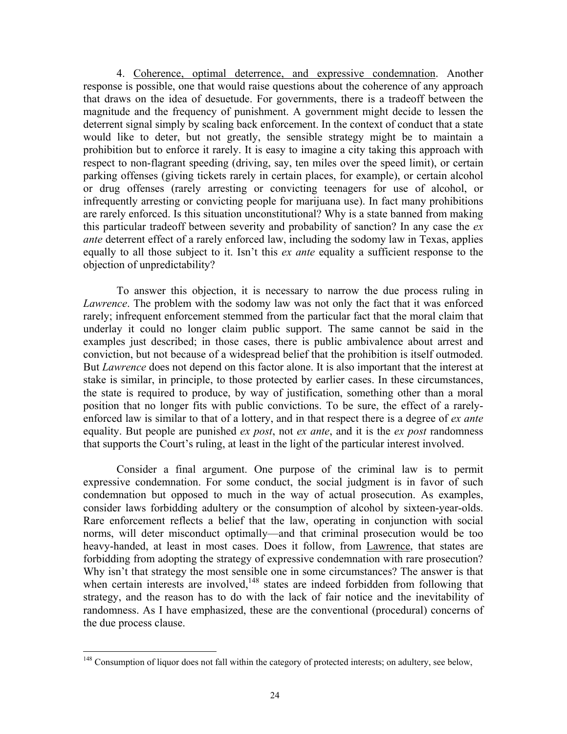4. Coherence, optimal deterrence, and expressive condemnation. Another response is possible, one that would raise questions about the coherence of any approach that draws on the idea of desuetude. For governments, there is a tradeoff between the magnitude and the frequency of punishment. A government might decide to lessen the deterrent signal simply by scaling back enforcement. In the context of conduct that a state would like to deter, but not greatly, the sensible strategy might be to maintain a prohibition but to enforce it rarely. It is easy to imagine a city taking this approach with respect to non-flagrant speeding (driving, say, ten miles over the speed limit), or certain parking offenses (giving tickets rarely in certain places, for example), or certain alcohol or drug offenses (rarely arresting or convicting teenagers for use of alcohol, or infrequently arresting or convicting people for marijuana use). In fact many prohibitions are rarely enforced. Is this situation unconstitutional? Why is a state banned from making this particular tradeoff between severity and probability of sanction? In any case the *ex ante* deterrent effect of a rarely enforced law, including the sodomy law in Texas, applies equally to all those subject to it. Isn't this *ex ante* equality a sufficient response to the objection of unpredictability?

To answer this objection, it is necessary to narrow the due process ruling in *Lawrence*. The problem with the sodomy law was not only the fact that it was enforced rarely; infrequent enforcement stemmed from the particular fact that the moral claim that underlay it could no longer claim public support. The same cannot be said in the examples just described; in those cases, there is public ambivalence about arrest and conviction, but not because of a widespread belief that the prohibition is itself outmoded. But *Lawrence* does not depend on this factor alone. It is also important that the interest at stake is similar, in principle, to those protected by earlier cases. In these circumstances, the state is required to produce, by way of justification, something other than a moral position that no longer fits with public convictions. To be sure, the effect of a rarely-enforced law is similar to that of a lottery, and in that respect there is a degree of *ex ante* equality. But people are punished *ex post*, not *ex ante*, and it is the *ex post* randomness that supports the Court's ruling, at least in the light of the particular interest involved.

Consider a final argument. One purpose of the criminal law is to permit expressive condemnation. For some conduct, the social judgment is in favor of such condemnation but opposed to much in the way of actual prosecution. As examples, consider laws forbidding adultery or the consumption of alcohol by sixteen-year-olds. Rare enforcement reflects a belief that the law, operating in conjunction with social norms, will deter misconduct optimally—and that criminal prosecution would be too heavy-handed, at least in most cases. Does it follow, from Lawrence, that states are forbidding from adopting the strategy of expressive condemnation with rare prosecution? Why isn't that strategy the most sensible one in some circumstances? The answer is that when certain interests are involved,[148] states are indeed forbidden from following that strategy, and the reason has to do with the lack of fair notice and the inevitability of randomness. As I have emphasized, these are the conventional (procedural) concerns of the due process clause.

---

[148] Consumption of liquor does not fall within the category of protected interests; on adultery, see below,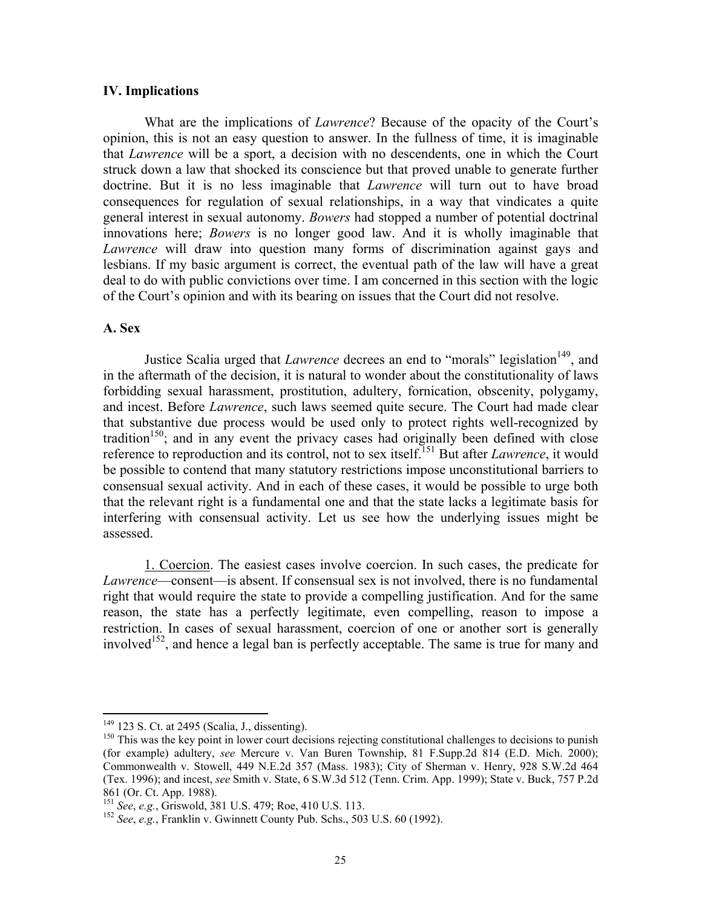## IV. Implications

What are the implications of *Lawrence*? Because of the opacity of the Court's opinion, this is not an easy question to answer. In the fullness of time, it is imaginable that *Lawrence* will be a sport, a decision with no descendents, one in which the Court struck down a law that shocked its conscience but that proved unable to generate further doctrine. But it is no less imaginable that *Lawrence* will turn out to have broad consequences for regulation of sexual relationships, in a way that vindicates a quite general interest in sexual autonomy. *Bowers* had stopped a number of potential doctrinal innovations here; *Bowers* is no longer good law. And it is wholly imaginable that *Lawrence* will draw into question many forms of discrimination against gays and lesbians. If my basic argument is correct, the eventual path of the law will have a great deal to do with public convictions over time. I am concerned in this section with the logic of the Court's opinion and with its bearing on issues that the Court did not resolve.

### A. Sex

Justice Scalia urged that *Lawrence* decrees an end to "morals" legislation[149], and in the aftermath of the decision, it is natural to wonder about the constitutionality of laws forbidding sexual harassment, prostitution, adultery, fornication, obscenity, polygamy, and incest. Before *Lawrence*, such laws seemed quite secure. The Court had made clear that substantive due process would be used only to protect rights well-recognized by tradition[150]; and in any event the privacy cases had originally been defined with close reference to reproduction and its control, not to sex itself.[151] But after *Lawrence*, it would be possible to contend that many statutory restrictions impose unconstitutional barriers to consensual sexual activity. And in each of these cases, it would be possible to urge both that the relevant right is a fundamental one and that the state lacks a legitimate basis for interfering with consensual activity. Let us see how the underlying issues might be assessed.

1. Coercion. The easiest cases involve coercion. In such cases, the predicate for *Lawrence*—consent—is absent. If consensual sex is not involved, there is no fundamental right that would require the state to provide a compelling justification. And for the same reason, the state has a perfectly legitimate, even compelling, reason to impose a restriction. In cases of sexual harassment, coercion of one or another sort is generally involved[152], and hence a legal ban is perfectly acceptable. The same is true for many and

---

[149] 123 S. Ct. at 2495 (Scalia, J., dissenting).

[150] This was the key point in lower court decisions rejecting constitutional challenges to decisions to punish (for example) adultery, *see* Mercure v. Van Buren Township, 81 F.Supp.2d 814 (E.D. Mich. 2000); Commonwealth v. Stowell, 449 N.E.2d 357 (Mass. 1983); City of Sherman v. Henry, 928 S.W.2d 464 (Tex. 1996); and incest, *see* Smith v. State, 6 S.W.3d 512 (Tenn. Crim. App. 1999); State v. Buck, 757 P.2d 861 (Or. Ct. App. 1988).

[151] *See*, *e.g.*, Griswold, 381 U.S. 479; Roe, 410 U.S. 113.

[152] *See*, *e.g.*, Franklin v. Gwinnett County Pub. Schs., 503 U.S. 60 (1992).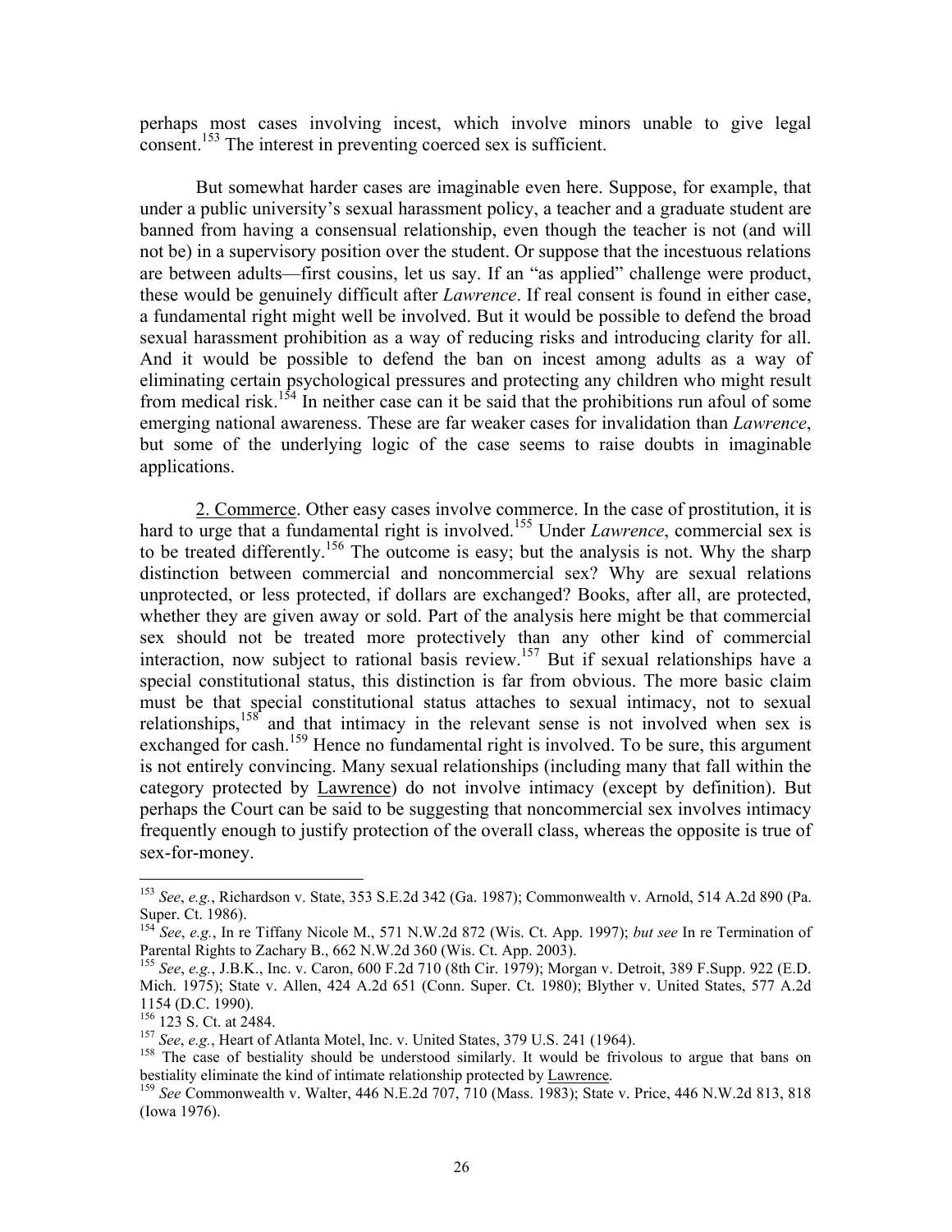perhaps most cases involving incest, which involve minors unable to give legal consent.[153] The interest in preventing coerced sex is sufficient.

But somewhat harder cases are imaginable even here. Suppose, for example, that under a public university's sexual harassment policy, a teacher and a graduate student are banned from having a consensual relationship, even though the teacher is not (and will not be) in a supervisory position over the student. Or suppose that the incestuous relations are between adults—first cousins, let us say. If an "as applied" challenge were product, these would be genuinely difficult after *Lawrence*. If real consent is found in either case, a fundamental right might well be involved. But it would be possible to defend the broad sexual harassment prohibition as a way of reducing risks and introducing clarity for all. And it would be possible to defend the ban on incest among adults as a way of eliminating certain psychological pressures and protecting any children who might result from medical risk.[154] In neither case can it be said that the prohibitions run afoul of some emerging national awareness. These are far weaker cases for invalidation than *Lawrence*, but some of the underlying logic of the case seems to raise doubts in imaginable applications.

<u>2. Commerce</u>. Other easy cases involve commerce. In the case of prostitution, it is hard to urge that a fundamental right is involved.[155] Under *Lawrence*, commercial sex is to be treated differently.[156] The outcome is easy; but the analysis is not. Why the sharp distinction between commercial and noncommercial sex? Why are sexual relations unprotected, or less protected, if dollars are exchanged? Books, after all, are protected, whether they are given away or sold. Part of the analysis here might be that commercial sex should not be treated more protectively than any other kind of commercial interaction, now subject to rational basis review.[157] But if sexual relationships have a special constitutional status, this distinction is far from obvious. The more basic claim must be that special constitutional status attaches to sexual intimacy, not to sexual relationships,[158] and that intimacy in the relevant sense is not involved when sex is exchanged for cash.[159] Hence no fundamental right is involved. To be sure, this argument is not entirely convincing. Many sexual relationships (including many that fall within the category protected by <u>Lawrence</u>) do not involve intimacy (except by definition). But perhaps the Court can be said to be suggesting that noncommercial sex involves intimacy frequently enough to justify protection of the overall class, whereas the opposite is true of sex-for-money.

---

[153] *See*, *e.g.*, Richardson v. State, 353 S.E.2d 342 (Ga. 1987); Commonwealth v. Arnold, 514 A.2d 890 (Pa. Super. Ct. 1986).

[154] *See*, *e.g.*, In re Tiffany Nicole M., 571 N.W.2d 872 (Wis. Ct. App. 1997); *but see* In re Termination of Parental Rights to Zachary B., 662 N.W.2d 360 (Wis. Ct. App. 2003).

[155] *See*, *e.g.*, J.B.K., Inc. v. Caron, 600 F.2d 710 (8th Cir. 1979); Morgan v. Detroit, 389 F.Supp. 922 (E.D. Mich. 1975); State v. Allen, 424 A.2d 651 (Conn. Super. Ct. 1980); Blyther v. United States, 577 A.2d 1154 (D.C. 1990).

[156] 123 S. Ct. at 2484.

[157] *See*, *e.g.*, Heart of Atlanta Motel, Inc. v. United States, 379 U.S. 241 (1964).

[158] The case of bestiality should be understood similarly. It would be frivolous to argue that bans on bestiality eliminate the kind of intimate relationship protected by <u>Lawrence</u>.

[159] *See* Commonwealth v. Walter, 446 N.E.2d 707, 710 (Mass. 1983); State v. Price, 446 N.W.2d 813, 818 (Iowa 1976).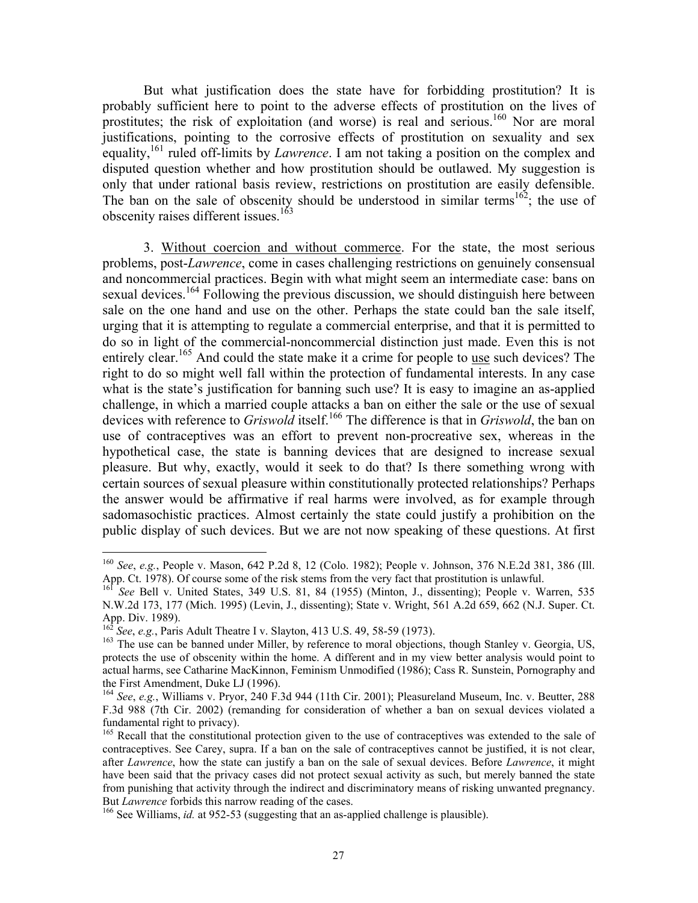But what justification does the state have for forbidding prostitution? It is probably sufficient here to point to the adverse effects of prostitution on the lives of prostitutes; the risk of exploitation (and worse) is real and serious.[160] Nor are moral justifications, pointing to the corrosive effects of prostitution on sexuality and sex equality,[161] ruled off-limits by *Lawrence*. I am not taking a position on the complex and disputed question whether and how prostitution should be outlawed. My suggestion is only that under rational basis review, restrictions on prostitution are easily defensible. The ban on the sale of obscenity should be understood in similar terms[162]; the use of obscenity raises different issues.[163]

3. <u>Without coercion and without commerce</u>. For the state, the most serious problems, post-*Lawrence*, come in cases challenging restrictions on genuinely consensual and noncommercial practices. Begin with what might seem an intermediate case: bans on sexual devices.[164] Following the previous discussion, we should distinguish here between sale on the one hand and use on the other. Perhaps the state could ban the sale itself, urging that it is attempting to regulate a commercial enterprise, and that it is permitted to do so in light of the commercial-noncommercial distinction just made. Even this is not entirely clear.[165] And could the state make it a crime for people to <u>use</u> such devices? The right to do so might well fall within the protection of fundamental interests. In any case what is the state's justification for banning such use? It is easy to imagine an as-applied challenge, in which a married couple attacks a ban on either the sale or the use of sexual devices with reference to *Griswold* itself.[166] The difference is that in *Griswold*, the ban on use of contraceptives was an effort to prevent non-procreative sex, whereas in the hypothetical case, the state is banning devices that are designed to increase sexual pleasure. But why, exactly, would it seek to do that? Is there something wrong with certain sources of sexual pleasure within constitutionally protected relationships? Perhaps the answer would be affirmative if real harms were involved, as for example through sadomasochistic practices. Almost certainly the state could justify a prohibition on the public display of such devices. But we are not now speaking of these questions. At first

---

[160] *See*, *e.g.*, People v. Mason, 642 P.2d 8, 12 (Colo. 1982); People v. Johnson, 376 N.E.2d 381, 386 (Ill. App. Ct. 1978). Of course some of the risk stems from the very fact that prostitution is unlawful.

[161] *See* Bell v. United States, 349 U.S. 81, 84 (1955) (Minton, J., dissenting); People v. Warren, 535 N.W.2d 173, 177 (Mich. 1995) (Levin, J., dissenting); State v. Wright, 561 A.2d 659, 662 (N.J. Super. Ct. App. Div. 1989).

[162] *See*, *e.g.*, Paris Adult Theatre I v. Slayton, 413 U.S. 49, 58-59 (1973).

[163] The use can be banned under Miller, by reference to moral objections, though Stanley v. Georgia, US, protects the use of obscenity within the home. A different and in my view better analysis would point to actual harms, see Catharine MacKinnon, Feminism Unmodified (1986); Cass R. Sunstein, Pornography and the First Amendment, Duke LJ (1996).

[164] *See*, *e.g.*, Williams v. Pryor, 240 F.3d 944 (11th Cir. 2001); Pleasureland Museum, Inc. v. Beutter, 288 F.3d 988 (7th Cir. 2002) (remanding for consideration of whether a ban on sexual devices violated a fundamental right to privacy).

[165] Recall that the constitutional protection given to the use of contraceptives was extended to the sale of contraceptives. See Carey, supra. If a ban on the sale of contraceptives cannot be justified, it is not clear, after *Lawrence*, how the state can justify a ban on the sale of sexual devices. Before *Lawrence*, it might have been said that the privacy cases did not protect sexual activity as such, but merely banned the state from punishing that activity through the indirect and discriminatory means of risking unwanted pregnancy. But *Lawrence* forbids this narrow reading of the cases.

[166] See Williams, *id.* at 952-53 (suggesting that an as-applied challenge is plausible).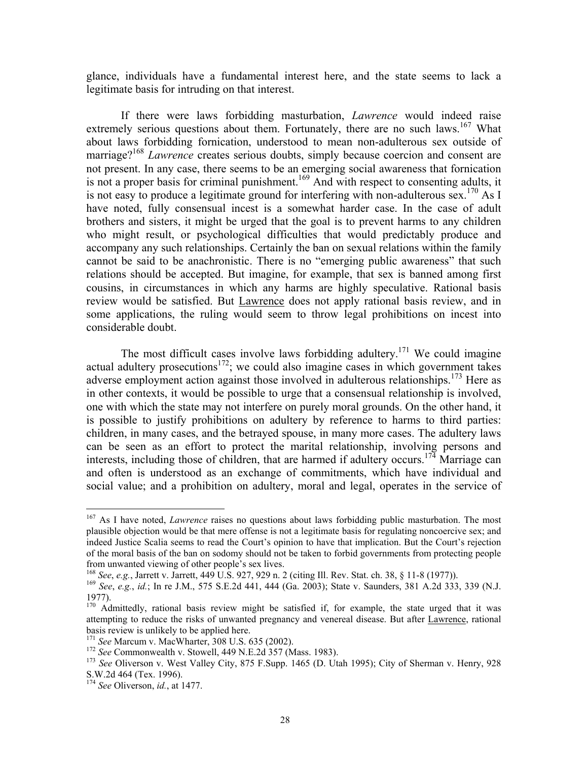glance, individuals have a fundamental interest here, and the state seems to lack a legitimate basis for intruding on that interest.

If there were laws forbidding masturbation, *Lawrence* would indeed raise extremely serious questions about them. Fortunately, there are no such laws.[167] What about laws forbidding fornication, understood to mean non-adulterous sex outside of marriage?[168] *Lawrence* creates serious doubts, simply because coercion and consent are not present. In any case, there seems to be an emerging social awareness that fornication is not a proper basis for criminal punishment.[169] And with respect to consenting adults, it is not easy to produce a legitimate ground for interfering with non-adulterous sex.[170] As I have noted, fully consensual incest is a somewhat harder case. In the case of adult brothers and sisters, it might be urged that the goal is to prevent harms to any children who might result, or psychological difficulties that would predictably produce and accompany any such relationships. Certainly the ban on sexual relations within the family cannot be said to be anachronistic. There is no "emerging public awareness" that such relations should be accepted. But imagine, for example, that sex is banned among first cousins, in circumstances in which any harms are highly speculative. Rational basis review would be satisfied. But Lawrence does not apply rational basis review, and in some applications, the ruling would seem to throw legal prohibitions on incest into considerable doubt.

The most difficult cases involve laws forbidding adultery.[171] We could imagine actual adultery prosecutions[172]; we could also imagine cases in which government takes adverse employment action against those involved in adulterous relationships.[173] Here as in other contexts, it would be possible to urge that a consensual relationship is involved, one with which the state may not interfere on purely moral grounds. On the other hand, it is possible to justify prohibitions on adultery by reference to harms to third parties: children, in many cases, and the betrayed spouse, in many more cases. The adultery laws can be seen as an effort to protect the marital relationship, involving persons and interests, including those of children, that are harmed if adultery occurs.[174] Marriage can and often is understood as an exchange of commitments, which have individual and social value; and a prohibition on adultery, moral and legal, operates in the service of

---

[167] As I have noted, *Lawrence* raises no questions about laws forbidding public masturbation. The most plausible objection would be that mere offense is not a legitimate basis for regulating noncoercive sex; and indeed Justice Scalia seems to read the Court's opinion to have that implication. But the Court's rejection of the moral basis of the ban on sodomy should not be taken to forbid governments from protecting people from unwanted viewing of other people's sex lives.

[168] *See*, *e.g.*, Jarrett v. Jarrett, 449 U.S. 927, 929 n. 2 (citing Ill. Rev. Stat. ch. 38, § 11-8 (1977)).

[169] *See*, *e.g.*, *id.*; In re J.M., 575 S.E.2d 441, 444 (Ga. 2003); State v. Saunders, 381 A.2d 333, 339 (N.J. 1977).

[170] Admittedly, rational basis review might be satisfied if, for example, the state urged that it was attempting to reduce the risks of unwanted pregnancy and venereal disease. But after Lawrence, rational basis review is unlikely to be applied here.

[171] *See* Marcum v. MacWharter, 308 U.S. 635 (2002).

[172] *See* Commonwealth v. Stowell, 449 N.E.2d 357 (Mass. 1983).

[173] *See* Oliverson v. West Valley City, 875 F.Supp. 1465 (D. Utah 1995); City of Sherman v. Henry, 928 S.W.2d 464 (Tex. 1996).

[174] *See* Oliverson, *id.*, at 1477.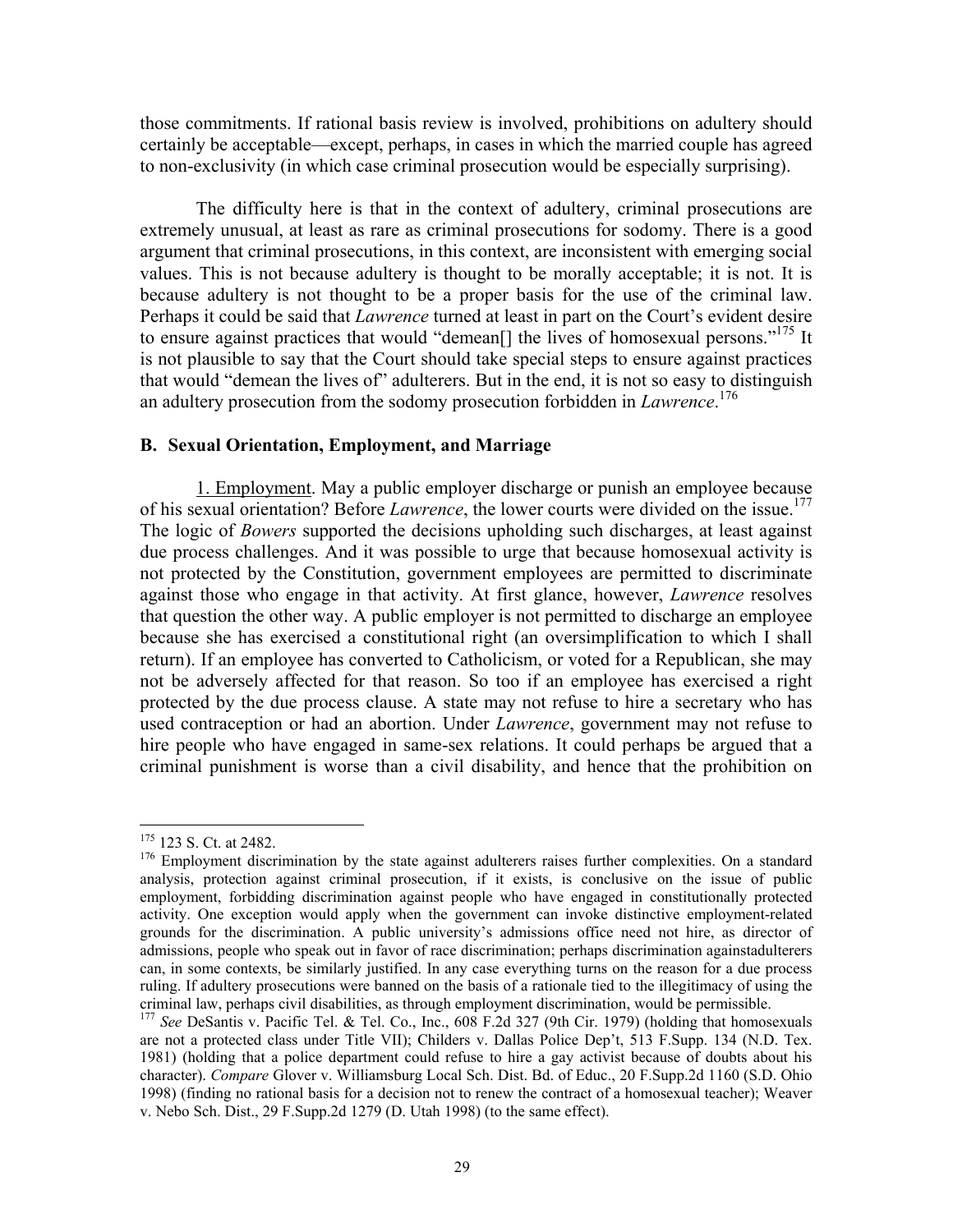those commitments. If rational basis review is involved, prohibitions on adultery should certainly be acceptable—except, perhaps, in cases in which the married couple has agreed to non-exclusivity (in which case criminal prosecution would be especially surprising).

The difficulty here is that in the context of adultery, criminal prosecutions are extremely unusual, at least as rare as criminal prosecutions for sodomy. There is a good argument that criminal prosecutions, in this context, are inconsistent with emerging social values. This is not because adultery is thought to be morally acceptable; it is not. It is because adultery is not thought to be a proper basis for the use of the criminal law. Perhaps it could be said that *Lawrence* turned at least in part on the Court's evident desire to ensure against practices that would "demean[] the lives of homosexual persons."[175] It is not plausible to say that the Court should take special steps to ensure against practices that would "demean the lives of" adulterers. But in the end, it is not so easy to distinguish an adultery prosecution from the sodomy prosecution forbidden in *Lawrence*.[176]

### B. Sexual Orientation, Employment, and Marriage

1. Employment. May a public employer discharge or punish an employee because of his sexual orientation? Before *Lawrence*, the lower courts were divided on the issue.[177] The logic of *Bowers* supported the decisions upholding such discharges, at least against due process challenges. And it was possible to urge that because homosexual activity is not protected by the Constitution, government employees are permitted to discriminate against those who engage in that activity. At first glance, however, *Lawrence* resolves that question the other way. A public employer is not permitted to discharge an employee because she has exercised a constitutional right (an oversimplification to which I shall return). If an employee has converted to Catholicism, or voted for a Republican, she may not be adversely affected for that reason. So too if an employee has exercised a right protected by the due process clause. A state may not refuse to hire a secretary who has used contraception or had an abortion. Under *Lawrence*, government may not refuse to hire people who have engaged in same-sex relations. It could perhaps be argued that a criminal punishment is worse than a civil disability, and hence that the prohibition on

---

[175] 123 S. Ct. at 2482.

[176] Employment discrimination by the state against adulterers raises further complexities. On a standard analysis, protection against criminal prosecution, if it exists, is conclusive on the issue of public employment, forbidding discrimination against people who have engaged in constitutionally protected activity. One exception would apply when the government can invoke distinctive employment-related grounds for the discrimination. A public university's admissions office need not hire, as director of admissions, people who speak out in favor of race discrimination; perhaps discrimination againstadulterers can, in some contexts, be similarly justified. In any case everything turns on the reason for a due process ruling. If adultery prosecutions were banned on the basis of a rationale tied to the illegitimacy of using the criminal law, perhaps civil disabilities, as through employment discrimination, would be permissible.

[177] *See* DeSantis v. Pacific Tel. & Tel. Co., Inc., 608 F.2d 327 (9th Cir. 1979) (holding that homosexuals are not a protected class under Title VII); Childers v. Dallas Police Dep't, 513 F.Supp. 134 (N.D. Tex. 1981) (holding that a police department could refuse to hire a gay activist because of doubts about his character). *Compare* Glover v. Williamsburg Local Sch. Dist. Bd. of Educ., 20 F.Supp.2d 1160 (S.D. Ohio 1998) (finding no rational basis for a decision not to renew the contract of a homosexual teacher); Weaver v. Nebo Sch. Dist., 29 F.Supp.2d 1279 (D. Utah 1998) (to the same effect).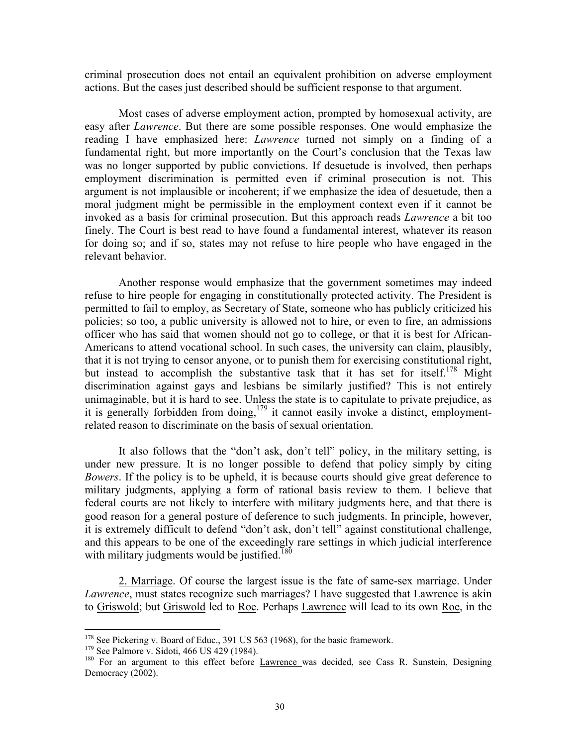criminal prosecution does not entail an equivalent prohibition on adverse employment actions. But the cases just described should be sufficient response to that argument.

Most cases of adverse employment action, prompted by homosexual activity, are easy after *Lawrence*. But there are some possible responses. One would emphasize the reading I have emphasized here: *Lawrence* turned not simply on a finding of a fundamental right, but more importantly on the Court's conclusion that the Texas law was no longer supported by public convictions. If desuetude is involved, then perhaps employment discrimination is permitted even if criminal prosecution is not. This argument is not implausible or incoherent; if we emphasize the idea of desuetude, then a moral judgment might be permissible in the employment context even if it cannot be invoked as a basis for criminal prosecution. But this approach reads *Lawrence* a bit too finely. The Court is best read to have found a fundamental interest, whatever its reason for doing so; and if so, states may not refuse to hire people who have engaged in the relevant behavior.

Another response would emphasize that the government sometimes may indeed refuse to hire people for engaging in constitutionally protected activity. The President is permitted to fail to employ, as Secretary of State, someone who has publicly criticized his policies; so too, a public university is allowed not to hire, or even to fire, an admissions officer who has said that women should not go to college, or that it is best for African-Americans to attend vocational school. In such cases, the university can claim, plausibly, that it is not trying to censor anyone, or to punish them for exercising constitutional right, but instead to accomplish the substantive task that it has set for itself.[178] Might discrimination against gays and lesbians be similarly justified? This is not entirely unimaginable, but it is hard to see. Unless the state is to capitulate to private prejudice, as it is generally forbidden from doing,[179] it cannot easily invoke a distinct, employment-related reason to discriminate on the basis of sexual orientation.

It also follows that the "don't ask, don't tell" policy, in the military setting, is under new pressure. It is no longer possible to defend that policy simply by citing *Bowers*. If the policy is to be upheld, it is because courts should give great deference to military judgments, applying a form of rational basis review to them. I believe that federal courts are not likely to interfere with military judgments here, and that there is good reason for a general posture of deference to such judgments. In principle, however, it is extremely difficult to defend "don't ask, don't tell" against constitutional challenge, and this appears to be one of the exceedingly rare settings in which judicial interference with military judgments would be justified.[180]

<u>2. Marriage</u>. Of course the largest issue is the fate of same-sex marriage. Under *Lawrence*, must states recognize such marriages? I have suggested that <u>Lawrence</u> is akin to <u>Griswold</u>; but <u>Griswold</u> led to <u>Roe</u>. Perhaps <u>Lawrence</u> will lead to its own <u>Roe</u>, in the

---

[178] See Pickering v. Board of Educ., 391 US 563 (1968), for the basic framework.

[179] See Palmore v. Sidoti, 466 US 429 (1984).

[180] For an argument to this effect before <u>Lawrence</u> was decided, see Cass R. Sunstein, Designing Democracy (2002).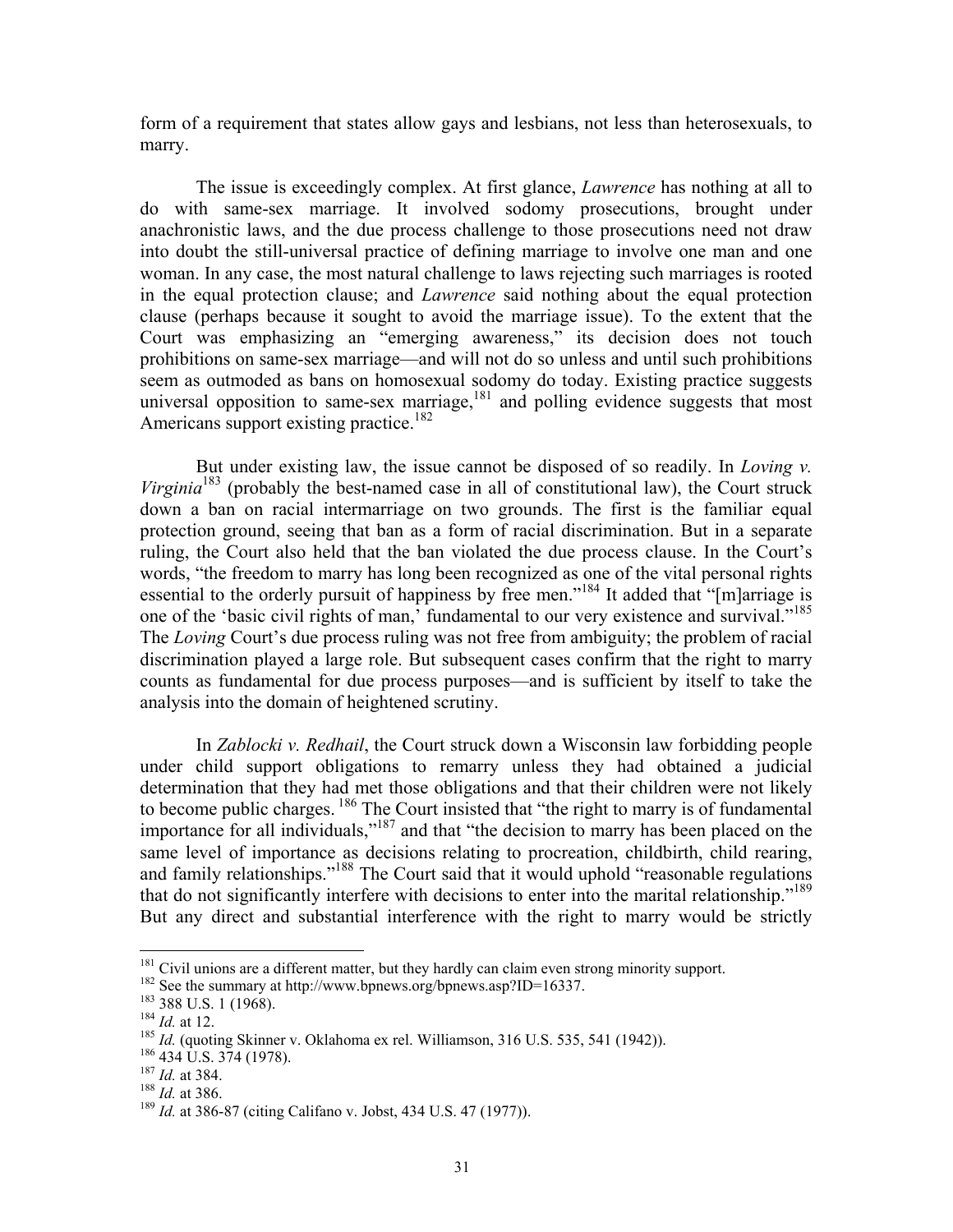form of a requirement that states allow gays and lesbians, not less than heterosexuals, to marry.

The issue is exceedingly complex. At first glance, *Lawrence* has nothing at all to do with same-sex marriage. It involved sodomy prosecutions, brought under anachronistic laws, and the due process challenge to those prosecutions need not draw into doubt the still-universal practice of defining marriage to involve one man and one woman. In any case, the most natural challenge to laws rejecting such marriages is rooted in the equal protection clause; and *Lawrence* said nothing about the equal protection clause (perhaps because it sought to avoid the marriage issue). To the extent that the Court was emphasizing an "emerging awareness," its decision does not touch prohibitions on same-sex marriage—and will not do so unless and until such prohibitions seem as outmoded as bans on homosexual sodomy do today. Existing practice suggests universal opposition to same-sex marriage,[181] and polling evidence suggests that most Americans support existing practice.[182]

But under existing law, the issue cannot be disposed of so readily. In *Loving v. Virginia*[183] (probably the best-named case in all of constitutional law), the Court struck down a ban on racial intermarriage on two grounds. The first is the familiar equal protection ground, seeing that ban as a form of racial discrimination. But in a separate ruling, the Court also held that the ban violated the due process clause. In the Court's words, "the freedom to marry has long been recognized as one of the vital personal rights essential to the orderly pursuit of happiness by free men."[184] It added that "[m]arriage is one of the 'basic civil rights of man,' fundamental to our very existence and survival."[185] The *Loving* Court's due process ruling was not free from ambiguity; the problem of racial discrimination played a large role. But subsequent cases confirm that the right to marry counts as fundamental for due process purposes—and is sufficient by itself to take the analysis into the domain of heightened scrutiny.

In *Zablocki v. Redhail*, the Court struck down a Wisconsin law forbidding people under child support obligations to remarry unless they had obtained a judicial determination that they had met those obligations and that their children were not likely to become public charges.[186] The Court insisted that "the right to marry is of fundamental importance for all individuals,"[187] and that "the decision to marry has been placed on the same level of importance as decisions relating to procreation, childbirth, child rearing, and family relationships."[188] The Court said that it would uphold "reasonable regulations that do not significantly interfere with decisions to enter into the marital relationship."[189] But any direct and substantial interference with the right to marry would be strictly

---

[181] Civil unions are a different matter, but they hardly can claim even strong minority support.

[182] See the summary at http://www.bpnews.org/bpnews.asp?ID=16337.

[183] 388 U.S. 1 (1968).

[184] *Id.* at 12.

[185] *Id.* (quoting Skinner v. Oklahoma ex rel. Williamson, 316 U.S. 535, 541 (1942)).

[186] 434 U.S. 374 (1978).

[187] *Id.* at 384.

[188] *Id.* at 386.

[189] *Id.* at 386-87 (citing Califano v. Jobst, 434 U.S. 47 (1977)).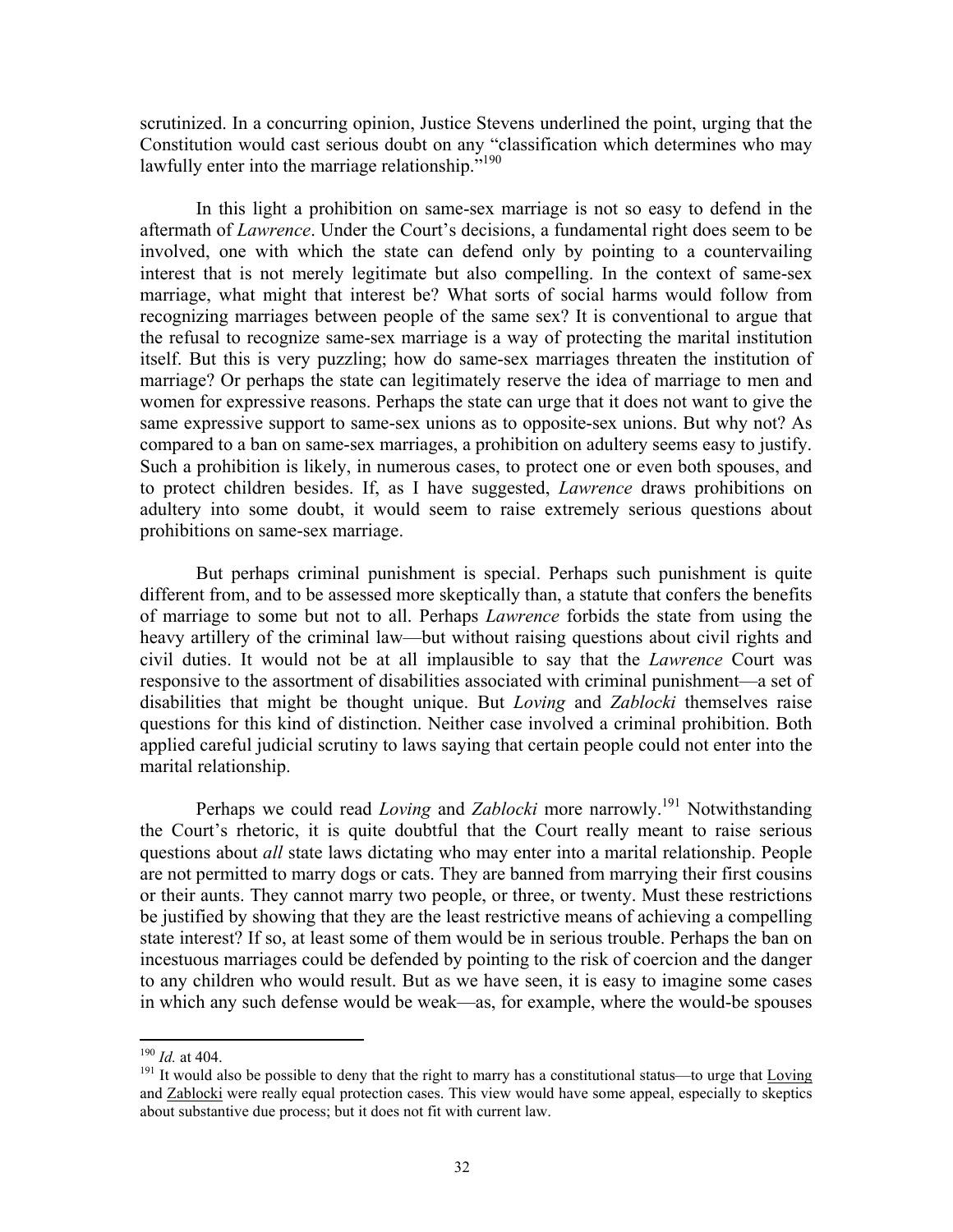scrutinized. In a concurring opinion, Justice Stevens underlined the point, urging that the Constitution would cast serious doubt on any "classification which determines who may lawfully enter into the marriage relationship."[190]

In this light a prohibition on same-sex marriage is not so easy to defend in the aftermath of *Lawrence*. Under the Court's decisions, a fundamental right does seem to be involved, one with which the state can defend only by pointing to a countervailing interest that is not merely legitimate but also compelling. In the context of same-sex marriage, what might that interest be? What sorts of social harms would follow from recognizing marriages between people of the same sex? It is conventional to argue that the refusal to recognize same-sex marriage is a way of protecting the marital institution itself. But this is very puzzling; how do same-sex marriages threaten the institution of marriage? Or perhaps the state can legitimately reserve the idea of marriage to men and women for expressive reasons. Perhaps the state can urge that it does not want to give the same expressive support to same-sex unions as to opposite-sex unions. But why not? As compared to a ban on same-sex marriages, a prohibition on adultery seems easy to justify. Such a prohibition is likely, in numerous cases, to protect one or even both spouses, and to protect children besides. If, as I have suggested, *Lawrence* draws prohibitions on adultery into some doubt, it would seem to raise extremely serious questions about prohibitions on same-sex marriage.

But perhaps criminal punishment is special. Perhaps such punishment is quite different from, and to be assessed more skeptically than, a statute that confers the benefits of marriage to some but not to all. Perhaps *Lawrence* forbids the state from using the heavy artillery of the criminal law—but without raising questions about civil rights and civil duties. It would not be at all implausible to say that the *Lawrence* Court was responsive to the assortment of disabilities associated with criminal punishment—a set of disabilities that might be thought unique. But *Loving* and *Zablocki* themselves raise questions for this kind of distinction. Neither case involved a criminal prohibition. Both applied careful judicial scrutiny to laws saying that certain people could not enter into the marital relationship.

Perhaps we could read *Loving* and *Zablocki* more narrowly.[191] Notwithstanding the Court's rhetoric, it is quite doubtful that the Court really meant to raise serious questions about *all* state laws dictating who may enter into a marital relationship. People are not permitted to marry dogs or cats. They are banned from marrying their first cousins or their aunts. They cannot marry two people, or three, or twenty. Must these restrictions be justified by showing that they are the least restrictive means of achieving a compelling state interest? If so, at least some of them would be in serious trouble. Perhaps the ban on incestuous marriages could be defended by pointing to the risk of coercion and the danger to any children who would result. But as we have seen, it is easy to imagine some cases in which any such defense would be weak—as, for example, where the would-be spouses

---

[190] *Id.* at 404.

[191] It would also be possible to deny that the right to marry has a constitutional status—to urge that Loving and Zablocki were really equal protection cases. This view would have some appeal, especially to skeptics about substantive due process; but it does not fit with current law.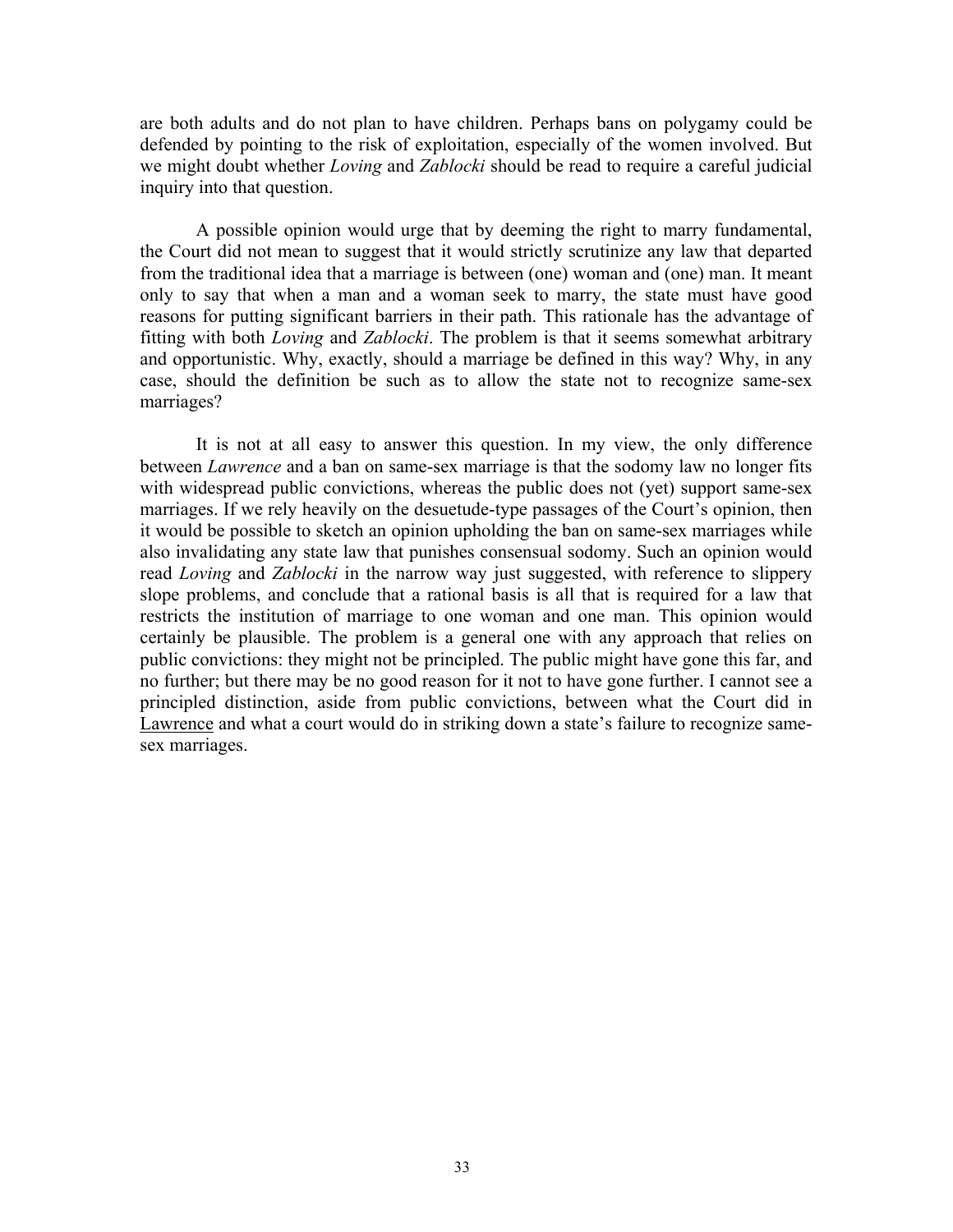are both adults and do not plan to have children. Perhaps bans on polygamy could be defended by pointing to the risk of exploitation, especially of the women involved. But we might doubt whether *Loving* and *Zablocki* should be read to require a careful judicial inquiry into that question.

A possible opinion would urge that by deeming the right to marry fundamental, the Court did not mean to suggest that it would strictly scrutinize any law that departed from the traditional idea that a marriage is between (one) woman and (one) man. It meant only to say that when a man and a woman seek to marry, the state must have good reasons for putting significant barriers in their path. This rationale has the advantage of fitting with both *Loving* and *Zablocki*. The problem is that it seems somewhat arbitrary and opportunistic. Why, exactly, should a marriage be defined in this way? Why, in any case, should the definition be such as to allow the state not to recognize same-sex marriages?

It is not at all easy to answer this question. In my view, the only difference between *Lawrence* and a ban on same-sex marriage is that the sodomy law no longer fits with widespread public convictions, whereas the public does not (yet) support same-sex marriages. If we rely heavily on the desuetude-type passages of the Court's opinion, then it would be possible to sketch an opinion upholding the ban on same-sex marriages while also invalidating any state law that punishes consensual sodomy. Such an opinion would read *Loving* and *Zablocki* in the narrow way just suggested, with reference to slippery slope problems, and conclude that a rational basis is all that is required for a law that restricts the institution of marriage to one woman and one man. This opinion would certainly be plausible. The problem is a general one with any approach that relies on public convictions: they might not be principled. The public might have gone this far, and no further; but there may be no good reason for it not to have gone further. I cannot see a principled distinction, aside from public convictions, between what the Court did in Lawrence and what a court would do in striking down a state's failure to recognize same-sex marriages.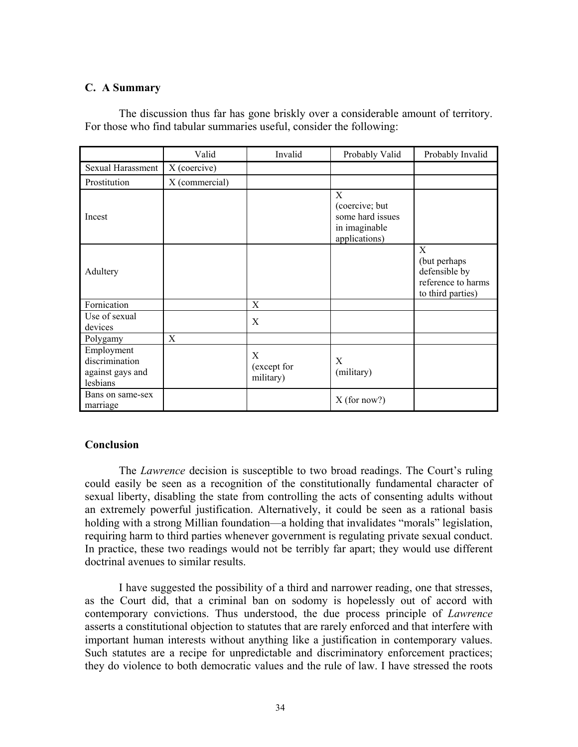### C. A Summary

The discussion thus far has gone briskly over a considerable amount of territory. For those who find tabular summaries useful, consider the following:

| | Valid | Invalid | Probably Valid | Probably Invalid |
|---|---|---|---|---|
| Sexual Harassment | X (coercive) | | | |
| Prostitution | X (commercial) | | | |
| Incest | | | X (coercive; but some hard issues in imaginable applications) | |
| Adultery | | | | X (but perhaps defensible by reference to harms to third parties) |
| Fornication | | X | | |
| Use of sexual devices | | X | | |
| Polygamy | X | | | |
| Employment discrimination against gays and lesbians | | X (except for military) | X (military) | |
| Bans on same-sex marriage | | | X (for now?) | |

## Conclusion

The *Lawrence* decision is susceptible to two broad readings. The Court's ruling could easily be seen as a recognition of the constitutionally fundamental character of sexual liberty, disabling the state from controlling the acts of consenting adults without an extremely powerful justification. Alternatively, it could be seen as a rational basis holding with a strong Millian foundation—a holding that invalidates "morals" legislation, requiring harm to third parties whenever government is regulating private sexual conduct. In practice, these two readings would not be terribly far apart; they would use different doctrinal avenues to similar results.

I have suggested the possibility of a third and narrower reading, one that stresses, as the Court did, that a criminal ban on sodomy is hopelessly out of accord with contemporary convictions. Thus understood, the due process principle of *Lawrence* asserts a constitutional objection to statutes that are rarely enforced and that interfere with important human interests without anything like a justification in contemporary values. Such statutes are a recipe for unpredictable and discriminatory enforcement practices; they do violence to both democratic values and the rule of law. I have stressed the roots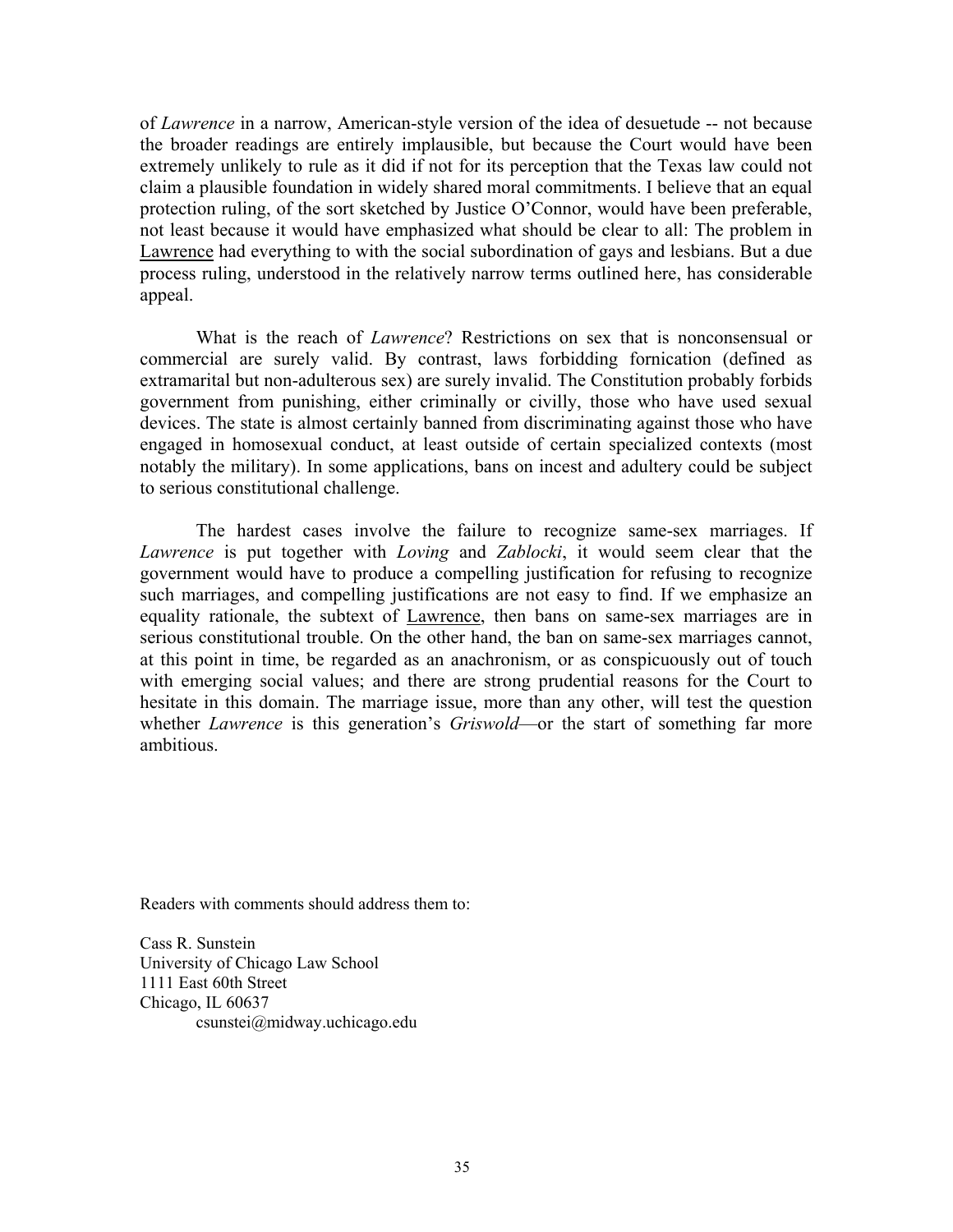of *Lawrence* in a narrow, American-style version of the idea of desuetude -- not because the broader readings are entirely implausible, but because the Court would have been extremely unlikely to rule as it did if not for its perception that the Texas law could not claim a plausible foundation in widely shared moral commitments. I believe that an equal protection ruling, of the sort sketched by Justice O'Connor, would have been preferable, not least because it would have emphasized what should be clear to all: The problem in Lawrence had everything to with the social subordination of gays and lesbians. But a due process ruling, understood in the relatively narrow terms outlined here, has considerable appeal.

What is the reach of *Lawrence*? Restrictions on sex that is nonconsensual or commercial are surely valid. By contrast, laws forbidding fornication (defined as extramarital but non-adulterous sex) are surely invalid. The Constitution probably forbids government from punishing, either criminally or civilly, those who have used sexual devices. The state is almost certainly banned from discriminating against those who have engaged in homosexual conduct, at least outside of certain specialized contexts (most notably the military). In some applications, bans on incest and adultery could be subject to serious constitutional challenge.

The hardest cases involve the failure to recognize same-sex marriages. If *Lawrence* is put together with *Loving* and *Zablocki*, it would seem clear that the government would have to produce a compelling justification for refusing to recognize such marriages, and compelling justifications are not easy to find. If we emphasize an equality rationale, the subtext of Lawrence, then bans on same-sex marriages are in serious constitutional trouble. On the other hand, the ban on same-sex marriages cannot, at this point in time, be regarded as an anachronism, or as conspicuously out of touch with emerging social values; and there are strong prudential reasons for the Court to hesitate in this domain. The marriage issue, more than any other, will test the question whether *Lawrence* is this generation's *Griswold*—or the start of something far more ambitious.

Readers with comments should address them to:

Cass R. Sunstein
University of Chicago Law School
1111 East 60th Street
Chicago, IL 60637
csunstei@midway.uchicago.edu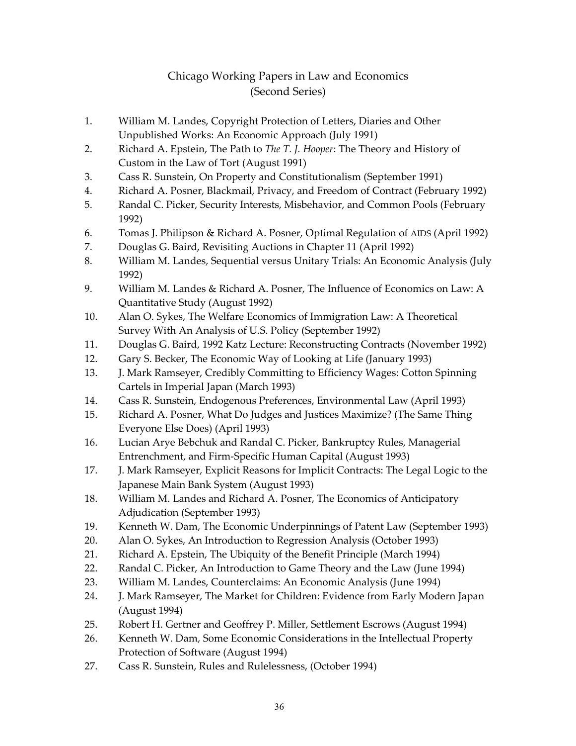# Chicago Working Papers in Law and Economics (Second Series)

1. William M. Landes, Copyright Protection of Letters, Diaries and Other Unpublished Works: An Economic Approach (July 1991)
2. Richard A. Epstein, The Path to *The T. J. Hooper*: The Theory and History of Custom in the Law of Tort (August 1991)
3. Cass R. Sunstein, On Property and Constitutionalism (September 1991)
4. Richard A. Posner, Blackmail, Privacy, and Freedom of Contract (February 1992)
5. Randal C. Picker, Security Interests, Misbehavior, and Common Pools (February 1992)
6. Tomas J. Philipson & Richard A. Posner, Optimal Regulation of AIDS (April 1992)
7. Douglas G. Baird, Revisiting Auctions in Chapter 11 (April 1992)
8. William M. Landes, Sequential versus Unitary Trials: An Economic Analysis (July 1992)
9. William M. Landes & Richard A. Posner, The Influence of Economics on Law: A Quantitative Study (August 1992)
10. Alan O. Sykes, The Welfare Economics of Immigration Law: A Theoretical Survey With An Analysis of U.S. Policy (September 1992)
11. Douglas G. Baird, 1992 Katz Lecture: Reconstructing Contracts (November 1992)
12. Gary S. Becker, The Economic Way of Looking at Life (January 1993)
13. J. Mark Ramseyer, Credibly Committing to Efficiency Wages: Cotton Spinning Cartels in Imperial Japan (March 1993)
14. Cass R. Sunstein, Endogenous Preferences, Environmental Law (April 1993)
15. Richard A. Posner, What Do Judges and Justices Maximize? (The Same Thing Everyone Else Does) (April 1993)
16. Lucian Arye Bebchuk and Randal C. Picker, Bankruptcy Rules, Managerial Entrenchment, and Firm-Specific Human Capital (August 1993)
17. J. Mark Ramseyer, Explicit Reasons for Implicit Contracts: The Legal Logic to the Japanese Main Bank System (August 1993)
18. William M. Landes and Richard A. Posner, The Economics of Anticipatory Adjudication (September 1993)
19. Kenneth W. Dam, The Economic Underpinnings of Patent Law (September 1993)
20. Alan O. Sykes, An Introduction to Regression Analysis (October 1993)
21. Richard A. Epstein, The Ubiquity of the Benefit Principle (March 1994)
22. Randal C. Picker, An Introduction to Game Theory and the Law (June 1994)
23. William M. Landes, Counterclaims: An Economic Analysis (June 1994)
24. J. Mark Ramseyer, The Market for Children: Evidence from Early Modern Japan (August 1994)
25. Robert H. Gertner and Geoffrey P. Miller, Settlement Escrows (August 1994)
26. Kenneth W. Dam, Some Economic Considerations in the Intellectual Property Protection of Software (August 1994)
27. Cass R. Sunstein, Rules and Rulelessness, (October 1994)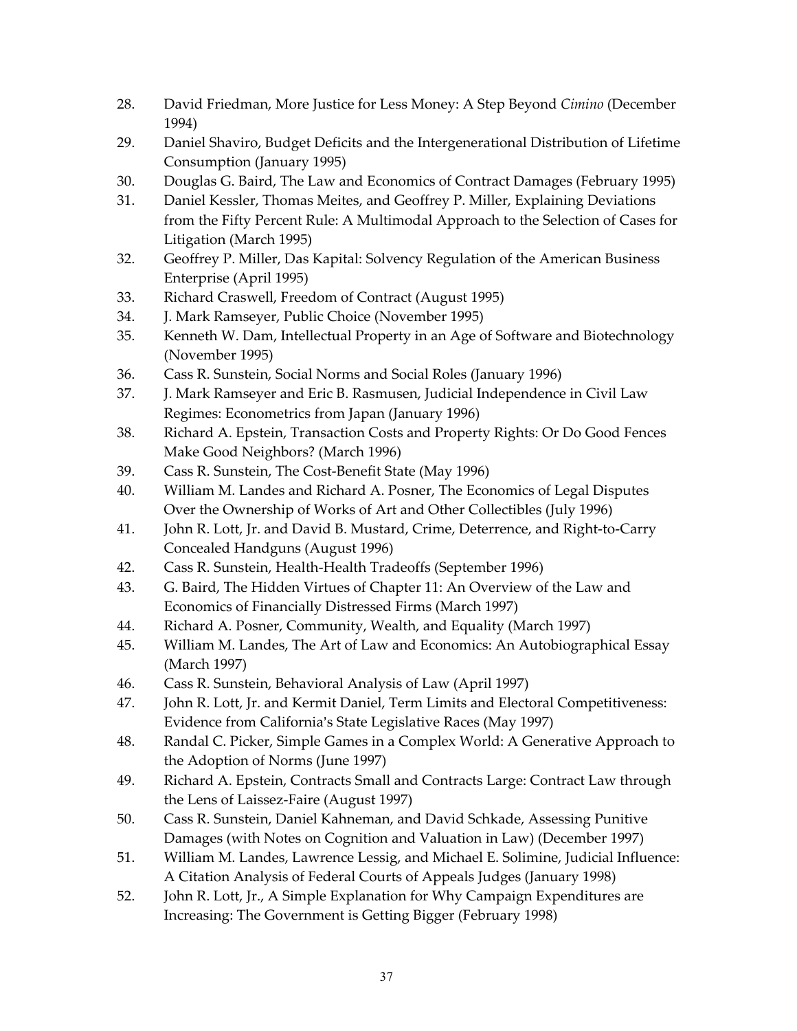28. David Friedman, More Justice for Less Money: A Step Beyond *Cimino* (December 1994)
29. Daniel Shaviro, Budget Deficits and the Intergenerational Distribution of Lifetime Consumption (January 1995)
30. Douglas G. Baird, The Law and Economics of Contract Damages (February 1995)
31. Daniel Kessler, Thomas Meites, and Geoffrey P. Miller, Explaining Deviations from the Fifty Percent Rule: A Multimodal Approach to the Selection of Cases for Litigation (March 1995)
32. Geoffrey P. Miller, Das Kapital: Solvency Regulation of the American Business Enterprise (April 1995)
33. Richard Craswell, Freedom of Contract (August 1995)
34. J. Mark Ramseyer, Public Choice (November 1995)
35. Kenneth W. Dam, Intellectual Property in an Age of Software and Biotechnology (November 1995)
36. Cass R. Sunstein, Social Norms and Social Roles (January 1996)
37. J. Mark Ramseyer and Eric B. Rasmusen, Judicial Independence in Civil Law Regimes: Econometrics from Japan (January 1996)
38. Richard A. Epstein, Transaction Costs and Property Rights: Or Do Good Fences Make Good Neighbors? (March 1996)
39. Cass R. Sunstein, The Cost-Benefit State (May 1996)
40. William M. Landes and Richard A. Posner, The Economics of Legal Disputes Over the Ownership of Works of Art and Other Collectibles (July 1996)
41. John R. Lott, Jr. and David B. Mustard, Crime, Deterrence, and Right-to-Carry Concealed Handguns (August 1996)
42. Cass R. Sunstein, Health-Health Tradeoffs (September 1996)
43. G. Baird, The Hidden Virtues of Chapter 11: An Overview of the Law and Economics of Financially Distressed Firms (March 1997)
44. Richard A. Posner, Community, Wealth, and Equality (March 1997)
45. William M. Landes, The Art of Law and Economics: An Autobiographical Essay (March 1997)
46. Cass R. Sunstein, Behavioral Analysis of Law (April 1997)
47. John R. Lott, Jr. and Kermit Daniel, Term Limits and Electoral Competitiveness: Evidence from California's State Legislative Races (May 1997)
48. Randal C. Picker, Simple Games in a Complex World: A Generative Approach to the Adoption of Norms (June 1997)
49. Richard A. Epstein, Contracts Small and Contracts Large: Contract Law through the Lens of Laissez-Faire (August 1997)
50. Cass R. Sunstein, Daniel Kahneman, and David Schkade, Assessing Punitive Damages (with Notes on Cognition and Valuation in Law) (December 1997)
51. William M. Landes, Lawrence Lessig, and Michael E. Solimine, Judicial Influence: A Citation Analysis of Federal Courts of Appeals Judges (January 1998)
52. John R. Lott, Jr., A Simple Explanation for Why Campaign Expenditures are Increasing: The Government is Getting Bigger (February 1998)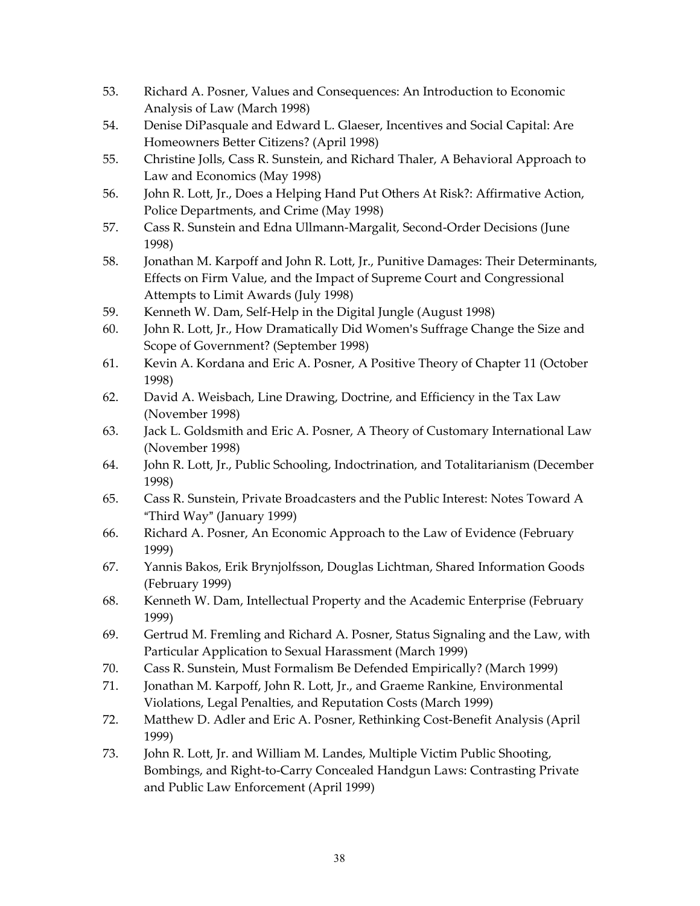53. Richard A. Posner, Values and Consequences: An Introduction to Economic Analysis of Law (March 1998)
54. Denise DiPasquale and Edward L. Glaeser, Incentives and Social Capital: Are Homeowners Better Citizens? (April 1998)
55. Christine Jolls, Cass R. Sunstein, and Richard Thaler, A Behavioral Approach to Law and Economics (May 1998)
56. John R. Lott, Jr., Does a Helping Hand Put Others At Risk?: Affirmative Action, Police Departments, and Crime (May 1998)
57. Cass R. Sunstein and Edna Ullmann-Margalit, Second-Order Decisions (June 1998)
58. Jonathan M. Karpoff and John R. Lott, Jr., Punitive Damages: Their Determinants, Effects on Firm Value, and the Impact of Supreme Court and Congressional Attempts to Limit Awards (July 1998)
59. Kenneth W. Dam, Self-Help in the Digital Jungle (August 1998)
60. John R. Lott, Jr., How Dramatically Did Women's Suffrage Change the Size and Scope of Government? (September 1998)
61. Kevin A. Kordana and Eric A. Posner, A Positive Theory of Chapter 11 (October 1998)
62. David A. Weisbach, Line Drawing, Doctrine, and Efficiency in the Tax Law (November 1998)
63. Jack L. Goldsmith and Eric A. Posner, A Theory of Customary International Law (November 1998)
64. John R. Lott, Jr., Public Schooling, Indoctrination, and Totalitarianism (December 1998)
65. Cass R. Sunstein, Private Broadcasters and the Public Interest: Notes Toward A "Third Way" (January 1999)
66. Richard A. Posner, An Economic Approach to the Law of Evidence (February 1999)
67. Yannis Bakos, Erik Brynjolfsson, Douglas Lichtman, Shared Information Goods (February 1999)
68. Kenneth W. Dam, Intellectual Property and the Academic Enterprise (February 1999)
69. Gertrud M. Fremling and Richard A. Posner, Status Signaling and the Law, with Particular Application to Sexual Harassment (March 1999)
70. Cass R. Sunstein, Must Formalism Be Defended Empirically? (March 1999)
71. Jonathan M. Karpoff, John R. Lott, Jr., and Graeme Rankine, Environmental Violations, Legal Penalties, and Reputation Costs (March 1999)
72. Matthew D. Adler and Eric A. Posner, Rethinking Cost-Benefit Analysis (April 1999)
73. John R. Lott, Jr. and William M. Landes, Multiple Victim Public Shooting, Bombings, and Right-to-Carry Concealed Handgun Laws: Contrasting Private and Public Law Enforcement (April 1999)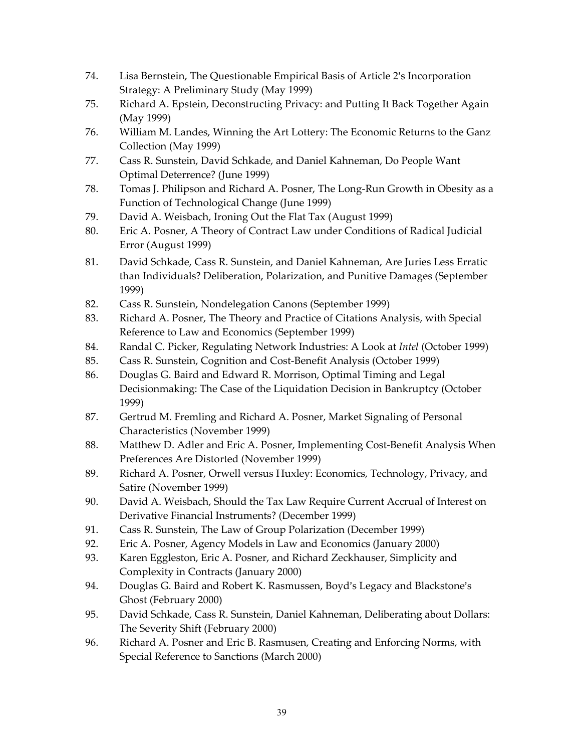74. Lisa Bernstein, The Questionable Empirical Basis of Article 2's Incorporation Strategy: A Preliminary Study (May 1999)
75. Richard A. Epstein, Deconstructing Privacy: and Putting It Back Together Again (May 1999)
76. William M. Landes, Winning the Art Lottery: The Economic Returns to the Ganz Collection (May 1999)
77. Cass R. Sunstein, David Schkade, and Daniel Kahneman, Do People Want Optimal Deterrence? (June 1999)
78. Tomas J. Philipson and Richard A. Posner, The Long-Run Growth in Obesity as a Function of Technological Change (June 1999)
79. David A. Weisbach, Ironing Out the Flat Tax (August 1999)
80. Eric A. Posner, A Theory of Contract Law under Conditions of Radical Judicial Error (August 1999)
81. David Schkade, Cass R. Sunstein, and Daniel Kahneman, Are Juries Less Erratic than Individuals? Deliberation, Polarization, and Punitive Damages (September 1999)
82. Cass R. Sunstein, Nondelegation Canons (September 1999)
83. Richard A. Posner, The Theory and Practice of Citations Analysis, with Special Reference to Law and Economics (September 1999)
84. Randal C. Picker, Regulating Network Industries: A Look at *Intel* (October 1999)
85. Cass R. Sunstein, Cognition and Cost-Benefit Analysis (October 1999)
86. Douglas G. Baird and Edward R. Morrison, Optimal Timing and Legal Decisionmaking: The Case of the Liquidation Decision in Bankruptcy (October 1999)
87. Gertrud M. Fremling and Richard A. Posner, Market Signaling of Personal Characteristics (November 1999)
88. Matthew D. Adler and Eric A. Posner, Implementing Cost-Benefit Analysis When Preferences Are Distorted (November 1999)
89. Richard A. Posner, Orwell versus Huxley: Economics, Technology, Privacy, and Satire (November 1999)
90. David A. Weisbach, Should the Tax Law Require Current Accrual of Interest on Derivative Financial Instruments? (December 1999)
91. Cass R. Sunstein, The Law of Group Polarization (December 1999)
92. Eric A. Posner, Agency Models in Law and Economics (January 2000)
93. Karen Eggleston, Eric A. Posner, and Richard Zeckhauser, Simplicity and Complexity in Contracts (January 2000)
94. Douglas G. Baird and Robert K. Rasmussen, Boyd's Legacy and Blackstone's Ghost (February 2000)
95. David Schkade, Cass R. Sunstein, Daniel Kahneman, Deliberating about Dollars: The Severity Shift (February 2000)
96. Richard A. Posner and Eric B. Rasmusen, Creating and Enforcing Norms, with Special Reference to Sanctions (March 2000)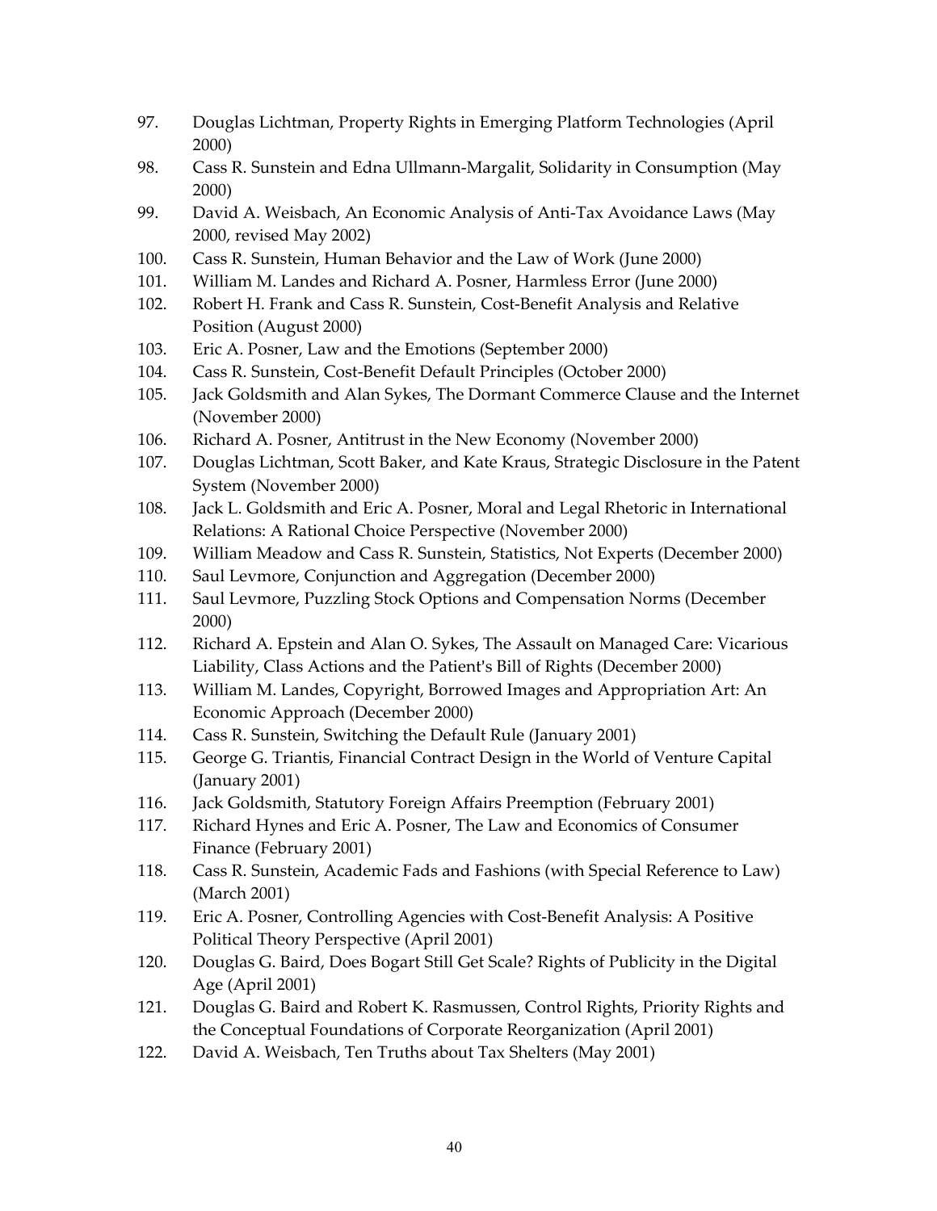97. Douglas Lichtman, Property Rights in Emerging Platform Technologies (April 2000)
98. Cass R. Sunstein and Edna Ullmann-Margalit, Solidarity in Consumption (May 2000)
99. David A. Weisbach, An Economic Analysis of Anti-Tax Avoidance Laws (May 2000, revised May 2002)
100. Cass R. Sunstein, Human Behavior and the Law of Work (June 2000)
101. William M. Landes and Richard A. Posner, Harmless Error (June 2000)
102. Robert H. Frank and Cass R. Sunstein, Cost-Benefit Analysis and Relative Position (August 2000)
103. Eric A. Posner, Law and the Emotions (September 2000)
104. Cass R. Sunstein, Cost-Benefit Default Principles (October 2000)
105. Jack Goldsmith and Alan Sykes, The Dormant Commerce Clause and the Internet (November 2000)
106. Richard A. Posner, Antitrust in the New Economy (November 2000)
107. Douglas Lichtman, Scott Baker, and Kate Kraus, Strategic Disclosure in the Patent System (November 2000)
108. Jack L. Goldsmith and Eric A. Posner, Moral and Legal Rhetoric in International Relations: A Rational Choice Perspective (November 2000)
109. William Meadow and Cass R. Sunstein, Statistics, Not Experts (December 2000)
110. Saul Levmore, Conjunction and Aggregation (December 2000)
111. Saul Levmore, Puzzling Stock Options and Compensation Norms (December 2000)
112. Richard A. Epstein and Alan O. Sykes, The Assault on Managed Care: Vicarious Liability, Class Actions and the Patient's Bill of Rights (December 2000)
113. William M. Landes, Copyright, Borrowed Images and Appropriation Art: An Economic Approach (December 2000)
114. Cass R. Sunstein, Switching the Default Rule (January 2001)
115. George G. Triantis, Financial Contract Design in the World of Venture Capital (January 2001)
116. Jack Goldsmith, Statutory Foreign Affairs Preemption (February 2001)
117. Richard Hynes and Eric A. Posner, The Law and Economics of Consumer Finance (February 2001)
118. Cass R. Sunstein, Academic Fads and Fashions (with Special Reference to Law) (March 2001)
119. Eric A. Posner, Controlling Agencies with Cost-Benefit Analysis: A Positive Political Theory Perspective (April 2001)
120. Douglas G. Baird, Does Bogart Still Get Scale? Rights of Publicity in the Digital Age (April 2001)
121. Douglas G. Baird and Robert K. Rasmussen, Control Rights, Priority Rights and the Conceptual Foundations of Corporate Reorganization (April 2001)
122. David A. Weisbach, Ten Truths about Tax Shelters (May 2001)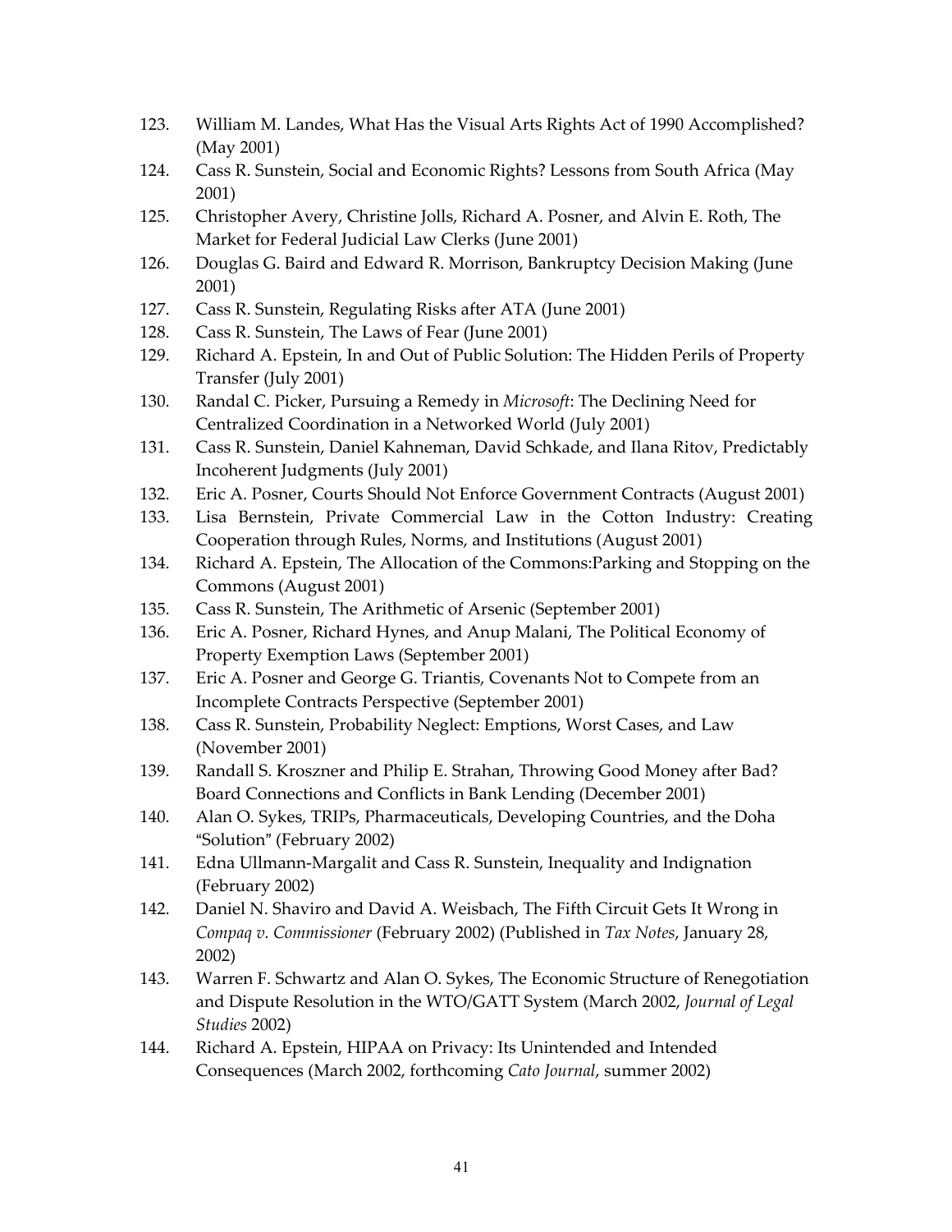123. William M. Landes, What Has the Visual Arts Rights Act of 1990 Accomplished? (May 2001)
124. Cass R. Sunstein, Social and Economic Rights? Lessons from South Africa (May 2001)
125. Christopher Avery, Christine Jolls, Richard A. Posner, and Alvin E. Roth, The Market for Federal Judicial Law Clerks (June 2001)
126. Douglas G. Baird and Edward R. Morrison, Bankruptcy Decision Making (June 2001)
127. Cass R. Sunstein, Regulating Risks after ATA (June 2001)
128. Cass R. Sunstein, The Laws of Fear (June 2001)
129. Richard A. Epstein, In and Out of Public Solution: The Hidden Perils of Property Transfer (July 2001)
130. Randal C. Picker, Pursuing a Remedy in *Microsoft*: The Declining Need for Centralized Coordination in a Networked World (July 2001)
131. Cass R. Sunstein, Daniel Kahneman, David Schkade, and Ilana Ritov, Predictably Incoherent Judgments (July 2001)
132. Eric A. Posner, Courts Should Not Enforce Government Contracts (August 2001)
133. Lisa Bernstein, Private Commercial Law in the Cotton Industry: Creating Cooperation through Rules, Norms, and Institutions (August 2001)
134. Richard A. Epstein, The Allocation of the Commons:Parking and Stopping on the Commons (August 2001)
135. Cass R. Sunstein, The Arithmetic of Arsenic (September 2001)
136. Eric A. Posner, Richard Hynes, and Anup Malani, The Political Economy of Property Exemption Laws (September 2001)
137. Eric A. Posner and George G. Triantis, Covenants Not to Compete from an Incomplete Contracts Perspective (September 2001)
138. Cass R. Sunstein, Probability Neglect: Emptions, Worst Cases, and Law (November 2001)
139. Randall S. Kroszner and Philip E. Strahan, Throwing Good Money after Bad? Board Connections and Conflicts in Bank Lending (December 2001)
140. Alan O. Sykes, TRIPs, Pharmaceuticals, Developing Countries, and the Doha "Solution" (February 2002)
141. Edna Ullmann-Margalit and Cass R. Sunstein, Inequality and Indignation (February 2002)
142. Daniel N. Shaviro and David A. Weisbach, The Fifth Circuit Gets It Wrong in *Compaq v. Commissioner* (February 2002) (Published in *Tax Notes*, January 28, 2002)
143. Warren F. Schwartz and Alan O. Sykes, The Economic Structure of Renegotiation and Dispute Resolution in the WTO/GATT System (March 2002, *Journal of Legal Studies* 2002)
144. Richard A. Epstein, HIPAA on Privacy: Its Unintended and Intended Consequences (March 2002, forthcoming *Cato Journal*, summer 2002)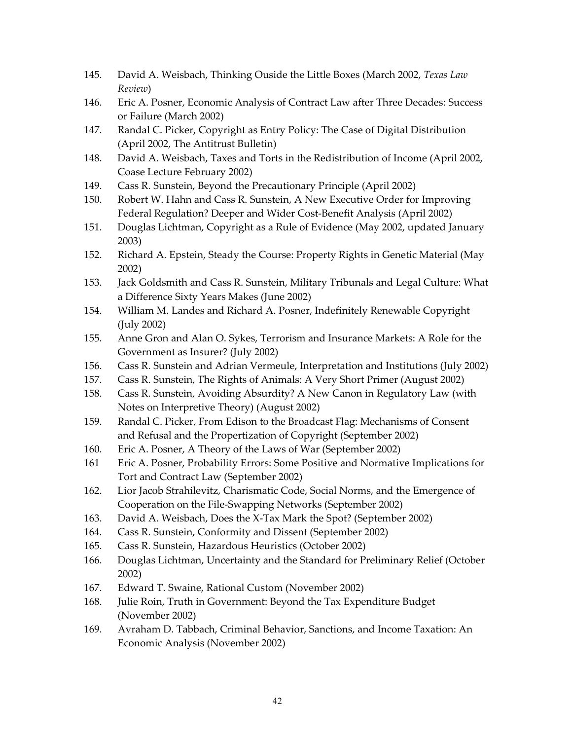145. David A. Weisbach, Thinking Ouside the Little Boxes (March 2002, *Texas Law Review*)
146. Eric A. Posner, Economic Analysis of Contract Law after Three Decades: Success or Failure (March 2002)
147. Randal C. Picker, Copyright as Entry Policy: The Case of Digital Distribution (April 2002, The Antitrust Bulletin)
148. David A. Weisbach, Taxes and Torts in the Redistribution of Income (April 2002, Coase Lecture February 2002)
149. Cass R. Sunstein, Beyond the Precautionary Principle (April 2002)
150. Robert W. Hahn and Cass R. Sunstein, A New Executive Order for Improving Federal Regulation? Deeper and Wider Cost-Benefit Analysis (April 2002)
151. Douglas Lichtman, Copyright as a Rule of Evidence (May 2002, updated January 2003)
152. Richard A. Epstein, Steady the Course: Property Rights in Genetic Material (May 2002)
153. Jack Goldsmith and Cass R. Sunstein, Military Tribunals and Legal Culture: What a Difference Sixty Years Makes (June 2002)
154. William M. Landes and Richard A. Posner, Indefinitely Renewable Copyright (July 2002)
155. Anne Gron and Alan O. Sykes, Terrorism and Insurance Markets: A Role for the Government as Insurer? (July 2002)
156. Cass R. Sunstein and Adrian Vermeule, Interpretation and Institutions (July 2002)
157. Cass R. Sunstein, The Rights of Animals: A Very Short Primer (August 2002)
158. Cass R. Sunstein, Avoiding Absurdity? A New Canon in Regulatory Law (with Notes on Interpretive Theory) (August 2002)
159. Randal C. Picker, From Edison to the Broadcast Flag: Mechanisms of Consent and Refusal and the Propertization of Copyright (September 2002)
160. Eric A. Posner, A Theory of the Laws of War (September 2002)
161 Eric A. Posner, Probability Errors: Some Positive and Normative Implications for Tort and Contract Law (September 2002)
162. Lior Jacob Strahilevitz, Charismatic Code, Social Norms, and the Emergence of Cooperation on the File-Swapping Networks (September 2002)
163. David A. Weisbach, Does the X-Tax Mark the Spot? (September 2002)
164. Cass R. Sunstein, Conformity and Dissent (September 2002)
165. Cass R. Sunstein, Hazardous Heuristics (October 2002)
166. Douglas Lichtman, Uncertainty and the Standard for Preliminary Relief (October 2002)
167. Edward T. Swaine, Rational Custom (November 2002)
168. Julie Roin, Truth in Government: Beyond the Tax Expenditure Budget (November 2002)
169. Avraham D. Tabbach, Criminal Behavior, Sanctions, and Income Taxation: An Economic Analysis (November 2002)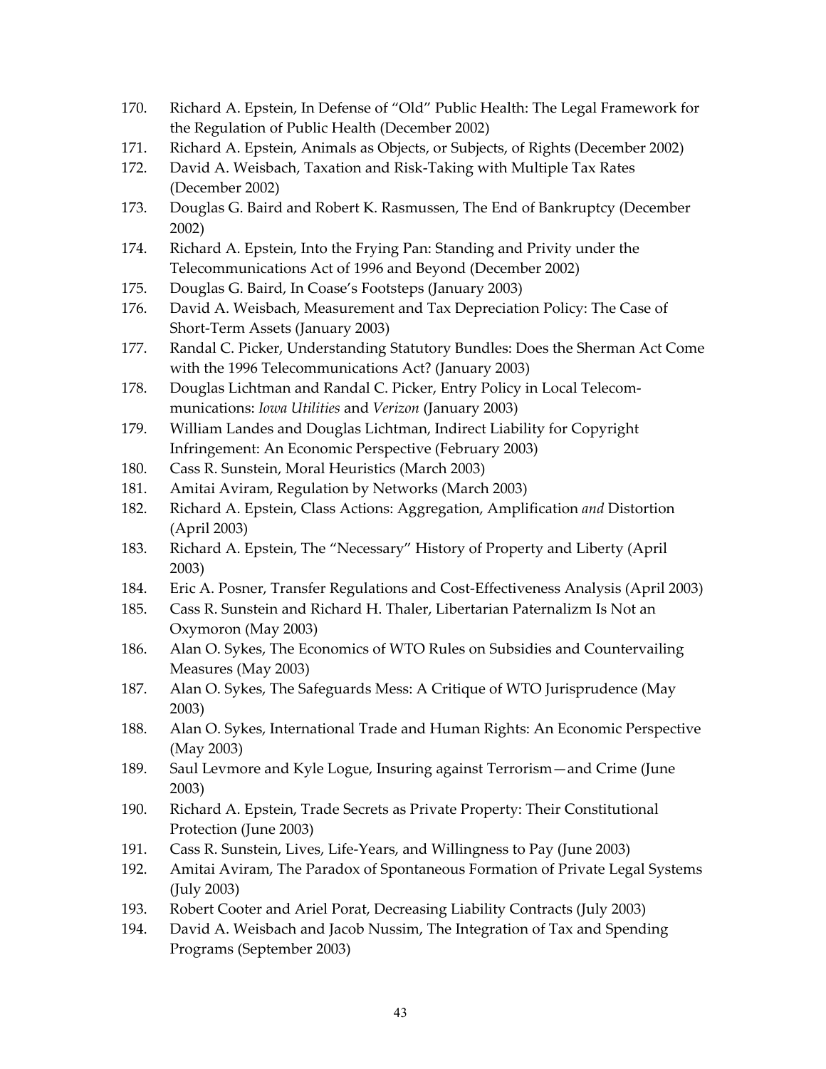170. Richard A. Epstein, In Defense of "Old" Public Health: The Legal Framework for the Regulation of Public Health (December 2002)
171. Richard A. Epstein, Animals as Objects, or Subjects, of Rights (December 2002)
172. David A. Weisbach, Taxation and Risk-Taking with Multiple Tax Rates (December 2002)
173. Douglas G. Baird and Robert K. Rasmussen, The End of Bankruptcy (December 2002)
174. Richard A. Epstein, Into the Frying Pan: Standing and Privity under the Telecommunications Act of 1996 and Beyond (December 2002)
175. Douglas G. Baird, In Coase's Footsteps (January 2003)
176. David A. Weisbach, Measurement and Tax Depreciation Policy: The Case of Short-Term Assets (January 2003)
177. Randal C. Picker, Understanding Statutory Bundles: Does the Sherman Act Come with the 1996 Telecommunications Act? (January 2003)
178. Douglas Lichtman and Randal C. Picker, Entry Policy in Local Telecommunications: *Iowa Utilities* and *Verizon* (January 2003)
179. William Landes and Douglas Lichtman, Indirect Liability for Copyright Infringement: An Economic Perspective (February 2003)
180. Cass R. Sunstein, Moral Heuristics (March 2003)
181. Amitai Aviram, Regulation by Networks (March 2003)
182. Richard A. Epstein, Class Actions: Aggregation, Amplification *and* Distortion (April 2003)
183. Richard A. Epstein, The "Necessary" History of Property and Liberty (April 2003)
184. Eric A. Posner, Transfer Regulations and Cost-Effectiveness Analysis (April 2003)
185. Cass R. Sunstein and Richard H. Thaler, Libertarian Paternalizm Is Not an Oxymoron (May 2003)
186. Alan O. Sykes, The Economics of WTO Rules on Subsidies and Countervailing Measures (May 2003)
187. Alan O. Sykes, The Safeguards Mess: A Critique of WTO Jurisprudence (May 2003)
188. Alan O. Sykes, International Trade and Human Rights: An Economic Perspective (May 2003)
189. Saul Levmore and Kyle Logue, Insuring against Terrorism—and Crime (June 2003)
190. Richard A. Epstein, Trade Secrets as Private Property: Their Constitutional Protection (June 2003)
191. Cass R. Sunstein, Lives, Life-Years, and Willingness to Pay (June 2003)
192. Amitai Aviram, The Paradox of Spontaneous Formation of Private Legal Systems (July 2003)
193. Robert Cooter and Ariel Porat, Decreasing Liability Contracts (July 2003)
194. David A. Weisbach and Jacob Nussim, The Integration of Tax and Spending Programs (September 2003)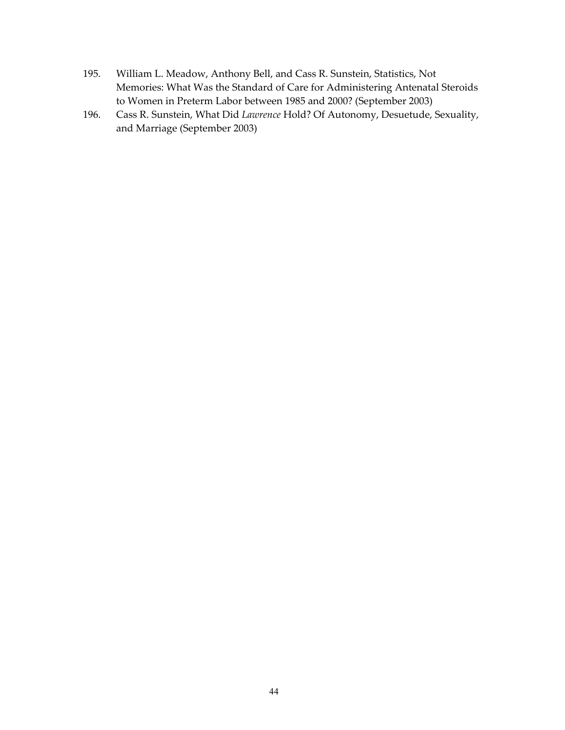195. William L. Meadow, Anthony Bell, and Cass R. Sunstein, Statistics, Not Memories: What Was the Standard of Care for Administering Antenatal Steroids to Women in Preterm Labor between 1985 and 2000? (September 2003)
196. Cass R. Sunstein, What Did *Lawrence* Hold? Of Autonomy, Desuetude, Sexuality, and Marriage (September 2003)